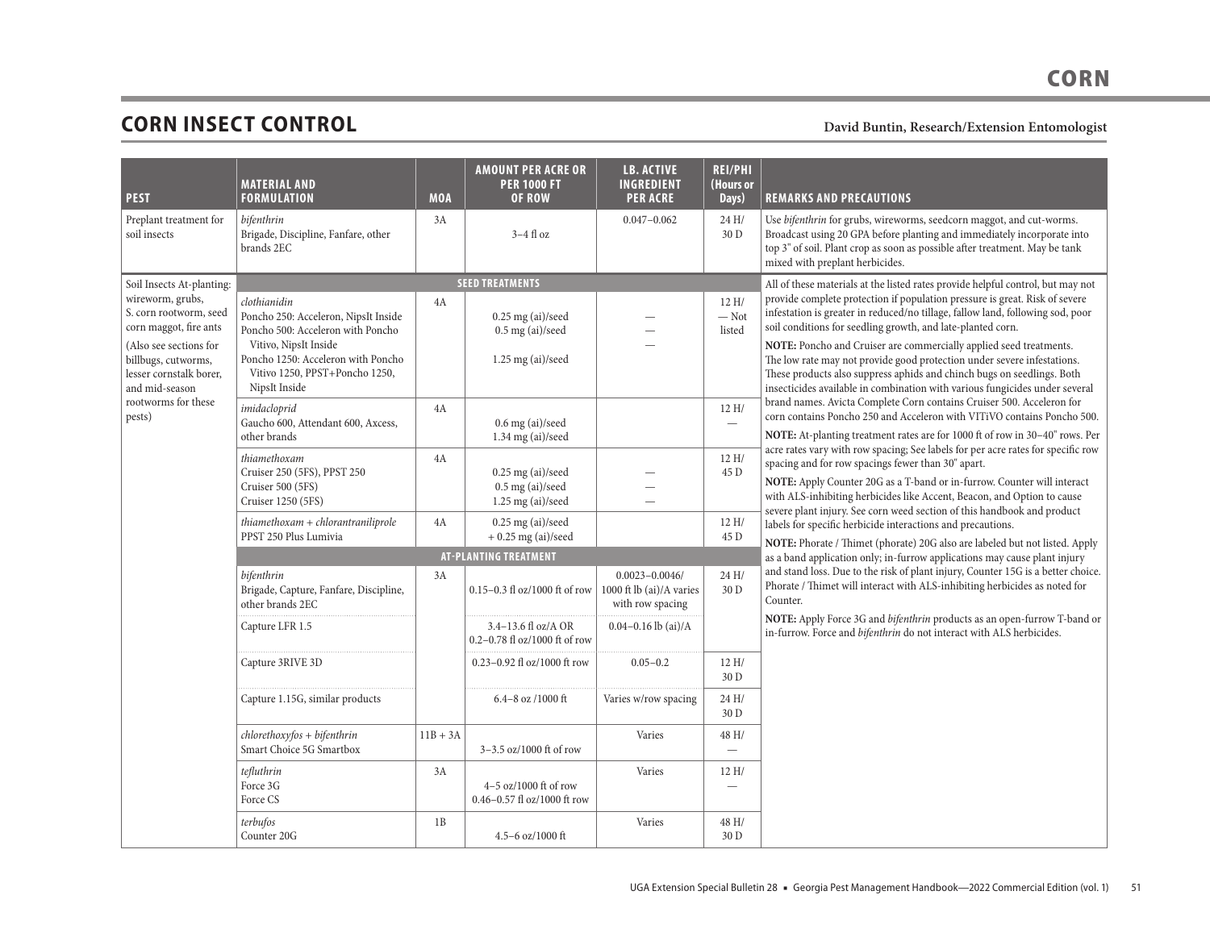# CORN

## CORN INSECT CONTROL

**David Buntin, Research/Extension Entomologist**

| PEST | MATERIAL AND FORMULATION | MOA | AMOUNT PER ACRE OR PER 1000 FT OF ROW | LB. ACTIVE INGREDIENT PER ACRE | REI/PHI (Hours or Days) | REMARKS AND PRECAUTIONS |
|---|---|---|---|---|---|---|
| Preplant treatment for soil insects | *bifenthrin* Brigade, Discipline, Fanfare, other brands 2EC | 3A | 3–4 fl oz | 0.047–0.062 | 24 H/ 30 D | Use *bifenthrin* for grubs, wireworms, seedcorn maggot, and cut-worms. Broadcast using 20 GPA before planting and immediately incorporate into top 3" of soil. Plant crop as soon as possible after treatment. May be tank mixed with preplant herbicides. |
| Soil Insects At-planting: wireworm, grubs, S. corn rootworm, seed corn maggot, fire ants (Also see sections for billbugs, cutworms, lesser cornstalk borer, and mid-season rootworms for these pests) | **SEED TREATMENTS** | | | | | All of these materials at the listed rates provide helpful control, but may not provide complete protection if population pressure is great. Risk of severe infestation is greater in reduced/no tillage, fallow land, following sod, poor soil conditions for seedling growth, and late-planted corn. **NOTE:** Poncho and Cruiser are commercially applied seed treatments. The low rate may not provide good protection under severe infestations. These products also suppress aphids and chinch bugs on seedlings. Both insecticides available in combination with various fungicides under several brand names. Avicta Complete Corn contains Cruiser 500. Acceleron for corn contains Poncho 250 and Acceleron with VITiVO contains Poncho 500. **NOTE:** At-planting treatment rates are for 1000 ft of row in 30–40" rows. Per acre rates vary with row spacing; See labels for per acre rates for specific row spacing and for row spacings fewer than 30" apart. **NOTE:** Apply Counter 20G as a T-band or in-furrow. Counter will interact with ALS-inhibiting herbicides like Accent, Beacon, and Option to cause severe plant injury. See corn weed section of this handbook and product labels for specific herbicide interactions and precautions. **NOTE:** Phorate / Thimet (phorate) 20G also are labeled but not listed. Apply as a band application only; in-furrow applications may cause plant injury and stand loss. Due to the risk of plant injury, Counter 15G is a better choice. Phorate / Thimet will interact with ALS-inhibiting herbicides as noted for Counter. **NOTE:** Apply Force 3G and *bifenthrin* products as an open-furrow T-band or in-furrow. Force and *bifenthrin* do not interact with ALS herbicides. |
| | *clothianidin* Poncho 250: Acceleron, NipsIt Inside Poncho 500: Acceleron with Poncho Vitivo, NipsIt Inside Poncho 1250: Acceleron with Poncho Vitivo 1250, PPST+Poncho 1250, NipsIt Inside | 4A | 0.25 mg (ai)/seed 0.5 mg (ai)/seed 1.25 mg (ai)/seed | — — — | 12 H/ — Not listed | |
| | *imidacloprid* Gaucho 600, Attendant 600, Axcess, other brands | 4A | 0.6 mg (ai)/seed 1.34 mg (ai)/seed | | 12 H/ — | |
| | *thiamethoxam* Cruiser 250 (5FS), PPST 250 Cruiser 500 (5FS) Cruiser 1250 (5FS) | 4A | 0.25 mg (ai)/seed 0.5 mg (ai)/seed 1.25 mg (ai)/seed | — — — | 12 H/ 45 D | |
| | *thiamethoxam + chlorantraniliprole* PPST 250 Plus Lumivia | 4A | 0.25 mg (ai)/seed + 0.25 mg (ai)/seed | | 12 H/ 45 D | |
| | **AT-PLANTING TREATMENT** | | | | | |
| | *bifenthrin* Brigade, Capture, Fanfare, Discipline, other brands 2EC | 3A | 0.15–0.3 fl oz/1000 ft of row | 0.0023–0.0046/ 1000 ft lb (ai)/A varies with row spacing | 24 H/ 30 D | |
| | Capture LFR 1.5 | | 3.4–13.6 fl oz/A OR 0.2–0.78 fl oz/1000 ft of row | 0.04–0.16 lb (ai)/A | | |
| | Capture 3RIVE 3D | | 0.23–0.92 fl oz/1000 ft row | 0.05–0.2 | 12 H/ 30 D | |
| | Capture 1.15G, similar products | | 6.4–8 oz /1000 ft | Varies w/row spacing | 24 H/ 30 D | |
| | *chlorethoxyfos + bifenthrin* Smart Choice 5G Smartbox | 11B + 3A | 3–3.5 oz/1000 ft of row | Varies | 48 H/ — | |
| | *tefluthrin* Force 3G Force CS | 3A | 4–5 oz/1000 ft of row 0.46–0.57 fl oz/1000 ft row | Varies | 12 H/ — | |
| | *terbufos* Counter 20G | 1B | 4.5–6 oz/1000 ft | Varies | 48 H/ 30 D | |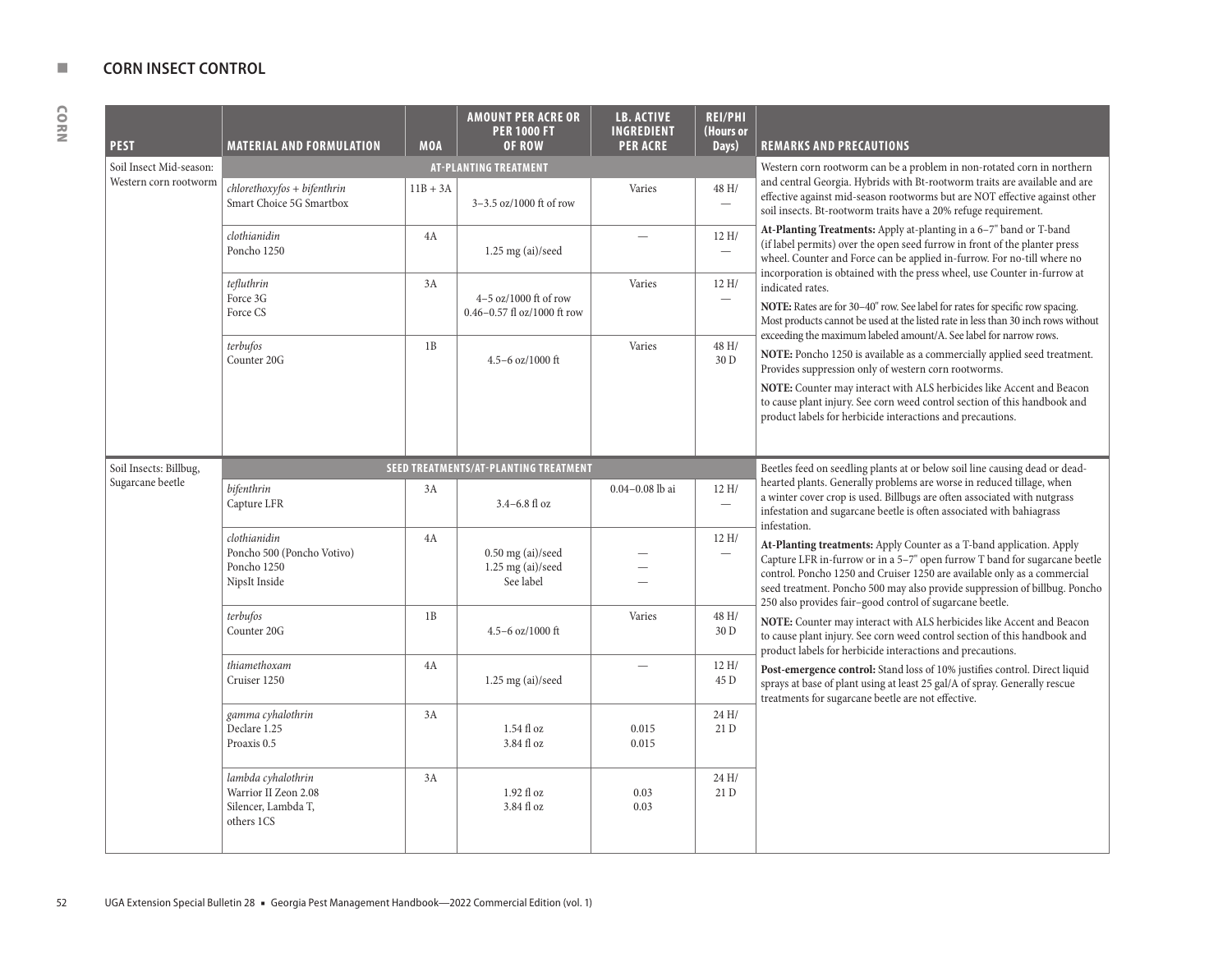## CORN INSECT CONTROL

| PEST | MATERIAL AND FORMULATION | MOA | AMOUNT PER ACRE OR PER 1000 FT OF ROW | LB. ACTIVE INGREDIENT PER ACRE | REI/PHI (Hours or Days) | REMARKS AND PRECAUTIONS |
|---|---|---|---|---|---|---|
| Soil Insect Mid-season: Western corn rootworm | **AT-PLANTING TREATMENT** | | | | | Western corn rootworm can be a problem in non-rotated corn in northern and central Georgia. Hybrids with Bt-rootworm traits are available and are effective against mid-season rootworms but are NOT effective against other soil insects. Bt-rootworm traits have a 20% refuge requirement.<br><br>**At-Planting Treatments:** Apply at-planting in a 6–7" band or T-band (if label permits) over the open seed furrow in front of the planter press wheel. Counter and Force can be applied in-furrow. For no-till where no incorporation is obtained with the press wheel, use Counter in-furrow at indicated rates.<br><br>**NOTE:** Rates are for 30–40" row. See label for rates for specific row spacing. Most products cannot be used at the listed rate in less than 30 inch rows without exceeding the maximum labeled amount/A. See label for narrow rows.<br><br>**NOTE:** Poncho 1250 is available as a commercially applied seed treatment. Provides suppression only of western corn rootworms.<br><br>**NOTE:** Counter may interact with ALS herbicides like Accent and Beacon to cause plant injury. See corn weed control section of this handbook and product labels for herbicide interactions and precautions. |
| | *chlorethoxyfos + bifenthrin*<br>Smart Choice 5G Smartbox | 11B + 3A | 3–3.5 oz/1000 ft of row | Varies | 48 H/<br>— | |
| | *clothianidin*<br>Poncho 1250 | 4A | 1.25 mg (ai)/seed | — | 12 H/<br>— | |
| | *tefluthrin*<br>Force 3G<br>Force CS | 3A | 4–5 oz/1000 ft of row<br>0.46–0.57 fl oz/1000 ft row | Varies | 12 H/<br>— | |
| | *terbufos*<br>Counter 20G | 1B | 4.5–6 oz/1000 ft | Varies | 48 H/<br>30 D | |
| Soil Insects: Billbug, Sugarcane beetle | **SEED TREATMENTS/AT-PLANTING TREATMENT** | | | | | Beetles feed on seedling plants at or below soil line causing dead or dead-hearted plants. Generally problems are worse in reduced tillage, when a winter cover crop is used. Billbugs are often associated with nutgrass infestation and sugarcane beetle is often associated with bahiagrass infestation.<br><br>**At-Planting treatments:** Apply Counter as a T-band application. Apply Capture LFR in-furrow or in a 5–7" open furrow T band for sugarcane beetle control. Poncho 1250 and Cruiser 1250 are available only as a commercial seed treatment. Poncho 500 may also provide suppression of billbug. Poncho 250 also provides fair–good control of sugarcane beetle.<br><br>**NOTE:** Counter may interact with ALS herbicides like Accent and Beacon to cause plant injury. See corn weed control section of this handbook and product labels for herbicide interactions and precautions.<br><br>**Post-emergence control:** Stand loss of 10% justifies control. Direct liquid sprays at base of plant using at least 25 gal/A of spray. Generally rescue treatments for sugarcane beetle are not effective. |
| | *bifenthrin*<br>Capture LFR | 3A | 3.4–6.8 fl oz | 0.04–0.08 lb ai | 12 H/<br>— | |
| | *clothianidin*<br>Poncho 500 (Poncho Votivo)<br>Poncho 1250<br>NipsIt Inside | 4A | 0.50 mg (ai)/seed<br>1.25 mg (ai)/seed<br>See label | —<br>—<br>— | 12 H/<br>— | |
| | *terbufos*<br>Counter 20G | 1B | 4.5–6 oz/1000 ft | Varies | 48 H/<br>30 D | |
| | *thiamethoxam*<br>Cruiser 1250 | 4A | 1.25 mg (ai)/seed | — | 12 H/<br>45 D | |
| | *gamma cyhalothrin*<br>Declare 1.25<br>Proaxis 0.5 | 3A | 1.54 fl oz<br>3.84 fl oz | 0.015<br>0.015 | 24 H/<br>21 D | |
| | *lambda cyhalothrin*<br>Warrior II Zeon 2.08<br>Silencer, Lambda T, others 1CS | 3A | 1.92 fl oz<br>3.84 fl oz | 0.03<br>0.03 | 24 H/<br>21 D | |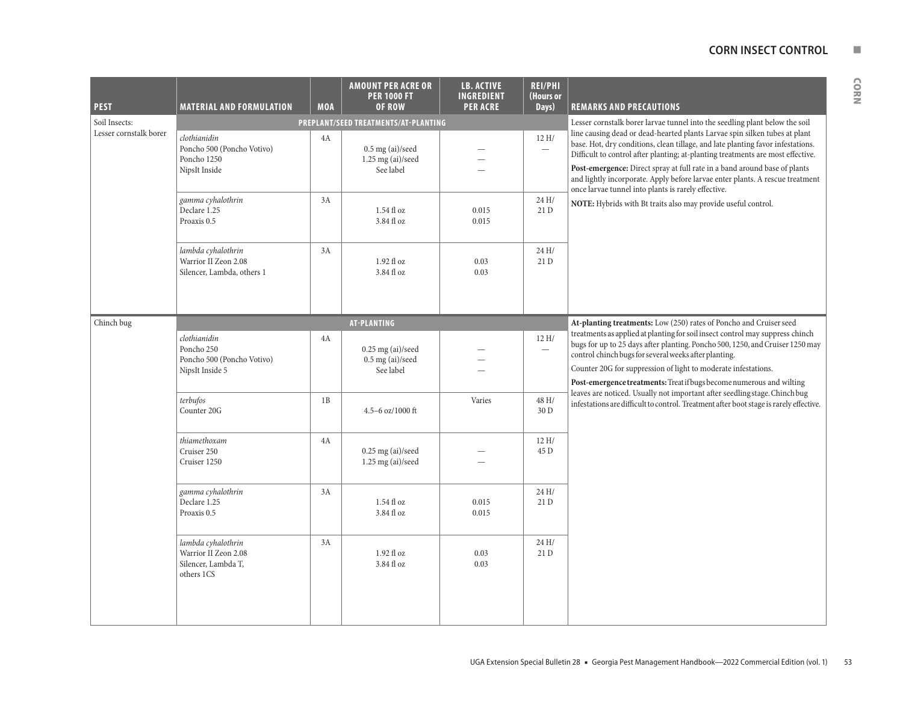| PEST | MATERIAL AND FORMULATION | MOA | AMOUNT PER ACRE OR PER 1000 FT OF ROW | LB. ACTIVE INGREDIENT PER ACRE | REI/PHI (Hours or Days) | REMARKS AND PRECAUTIONS |
|---|---|---|---|---|---|---|
| Soil Insects: Lesser cornstalk borer | **PREPLANT/SEED TREATMENTS/AT-PLANTING** | | | | | Lesser cornstalk borer larvae tunnel into the seedling plant below the soil line causing dead or dead-hearted plants Larvae spin silken tubes at plant base. Hot, dry conditions, clean tillage, and late planting favor infestations. Difficult to control after planting; at-planting treatments are most effective. |
| | *clothianidin*<br>Poncho 500 (Poncho Votivo)<br>Poncho 1250<br>NipsIt Inside | 4A | <br>0.5 mg (ai)/seed<br>1.25 mg (ai)/seed<br>See label | <br>—<br>—<br>— | 12 H/<br>— | **Post-emergence:** Direct spray at full rate in a band around base of plants and lightly incorporate. Apply before larvae enter plants. A rescue treatment once larvae tunnel into plants is rarely effective. |
| | *gamma cyhalothrin*<br>Declare 1.25<br>Proaxis 0.5 | 3A | <br>1.54 fl oz<br>3.84 fl oz | <br>0.015<br>0.015 | 24 H/<br>21 D | **NOTE:** Hybrids with Bt traits also may provide useful control. |
| | *lambda cyhalothrin*<br>Warrior II Zeon 2.08<br>Silencer, Lambda, others 1 | 3A | <br>1.92 fl oz<br>3.84 fl oz | <br>0.03<br>0.03 | 24 H/<br>21 D | |
| Chinch bug | **AT-PLANTING** | | | | | **At-planting treatments:** Low (250) rates of Poncho and Cruiser seed treatments as applied at planting for soil insect control may suppress chinch bugs for up to 25 days after planting. Poncho 500, 1250, and Cruiser 1250 may control chinch bugs for several weeks after planting. |
| | *clothianidin*<br>Poncho 250<br>Poncho 500 (Poncho Votivo)<br>NipsIt Inside 5 | 4A | <br>0.25 mg (ai)/seed<br>0.5 mg (ai)/seed<br>See label | <br>—<br>—<br>— | 12 H/<br>— | Counter 20G for suppression of light to moderate infestations. |
| | *terbufos*<br>Counter 20G | 1B | <br>4.5–6 oz/1000 ft | Varies | 48 H/<br>30 D | **Post-emergence treatments:** Treat if bugs become numerous and wilting leaves are noticed. Usually not important after seedling stage. Chinch bug infestations are difficult to control. Treatment after boot stage is rarely effective. |
| | *thiamethoxam*<br>Cruiser 250<br>Cruiser 1250 | 4A | <br>0.25 mg (ai)/seed<br>1.25 mg (ai)/seed | <br>—<br>— | 12 H/<br>45 D | |
| | *gamma cyhalothrin*<br>Declare 1.25<br>Proaxis 0.5 | 3A | <br>1.54 fl oz<br>3.84 fl oz | <br>0.015<br>0.015 | 24 H/<br>21 D | |
| | *lambda cyhalothrin*<br>Warrior II Zeon 2.08<br>Silencer, Lambda T,<br>others 1CS | 3A | <br>1.92 fl oz<br>3.84 fl oz | <br>0.03<br>0.03 | 24 H/<br>21 D | |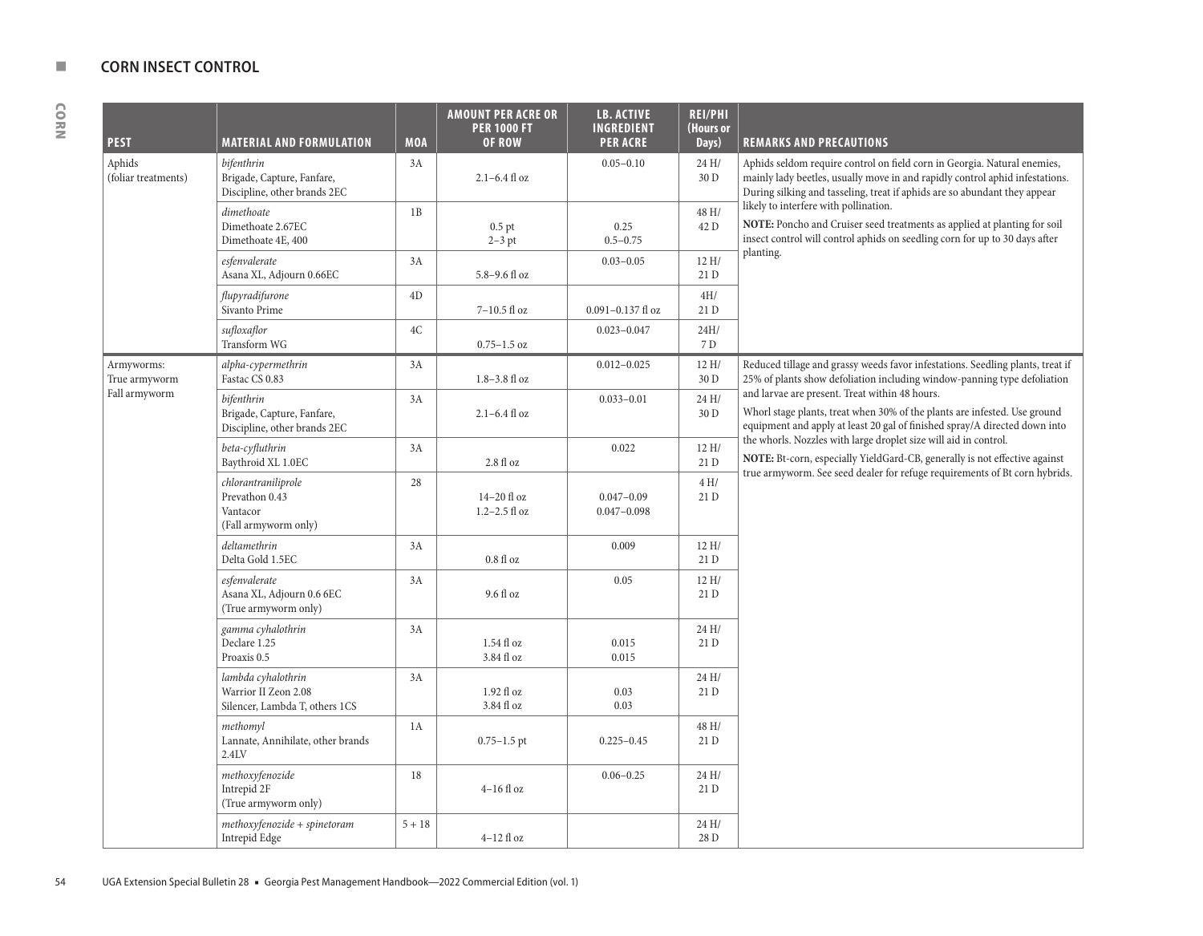## CORN INSECT CONTROL

| PEST | MATERIAL AND FORMULATION | MOA | AMOUNT PER ACRE OR PER 1000 FT OF ROW | LB. ACTIVE INGREDIENT PER ACRE | REI/PHI (Hours or Days) | REMARKS AND PRECAUTIONS |
|---|---|---|---|---|---|---|
| Aphids (foliar treatments) | *bifenthrin* Brigade, Capture, Fanfare, Discipline, other brands 2EC | 3A | 2.1–6.4 fl oz | 0.05–0.10 | 24 H/ 30 D | Aphids seldom require control on field corn in Georgia. Natural enemies, mainly lady beetles, usually move in and rapidly control aphid infestations. During silking and tasseling, treat if aphids are so abundant they appear likely to interfere with pollination. **NOTE:** Poncho and Cruiser seed treatments as applied at planting for soil insect control will control aphids on seedling corn for up to 30 days after planting. |
| | *dimethoate* Dimethoate 2.67EC Dimethoate 4E, 400 | 1B | 0.5 pt 2–3 pt | 0.25 0.5–0.75 | 48 H/ 42 D | |
| | *esfenvalerate* Asana XL, Adjourn 0.66EC | 3A | 5.8–9.6 fl oz | 0.03–0.05 | 12 H/ 21 D | |
| | *flupyradifurone* Sivanto Prime | 4D | 7–10.5 fl oz | 0.091–0.137 fl oz | 4H/ 21 D | |
| | *sufloxaflor* Transform WG | 4C | 0.75–1.5 oz | 0.023–0.047 | 24H/ 7 D | |
| Armyworms: True armyworm Fall armyworm | *alpha-cypermethrin* Fastac CS 0.83 | 3A | 1.8–3.8 fl oz | 0.012–0.025 | 12 H/ 30 D | Reduced tillage and grassy weeds favor infestations. Seedling plants, treat if 25% of plants show defoliation including window-panning type defoliation and larvae are present. Treat within 48 hours. Whorl stage plants, treat when 30% of the plants are infested. Use ground equipment and apply at least 20 gal of finished spray/A directed down into the whorls. Nozzles with large droplet size will aid in control. **NOTE:** Bt-corn, especially YieldGard-CB, generally is not effective against true armyworm. See seed dealer for refuge requirements of Bt corn hybrids. |
| | *bifenthrin* Brigade, Capture, Fanfare, Discipline, other brands 2EC | 3A | 2.1–6.4 fl oz | 0.033–0.01 | 24 H/ 30 D | |
| | *beta-cyfluthrin* Baythroid XL 1.0EC | 3A | 2.8 fl oz | 0.022 | 12 H/ 21 D | |
| | *chlorantraniliprole* Prevathon 0.43 Vantacor (Fall armyworm only) | 28 | 14–20 fl oz 1.2–2.5 fl oz | 0.047–0.09 0.047–0.098 | 4 H/ 21 D | |
| | *deltamethrin* Delta Gold 1.5EC | 3A | 0.8 fl oz | 0.009 | 12 H/ 21 D | |
| | *esfenvalerate* Asana XL, Adjourn 0.6 6EC (True armyworm only) | 3A | 9.6 fl oz | 0.05 | 12 H/ 21 D | |
| | *gamma cyhalothrin* Declare 1.25 Proaxis 0.5 | 3A | 1.54 fl oz 3.84 fl oz | 0.015 0.015 | 24 H/ 21 D | |
| | *lambda cyhalothrin* Warrior II Zeon 2.08 Silencer, Lambda T, others 1CS | 3A | 1.92 fl oz 3.84 fl oz | 0.03 0.03 | 24 H/ 21 D | |
| | *methomyl* Lannate, Annihilate, other brands 2.4LV | 1A | 0.75–1.5 pt | 0.225–0.45 | 48 H/ 21 D | |
| | *methoxyfenozide* Intrepid 2F (True armyworm only) | 18 | 4–16 fl oz | 0.06–0.25 | 24 H/ 21 D | |
| | *methoxyfenozide + spinetoram* Intrepid Edge | 5 + 18 | 4–12 fl oz | | 24 H/ 28 D | |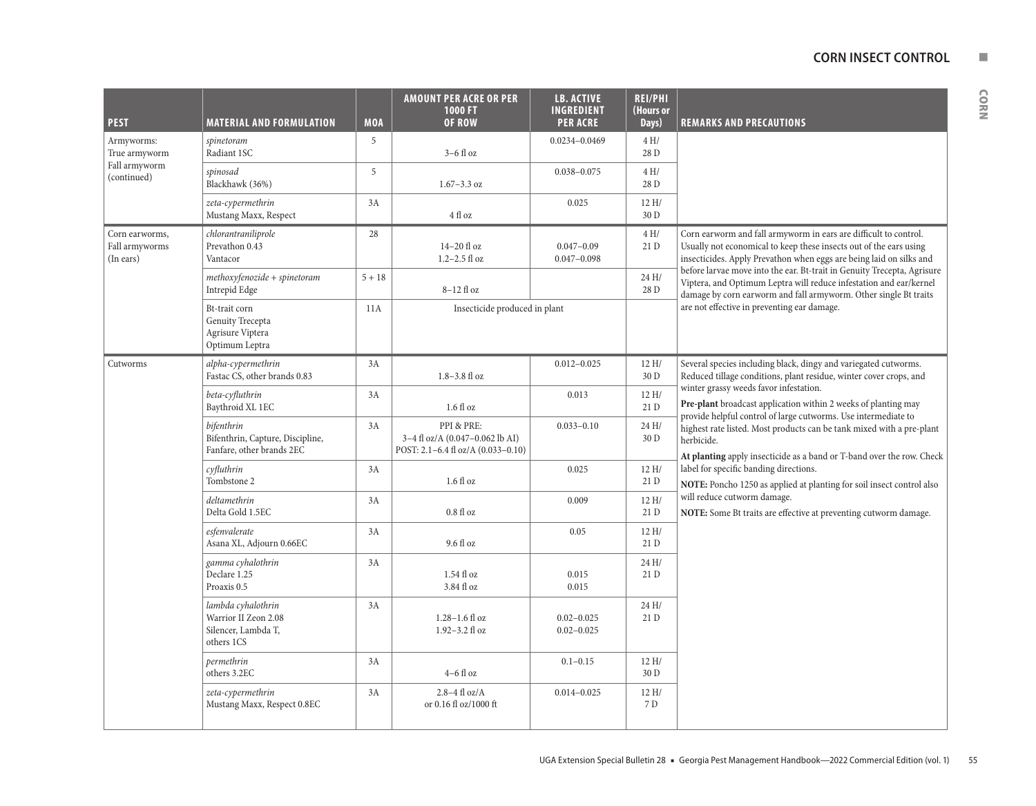| PEST | MATERIAL AND FORMULATION | MOA | AMOUNT PER ACRE OR PER 1000 FT OF ROW | LB. ACTIVE INGREDIENT PER ACRE | REI/PHI (Hours or Days) | REMARKS AND PRECAUTIONS |
|---|---|---|---|---|---|---|
| Armyworms: True armyworm Fall armyworm (continued) | *spinetoram* Radiant 1SC | 5 | 3–6 fl oz | 0.0234–0.0469 | 4 H/ 28 D | |
| | *spinosad* Blackhawk (36%) | 5 | 1.67–3.3 oz | 0.038–0.075 | 4 H/ 28 D | |
| | *zeta-cypermethrin* Mustang Maxx, Respect | 3A | 4 fl oz | 0.025 | 12 H/ 30 D | |
| Corn earworms, Fall armyworms (In ears) | *chlorantraniliprole* Prevathon 0.43 Vantacor | 28 | 14–20 fl oz 1.2–2.5 fl oz | 0.047–0.09 0.047–0.098 | 4 H/ 21 D | Corn earworm and fall armyworm in ears are difficult to control. Usually not economical to keep these insects out of the ears using insecticides. Apply Prevathon when eggs are being laid on silks and before larvae move into the ear. Bt-trait in Genuity Trecepta, Agrisure Viptera, and Optimum Leptra will reduce infestation and ear/kernel damage by corn earworm and fall armyworm. Other single Bt traits are not effective in preventing ear damage. |
| | *methoxyfenozide + spinetoram* Intrepid Edge | 5 + 18 | 8–12 fl oz | | 24 H/ 28 D | |
| | Bt-trait corn Genuity Trecepta Agrisure Viptera Optimum Leptra | 11A | Insecticide produced in plant | | | |
| Cutworms | *alpha-cypermethrin* Fastac CS, other brands 0.83 | 3A | 1.8–3.8 fl oz | 0.012–0.025 | 12 H/ 30 D | Several species including black, dingy and variegated cutworms. Reduced tillage conditions, plant residue, winter cover crops, and winter grassy weeds favor infestation. **Pre-plant** broadcast application within 2 weeks of planting may provide helpful control of large cutworms. Use intermediate to highest rate listed. Most products can be tank mixed with a pre-plant herbicide. **At planting** apply insecticide as a band or T-band over the row. Check label for specific banding directions. **NOTE:** Poncho 1250 as applied at planting for soil insect control also will reduce cutworm damage. **NOTE:** Some Bt traits are effective at preventing cutworm damage. |
| | *beta-cyfluthrin* Baythroid XL 1EC | 3A | 1.6 fl oz | 0.013 | 12 H/ 21 D | |
| | *bifenthrin* Bifenthrin, Capture, Discipline, Fanfare, other brands 2EC | 3A | PPI & PRE: 3–4 fl oz/A (0.047–0.062 lb AI) POST: 2.1–6.4 fl oz/A (0.033–0.10) | 0.033–0.10 | 24 H/ 30 D | |
| | *cyfluthrin* Tombstone 2 | 3A | 1.6 fl oz | 0.025 | 12 H/ 21 D | |
| | *deltamethrin* Delta Gold 1.5EC | 3A | 0.8 fl oz | 0.009 | 12 H/ 21 D | |
| | *esfenvalerate* Asana XL, Adjourn 0.66EC | 3A | 9.6 fl oz | 0.05 | 12 H/ 21 D | |
| | *gamma cyhalothrin* Declare 1.25 Proaxis 0.5 | 3A | 1.54 fl oz 3.84 fl oz | 0.015 0.015 | 24 H/ 21 D | |
| | *lambda cyhalothrin* Warrior II Zeon 2.08 Silencer, Lambda T, others 1CS | 3A | 1.28–1.6 fl oz 1.92–3.2 fl oz | 0.02–0.025 0.02–0.025 | 24 H/ 21 D | |
| | *permethrin* others 3.2EC | 3A | 4–6 fl oz | 0.1–0.15 | 12 H/ 30 D | |
| | *zeta-cypermethrin* Mustang Maxx, Respect 0.8EC | 3A | 2.8–4 fl oz/A or 0.16 fl oz/1000 ft | 0.014–0.025 | 12 H/ 7 D | |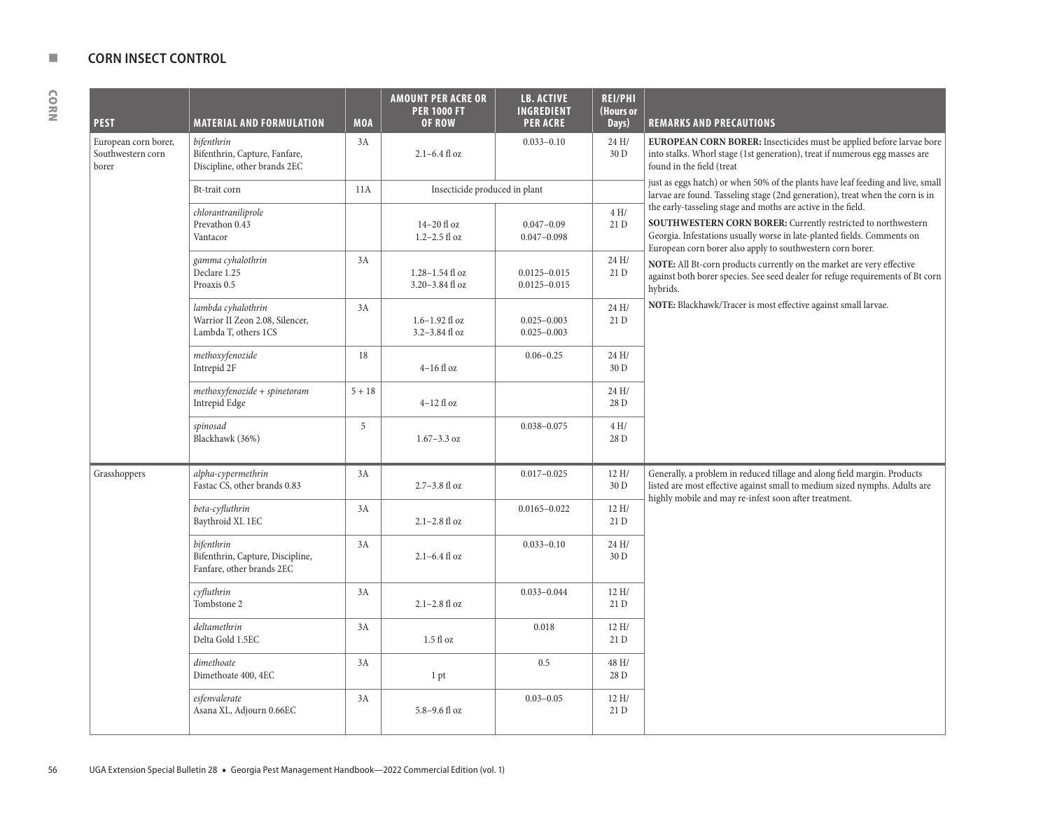## CORN INSECT CONTROL

| PEST | MATERIAL AND FORMULATION | MOA | AMOUNT PER ACRE OR PER 1000 FT OF ROW | LB. ACTIVE INGREDIENT PER ACRE | REI/PHI (Hours or Days) | REMARKS AND PRECAUTIONS |
|---|---|---|---|---|---|---|
| European corn borer, Southwestern corn borer | *bifenthrin*<br>Bifenthrin, Capture, Fanfare, Discipline, other brands 2EC | 3A | 2.1–6.4 fl oz | 0.033–0.10 | 24 H/<br>30 D | **EUROPEAN CORN BORER:** Insecticides must be applied before larvae bore into stalks. Whorl stage (1st generation), treat if numerous egg masses are found in the field (treat just as eggs hatch) or when 50% of the plants have leaf feeding and live, small larvae are found. Tasseling stage (2nd generation), treat when the corn is in the early-tasseling stage and moths are active in the field.<br>**SOUTHWESTERN CORN BORER:** Currently restricted to northwestern Georgia. Infestations usually worse in late-planted fields. Comments on European corn borer also apply to southwestern corn borer.<br>**NOTE:** All Bt-corn products currently on the market are very effective against both borer species. See seed dealer for refuge requirements of Bt corn hybrids.<br>**NOTE:** Blackhawk/Tracer is most effective against small larvae. |
| | Bt-trait corn | 11A | Insecticide produced in plant | | | |
| | *chlorantraniliprole*<br>Prevathon 0.43<br>Vantacor | | <br>14–20 fl oz<br>1.2–2.5 fl oz | <br>0.047–0.09<br>0.047–0.098 | 4 H/<br>21 D | |
| | *gamma cyhalothrin*<br>Declare 1.25<br>Proaxis 0.5 | 3A | <br>1.28–1.54 fl oz<br>3.20–3.84 fl oz | <br>0.0125–0.015<br>0.0125–0.015 | 24 H/<br>21 D | |
| | *lambda cyhalothrin*<br>Warrior II Zeon 2.08, Silencer, Lambda T, others 1CS | 3A | <br>1.6–1.92 fl oz<br>3.2–3.84 fl oz | <br>0.025–0.003<br>0.025–0.003 | 24 H/<br>21 D | |
| | *methoxyfenozide*<br>Intrepid 2F | 18 | 4–16 fl oz | 0.06–0.25 | 24 H/<br>30 D | |
| | *methoxyfenozide + spinetoram*<br>Intrepid Edge | 5 + 18 | 4–12 fl oz | | 24 H/<br>28 D | |
| | *spinosad*<br>Blackhawk (36%) | 5 | 1.67–3.3 oz | 0.038–0.075 | 4 H/<br>28 D | |
| Grasshoppers | *alpha-cypermethrin*<br>Fastac CS, other brands 0.83 | 3A | 2.7–3.8 fl oz | 0.017–0.025 | 12 H/<br>30 D | Generally, a problem in reduced tillage and along field margin. Products listed are most effective against small to medium sized nymphs. Adults are highly mobile and may re-infest soon after treatment. |
| | *beta-cyfluthrin*<br>Baythroid XL 1EC | 3A | 2.1–2.8 fl oz | 0.0165–0.022 | 12 H/<br>21 D | |
| | *bifenthrin*<br>Bifenthrin, Capture, Discipline, Fanfare, other brands 2EC | 3A | 2.1–6.4 fl oz | 0.033–0.10 | 24 H/<br>30 D | |
| | *cyfluthrin*<br>Tombstone 2 | 3A | 2.1–2.8 fl oz | 0.033–0.044 | 12 H/<br>21 D | |
| | *deltamethrin*<br>Delta Gold 1.5EC | 3A | 1.5 fl oz | 0.018 | 12 H/<br>21 D | |
| | *dimethoate*<br>Dimethoate 400, 4EC | 3A | 1 pt | 0.5 | 48 H/<br>28 D | |
| | *esfenvalerate*<br>Asana XL, Adjourn 0.66EC | 3A | 5.8–9.6 fl oz | 0.03–0.05 | 12 H/<br>21 D | |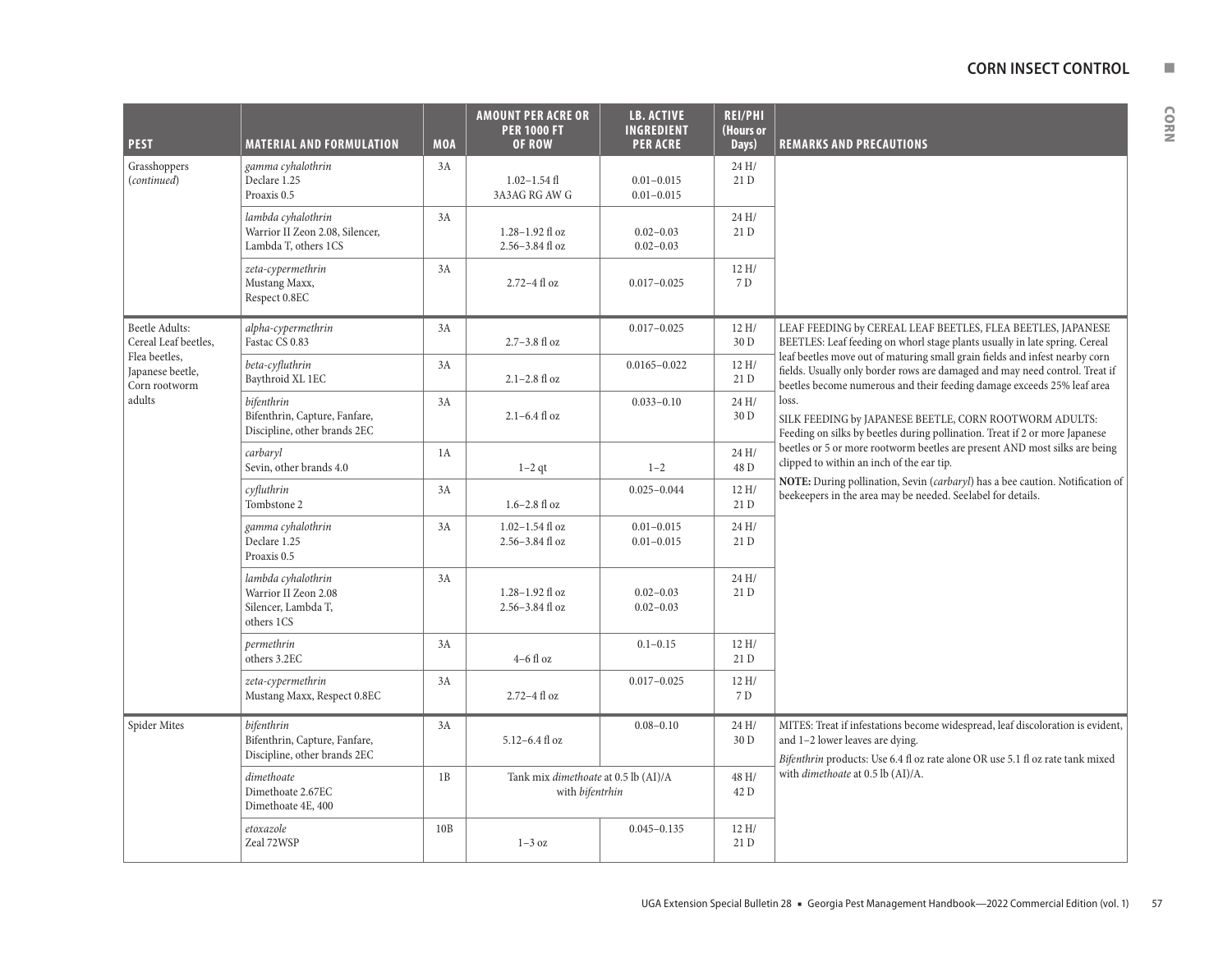| PEST | MATERIAL AND FORMULATION | MOA | AMOUNT PER ACRE OR PER 1000 FT OF ROW | LB. ACTIVE INGREDIENT PER ACRE | REI/PHI (Hours or Days) | REMARKS AND PRECAUTIONS |
|---|---|---|---|---|---|---|
| Grasshoppers (*continued*) | *gamma cyhalothrin* Declare 1.25 Proaxis 0.5 | 3A | 1.02–1.54 fl 3A3AG RG AW G | 0.01–0.015 0.01–0.015 | 24 H/ 21 D | |
| | *lambda cyhalothrin* Warrior II Zeon 2.08, Silencer, Lambda T, others 1CS | 3A | 1.28–1.92 fl oz 2.56–3.84 fl oz | 0.02–0.03 0.02–0.03 | 24 H/ 21 D | |
| | *zeta-cypermethrin* Mustang Maxx, Respect 0.8EC | 3A | 2.72–4 fl oz | 0.017–0.025 | 12 H/ 7 D | |
| Beetle Adults: Cereal Leaf beetles, Flea beetles, Japanese beetle, Corn rootworm adults | *alpha-cypermethrin* Fastac CS 0.83 | 3A | 2.7–3.8 fl oz | 0.017–0.025 | 12 H/ 30 D | LEAF FEEDING by CEREAL LEAF BEETLES, FLEA BEETLES, JAPANESE BEETLES: Leaf feeding on whorl stage plants usually in late spring. Cereal leaf beetles move out of maturing small grain fields and infest nearby corn fields. Usually only border rows are damaged and may need control. Treat if beetles become numerous and their feeding damage exceeds 25% leaf area loss.<br>SILK FEEDING by JAPANESE BEETLE, CORN ROOTWORM ADULTS: Feeding on silks by beetles during pollination. Treat if 2 or more Japanese beetles or 5 or more rootworm beetles are present AND most silks are being clipped to within an inch of the ear tip.<br>**NOTE:** During pollination, Sevin (*carbaryl*) has a bee caution. Notification of beekeepers in the area may be needed. Seelabel for details. |
| | *beta-cyfluthrin* Baythroid XL 1EC | 3A | 2.1–2.8 fl oz | 0.0165–0.022 | 12 H/ 21 D | |
| | *bifenthrin* Bifenthrin, Capture, Fanfare, Discipline, other brands 2EC | 3A | 2.1–6.4 fl oz | 0.033–0.10 | 24 H/ 30 D | |
| | *carbaryl* Sevin, other brands 4.0 | 1A | 1–2 qt | 1–2 | 24 H/ 48 D | |
| | *cyfluthrin* Tombstone 2 | 3A | 1.6–2.8 fl oz | 0.025–0.044 | 12 H/ 21 D | |
| | *gamma cyhalothrin* Declare 1.25 Proaxis 0.5 | 3A | 1.02–1.54 fl oz 2.56–3.84 fl oz | 0.01–0.015 0.01–0.015 | 24 H/ 21 D | |
| | *lambda cyhalothrin* Warrior II Zeon 2.08 Silencer, Lambda T, others 1CS | 3A | 1.28–1.92 fl oz 2.56–3.84 fl oz | 0.02–0.03 0.02–0.03 | 24 H/ 21 D | |
| | *permethrin* others 3.2EC | 3A | 4–6 fl oz | 0.1–0.15 | 12 H/ 21 D | |
| | *zeta-cypermethrin* Mustang Maxx, Respect 0.8EC | 3A | 2.72–4 fl oz | 0.017–0.025 | 12 H/ 7 D | |
| Spider Mites | *bifenthrin* Bifenthrin, Capture, Fanfare, Discipline, other brands 2EC | 3A | 5.12–6.4 fl oz | 0.08–0.10 | 24 H/ 30 D | MITES: Treat if infestations become widespread, leaf discoloration is evident, and 1–2 lower leaves are dying.<br>*Bifenthrin* products: Use 6.4 fl oz rate alone OR use 5.1 fl oz rate tank mixed with *dimethoate* at 0.5 lb (AI)/A. |
| | *dimethoate* Dimethoate 2.67EC Dimethoate 4E, 400 | 1B | Tank mix *dimethoate* at 0.5 lb (AI)/A with *bifentrhin* | | 48 H/ 42 D | |
| | *etoxazole* Zeal 72WSP | 10B | 1–3 oz | 0.045–0.135 | 12 H/ 21 D | |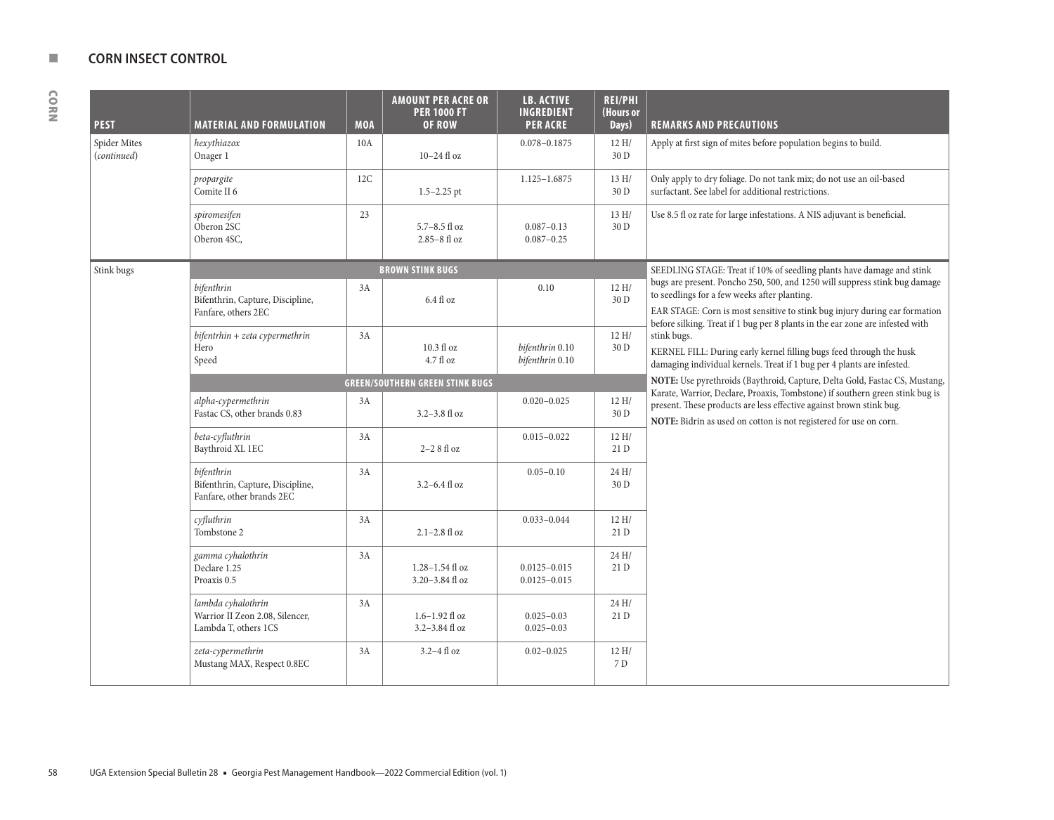## CORN INSECT CONTROL

| PEST | MATERIAL AND FORMULATION | MOA | AMOUNT PER ACRE OR PER 1000 FT OF ROW | LB. ACTIVE INGREDIENT PER ACRE | REI/PHI (Hours or Days) | REMARKS AND PRECAUTIONS |
|---|---|---|---|---|---|---|
| Spider Mites (*continued*) | *hexythiazox* Onager 1 | 10A | 10–24 fl oz | 0.078–0.1875 | 12 H/ 30 D | Apply at first sign of mites before population begins to build. |
| | *propargite* Comite II 6 | 12C | 1.5–2.25 pt | 1.125–1.6875 | 13 H/ 30 D | Only apply to dry foliage. Do not tank mix; do not use an oil-based surfactant. See label for additional restrictions. |
| | *spiromesifen* Oberon 2SC Oberon 4SC, | 23 | 5.7–8.5 fl oz 2.85–8 fl oz | 0.087–0.13 0.087–0.25 | 13 H/ 30 D | Use 8.5 fl oz rate for large infestations. A NIS adjuvant is beneficial. |
| Stink bugs | **BROWN STINK BUGS** | | | | | SEEDLING STAGE: Treat if 10% of seedling plants have damage and stink bugs are present. Poncho 250, 500, and 1250 will suppress stink bug damage to seedlings for a few weeks after planting.<br>EAR STAGE: Corn is most sensitive to stink bug injury during ear formation before silking. Treat if 1 bug per 8 plants in the ear zone are infested with stink bugs.<br>KERNEL FILL: During early kernel filling bugs feed through the husk damaging individual kernels. Treat if 1 bug per 4 plants are infested.<br>**NOTE:** Use pyrethroids (Baythroid, Capture, Delta Gold, Fastac CS, Mustang, Karate, Warrior, Declare, Proaxis, Tombstone) if southern green stink bug is present. These products are less effective against brown stink bug.<br>**NOTE:** Bidrin as used on cotton is not registered for use on corn. |
| | *bifenthrin* Bifenthrin, Capture, Discipline, Fanfare, others 2EC | 3A | 6.4 fl oz | 0.10 | 12 H/ 30 D | |
| | *bifentrhin + zeta cypermethrin* Hero Speed | 3A | 10.3 fl oz 4.7 fl oz | *bifenthrin* 0.10 *bifenthrin* 0.10 | 12 H/ 30 D | |
| | **GREEN/SOUTHERN GREEN STINK BUGS** | | | | | |
| | *alpha-cypermethrin* Fastac CS, other brands 0.83 | 3A | 3.2–3.8 fl oz | 0.020–0.025 | 12 H/ 30 D | |
| | *beta-cyfluthrin* Baythroid XL 1EC | 3A | 2–2 8 fl oz | 0.015–0.022 | 12 H/ 21 D | |
| | *bifenthrin* Bifenthrin, Capture, Discipline, Fanfare, other brands 2EC | 3A | 3.2–6.4 fl oz | 0.05–0.10 | 24 H/ 30 D | |
| | *cyfluthrin* Tombstone 2 | 3A | 2.1–2.8 fl oz | 0.033–0.044 | 12 H/ 21 D | |
| | *gamma cyhalothrin* Declare 1.25 Proaxis 0.5 | 3A | 1.28–1.54 fl oz 3.20–3.84 fl oz | 0.0125–0.015 0.0125–0.015 | 24 H/ 21 D | |
| | *lambda cyhalothrin* Warrior II Zeon 2.08, Silencer, Lambda T, others 1CS | 3A | 1.6–1.92 fl oz 3.2–3.84 fl oz | 0.025–0.03 0.025–0.03 | 24 H/ 21 D | |
| | *zeta-cypermethrin* Mustang MAX, Respect 0.8EC | 3A | 3.2–4 fl oz | 0.02–0.025 | 12 H/ 7 D | |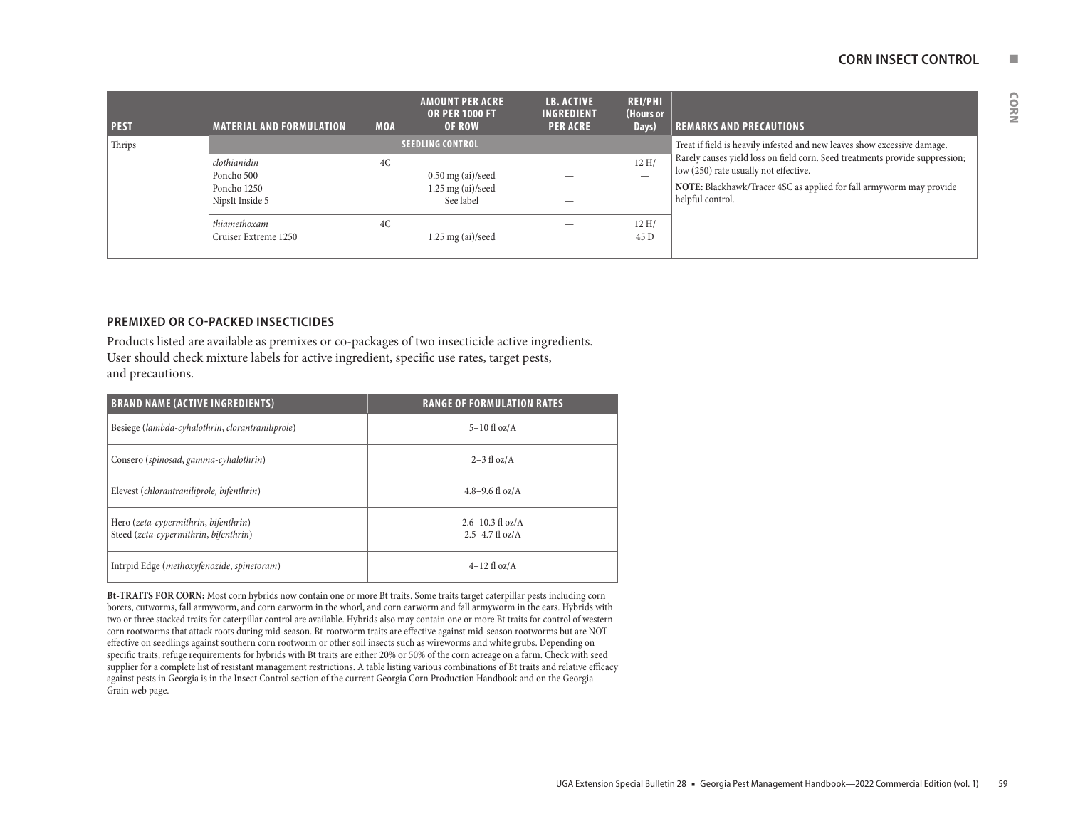| PEST | MATERIAL AND FORMULATION | MOA | AMOUNT PER ACRE OR PER 1000 FT OF ROW | LB. ACTIVE INGREDIENT PER ACRE | REI/PHI (Hours or Days) | REMARKS AND PRECAUTIONS |
|---|---|---|---|---|---|---|
| Thrips | SEEDLING CONTROL | | | | | Treat if field is heavily infested and new leaves show excessive damage. Rarely causes yield loss on field corn. Seed treatments provide suppression; low (250) rate usually not effective. **NOTE:** Blackhawk/Tracer 4SC as applied for fall armyworm may provide helpful control. |
| | *clothianidin*<br>Poncho 500<br>Poncho 1250<br>NipsIt Inside 5 | 4C | <br>0.50 mg (ai)/seed<br>1.25 mg (ai)/seed<br>See label | <br>—<br>—<br>— | 12 H/<br>— | |
| | *thiamethoxam*<br>Cruiser Extreme 1250 | 4C | <br>1.25 mg (ai)/seed | — | 12 H/<br>45 D | |

### PREMIXED OR CO-PACKED INSECTICIDES

Products listed are available as premixes or co-packages of two insecticide active ingredients. User should check mixture labels for active ingredient, specific use rates, target pests, and precautions.

| BRAND NAME (ACTIVE INGREDIENTS) | RANGE OF FORMULATION RATES |
|---|---|
| Besiege (*lambda-cyhalothrin*, *clorantraniliprole*) | 5–10 fl oz/A |
| Consero (*spinosad*, *gamma-cyhalothrin*) | 2–3 fl oz/A |
| Elevest (*chlorantraniliprole, bifenthrin*) | 4.8–9.6 fl oz/A |
| Hero (*zeta-cypermithrin*, *bifenthrin*)<br>Steed (*zeta-cypermithrin*, *bifenthrin*) | 2.6–10.3 fl oz/A<br>2.5–4.7 fl oz/A |
| Intrpid Edge (*methoxyfenozide*, *spinetoram*) | 4–12 fl oz/A |

**Bt-TRAITS FOR CORN:** Most corn hybrids now contain one or more Bt traits. Some traits target caterpillar pests including corn borers, cutworms, fall armyworm, and corn earworm in the whorl, and corn earworm and fall armyworm in the ears. Hybrids with two or three stacked traits for caterpillar control are available. Hybrids also may contain one or more Bt traits for control of western corn rootworms that attack roots during mid-season. Bt-rootworm traits are effective against mid-season rootworms but are NOT effective on seedlings against southern corn rootworm or other soil insects such as wireworms and white grubs. Depending on specific traits, refuge requirements for hybrids with Bt traits are either 20% or 50% of the corn acreage on a farm. Check with seed supplier for a complete list of resistant management restrictions. A table listing various combinations of Bt traits and relative efficacy against pests in Georgia is in the Insect Control section of the current Georgia Corn Production Handbook and on the Georgia Grain web page.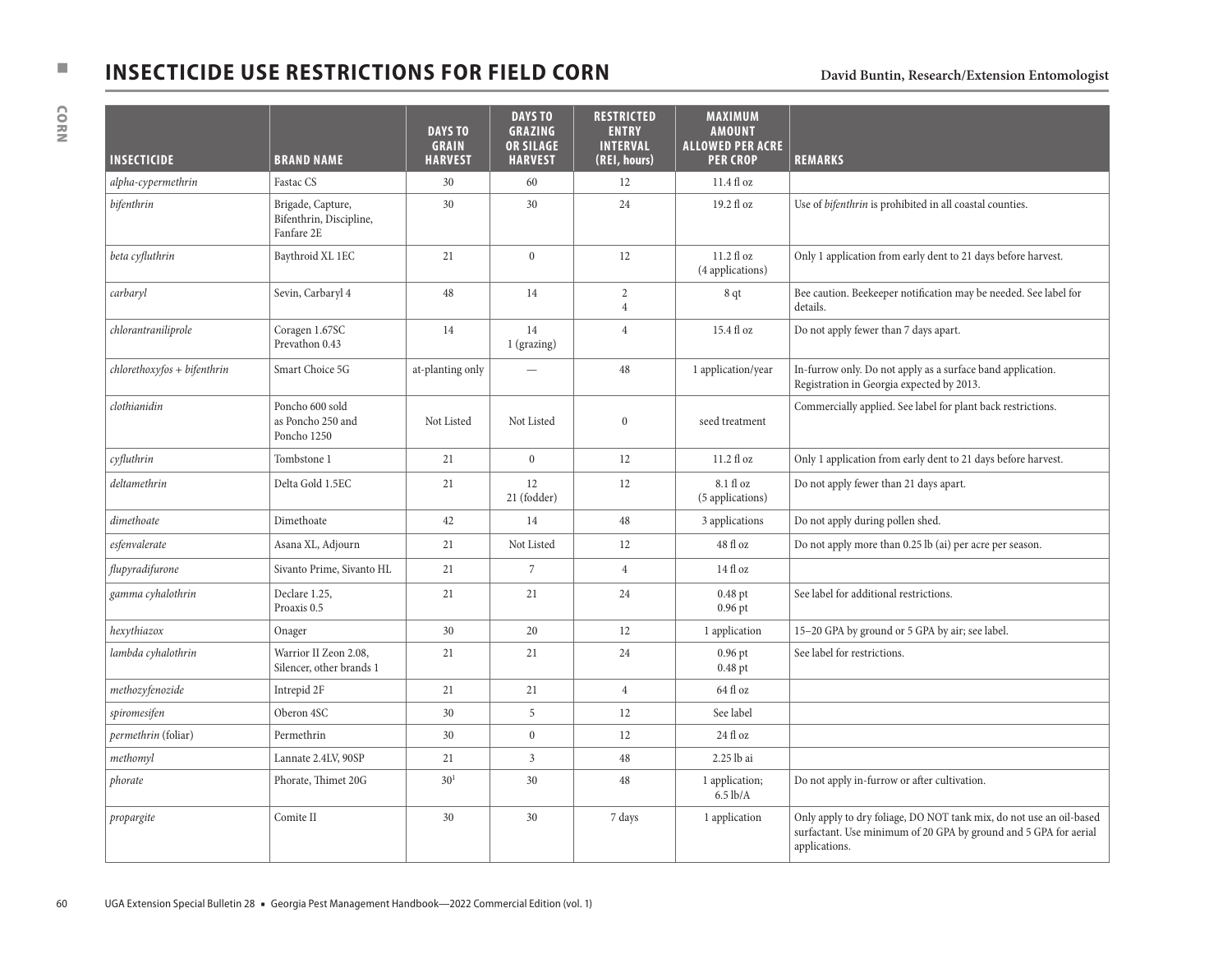# INSECTICIDE USE RESTRICTIONS FOR FIELD CORN

**David Buntin, Research/Extension Entomologist**

| INSECTICIDE | BRAND NAME | DAYS TO GRAIN HARVEST | DAYS TO GRAZING OR SILAGE HARVEST | RESTRICTED ENTRY INTERVAL (REI, hours) | MAXIMUM AMOUNT ALLOWED PER ACRE PER CROP | REMARKS |
|---|---|---|---|---|---|---|
| *alpha-cypermethrin* | Fastac CS | 30 | 60 | 12 | 11.4 fl oz | |
| *bifenthrin* | Brigade, Capture, Bifenthrin, Discipline, Fanfare 2E | 30 | 30 | 24 | 19.2 fl oz | Use of *bifenthrin* is prohibited in all coastal counties. |
| *beta cyfluthrin* | Baythroid XL 1EC | 21 | 0 | 12 | 11.2 fl oz (4 applications) | Only 1 application from early dent to 21 days before harvest. |
| *carbaryl* | Sevin, Carbaryl 4 | 48 | 14 | 2<br>4 | 8 qt | Bee caution. Beekeeper notification may be needed. See label for details. |
| *chlorantraniliprole* | Coragen 1.67SC<br>Prevathon 0.43 | 14 | 14<br>1 (grazing) | 4 | 15.4 fl oz | Do not apply fewer than 7 days apart. |
| *chlorethoxyfos + bifenthrin* | Smart Choice 5G | at-planting only | — | 48 | 1 application/year | In-furrow only. Do not apply as a surface band application. Registration in Georgia expected by 2013. |
| *clothianidin* | Poncho 600 sold as Poncho 250 and Poncho 1250 | Not Listed | Not Listed | 0 | seed treatment | Commercially applied. See label for plant back restrictions. |
| *cyfluthrin* | Tombstone 1 | 21 | 0 | 12 | 11.2 fl oz | Only 1 application from early dent to 21 days before harvest. |
| *deltamethrin* | Delta Gold 1.5EC | 21 | 12<br>21 (fodder) | 12 | 8.1 fl oz (5 applications) | Do not apply fewer than 21 days apart. |
| *dimethoate* | Dimethoate | 42 | 14 | 48 | 3 applications | Do not apply during pollen shed. |
| *esfenvalerate* | Asana XL, Adjourn | 21 | Not Listed | 12 | 48 fl oz | Do not apply more than 0.25 lb (ai) per acre per season. |
| *flupyradifurone* | Sivanto Prime, Sivanto HL | 21 | 7 | 4 | 14 fl oz | |
| *gamma cyhalothrin* | Declare 1.25,<br>Proaxis 0.5 | 21 | 21 | 24 | 0.48 pt<br>0.96 pt | See label for additional restrictions. |
| *hexythiazox* | Onager | 30 | 20 | 12 | 1 application | 15–20 GPA by ground or 5 GPA by air; see label. |
| *lambda cyhalothrin* | Warrior II Zeon 2.08, Silencer, other brands 1 | 21 | 21 | 24 | 0.96 pt<br>0.48 pt | See label for restrictions. |
| *methozyfenozide* | Intrepid 2F | 21 | 21 | 4 | 64 fl oz | |
| *spiromesifen* | Oberon 4SC | 30 | 5 | 12 | See label | |
| *permethrin* (foliar) | Permethrin | 30 | 0 | 12 | 24 fl oz | |
| *methomyl* | Lannate 2.4LV, 90SP | 21 | 3 | 48 | 2.25 lb ai | |
| *phorate* | Phorate, Thimet 20G | 30[1] | 30 | 48 | 1 application; 6.5 lb/A | Do not apply in-furrow or after cultivation. |
| *propargite* | Comite II | 30 | 30 | 7 days | 1 application | Only apply to dry foliage, DO NOT tank mix, do not use an oil-based surfactant. Use minimum of 20 GPA by ground and 5 GPA for aerial applications. |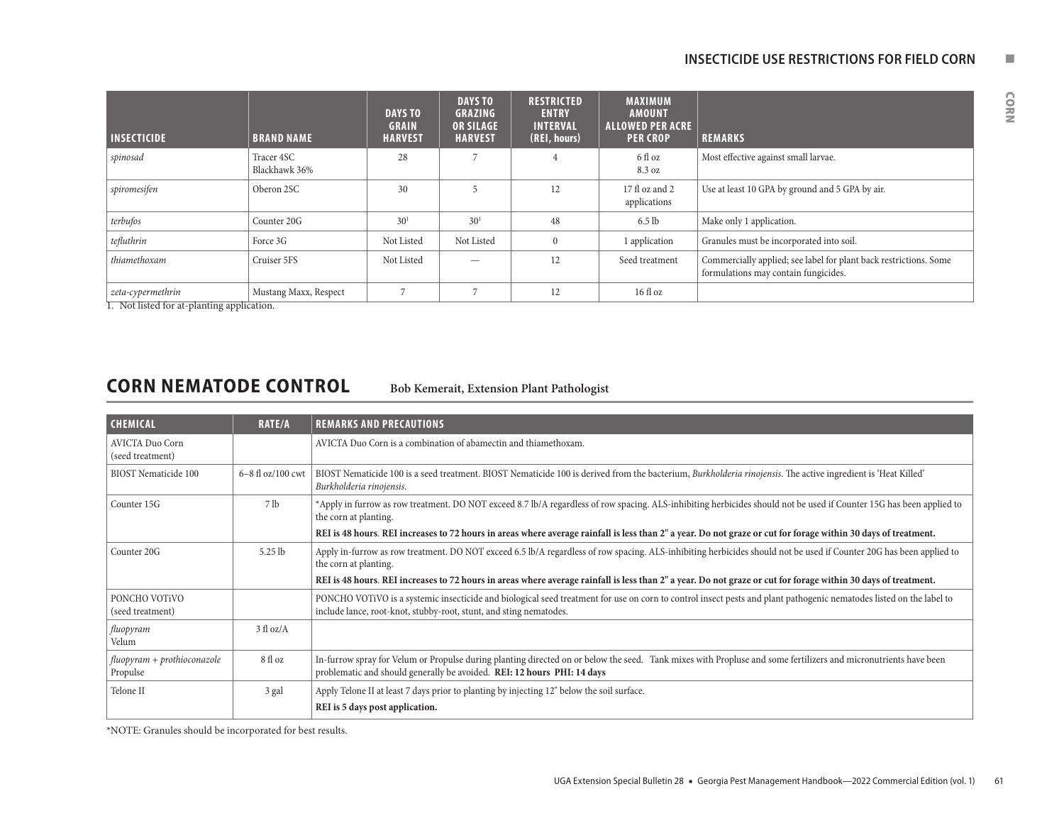## INSECTICIDE USE RESTRICTIONS FOR FIELD CORN

| INSECTICIDE | BRAND NAME | DAYS TO GRAIN HARVEST | DAYS TO GRAZING OR SILAGE HARVEST | RESTRICTED ENTRY INTERVAL (REI, hours) | MAXIMUM AMOUNT ALLOWED PER ACRE PER CROP | REMARKS |
|---|---|---|---|---|---|---|
| *spinosad* | Tracer 4SC<br>Blackhawk 36% | 28 | 7 | 4 | 6 fl oz<br>8.3 oz | Most effective against small larvae. |
| *spiromesifen* | Oberon 2SC | 30 | 5 | 12 | 17 fl oz and 2 applications | Use at least 10 GPA by ground and 5 GPA by air. |
| *terbufos* | Counter 20G | 30[1] | 30[1] | 48 | 6.5 lb | Make only 1 application. |
| *tefluthrin* | Force 3G | Not Listed | Not Listed | 0 | 1 application | Granules must be incorporated into soil. |
| *thiamethoxam* | Cruiser 5FS | Not Listed | — | 12 | Seed treatment | Commercially applied; see label for plant back restrictions. Some formulations may contain fungicides. |
| *zeta-cypermethrin* | Mustang Maxx, Respect | 7 | 7 | 12 | 16 fl oz | |

1. Not listed for at-planting application.

## CORN NEMATODE CONTROL

**Bob Kemerait, Extension Plant Pathologist**

| CHEMICAL | RATE/A | REMARKS AND PRECAUTIONS |
|---|---|---|
| AVICTA Duo Corn (seed treatment) | | AVICTA Duo Corn is a combination of abamectin and thiamethoxam. |
| BIOST Nematicide 100 | 6–8 fl oz/100 cwt | BIOST Nematicide 100 is a seed treatment. BIOST Nematicide 100 is derived from the bacterium, *Burkholderia rinojensis*. The active ingredient is 'Heat Killed' *Burkholderia rinojensis*. |
| Counter 15G | 7 lb | *Apply in furrow as row treatment. DO NOT exceed 8.7 lb/A regardless of row spacing. ALS-inhibiting herbicides should not be used if Counter 15G has been applied to the corn at planting.<br>**REI is 48 hours**. **REI increases to 72 hours in areas where average rainfall is less than 2" a year. Do not graze or cut for forage within 30 days of treatment.** |
| Counter 20G | 5.25 lb | Apply in-furrow as row treatment. DO NOT exceed 6.5 lb/A regardless of row spacing. ALS-inhibiting herbicides should not be used if Counter 20G has been applied to the corn at planting.<br>**REI is 48 hours**. **REI increases to 72 hours in areas where average rainfall is less than 2" a year. Do not graze or cut for forage within 30 days of treatment.** |
| PONCHO VOTiVO (seed treatment) | | PONCHO VOTiVO is a systemic insecticide and biological seed treatment for use on corn to control insect pests and plant pathogenic nematodes listed on the label to include lance, root-knot, stubby-root, stunt, and sting nematodes. |
| *fluopyram*<br>Velum | 3 fl oz/A | |
| *fluopyram + prothioconazole*<br>Propulse | 8 fl oz | In-furrow spray for Velum or Propulse during planting directed on or below the seed. Tank mixes with Propluse and some fertilizers and micronutrients have been problematic and should generally be avoided. **REI: 12 hours PHI: 14 days** |
| Telone II | 3 gal | Apply Telone II at least 7 days prior to planting by injecting 12" below the soil surface.<br>**REI is 5 days post application.** |

*NOTE: Granules should be incorporated for best results.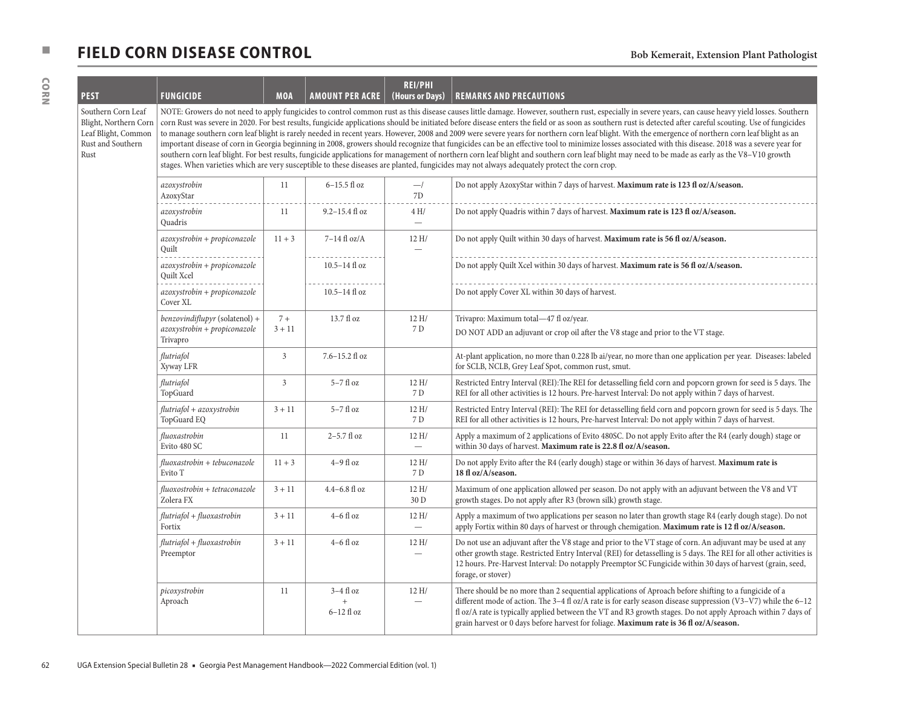# FIELD CORN DISEASE CONTROL

Bob Kemerait, Extension Plant Pathologist

| PEST | FUNGICIDE | MOA | AMOUNT PER ACRE | REI/PHI (Hours or Days) | REMARKS AND PRECAUTIONS |
|---|---|---|---|---|---|
| Southern Corn Leaf Blight, Northern Corn Leaf Blight, Common Rust and Southern Rust | NOTE: Growers do not need to apply fungicides to control common rust as this disease causes little damage. However, southern rust, especially in severe years, can cause heavy yield losses. Southern corn Rust was severe in 2020. For best results, fungicide applications should be initiated before disease enters the field or as soon as southern rust is detected after careful scouting. Use of fungicides to manage southern corn leaf blight is rarely needed in recent years. However, 2008 and 2009 were severe years for northern corn leaf blight. With the emergence of northern corn leaf blight as an important disease of corn in Georgia beginning in 2008, growers should recognize that fungicides can be an effective tool to minimize losses associated with this disease. 2018 was a severe year for southern corn leaf blight. For best results, fungicide applications for management of northern corn leaf blight and southern corn leaf blight may need to be made as early as the V8–V10 growth stages. When varieties which are very susceptible to these diseases are planted, fungicides may not always adequately protect the corn crop. | | | | |
| | *azoxystrobin* AzoxyStar | 11 | 6–15.5 fl oz | —/ 7D | Do not apply AzoxyStar within 7 days of harvest. **Maximum rate is 123 fl oz/A/season.** |
| | *azoxystrobin* Quadris | 11 | 9.2–15.4 fl oz | 4 H/ — | Do not apply Quadris within 7 days of harvest. **Maximum rate is 123 fl oz/A/season.** |
| | *azoxystrobin + propiconazole* Quilt | 11 + 3 | 7–14 fl oz/A | 12 H/ — | Do not apply Quilt within 30 days of harvest. **Maximum rate is 56 fl oz/A/season.** |
| | *azoxystrobin + propiconazole* Quilt Xcel | | 10.5–14 fl oz | | Do not apply Quilt Xcel within 30 days of harvest. **Maximum rate is 56 fl oz/A/season.** |
| | *azoxystrobin + propiconazole* Cover XL | | 10.5–14 fl oz | | Do not apply Cover XL within 30 days of harvest. |
| | *benzovindiflupyr* (solatenol) + *azoxystrobin + propiconazole* Trivapro | 7 + 3 + 11 | 13.7 fl oz | 12 H/ 7 D | Trivapro: Maximum total—47 fl oz/year. DO NOT ADD an adjuvant or crop oil after the V8 stage and prior to the VT stage. |
| | *flutriafol* Xyway LFR | 3 | 7.6–15.2 fl oz | | At-plant application, no more than 0.228 lb ai/year, no more than one application per year. Diseases: labeled for SCLB, NCLB, Grey Leaf Spot, common rust, smut. |
| | *flutriafol* TopGuard | 3 | 5–7 fl oz | 12 H/ 7 D | Restricted Entry Interval (REI):The REI for detasselling field corn and popcorn grown for seed is 5 days. The REI for all other activities is 12 hours. Pre-harvest Interval: Do not apply within 7 days of harvest. |
| | *flutriafol + azoxystrobin* TopGuard EQ | 3 + 11 | 5–7 fl oz | 12 H/ 7 D | Restricted Entry Interval (REI): The REI for detasselling field corn and popcorn grown for seed is 5 days. The REI for all other activities is 12 hours, Pre-harvest Interval: Do not apply within 7 days of harvest. |
| | *fluoxastrobin* Evito 480 SC | 11 | 2–5.7 fl oz | 12 H/ — | Apply a maximum of 2 applications of Evito 480SC. Do not apply Evito after the R4 (early dough) stage or within 30 days of harvest. **Maximum rate is 22.8 fl oz/A/season.** |
| | *fluoxastrobin + tebuconazole* Evito T | 11 + 3 | 4–9 fl oz | 12 H/ 7 D | Do not apply Evito after the R4 (early dough) stage or within 36 days of harvest. **Maximum rate is 18 fl oz/A/season.** |
| | *fluoxostrobin + tetraconazole* Zolera FX | 3 + 11 | 4.4–6.8 fl oz | 12 H/ 30 D | Maximum of one application allowed per season. Do not apply with an adjuvant between the V8 and VT growth stages. Do not apply after R3 (brown silk) growth stage. |
| | *flutriafol + fluoxastrobin* Fortix | 3 + 11 | 4–6 fl oz | 12 H/ — | Apply a maximum of two applications per season no later than growth stage R4 (early dough stage). Do not apply Fortix within 80 days of harvest or through chemigation. **Maximum rate is 12 fl oz/A/season.** |
| | *flutriafol + fluoxastrobin* Preemptor | 3 + 11 | 4–6 fl oz | 12 H/ — | Do not use an adjuvant after the V8 stage and prior to the VT stage of corn. An adjuvant may be used at any other growth stage. Restricted Entry Interval (REI) for detasselling is 5 days. The REI for all other activities is 12 hours. Pre-Harvest Interval: Do notapply Preemptor SC Fungicide within 30 days of harvest (grain, seed, forage, or stover) |
| | *picoxystrobin* Aproach | 11 | 3–4 fl oz + 6–12 fl oz | 12 H/ — | There should be no more than 2 sequential applications of Aproach before shifting to a fungicide of a different mode of action. The 3–4 fl oz/A rate is for early season disease suppression (V3–V7) while the 6–12 fl oz/A rate is typically applied between the VT and R3 growth stages. Do not apply Aproach within 7 days of grain harvest or 0 days before harvest for foliage. **Maximum rate is 36 fl oz/A/season.** |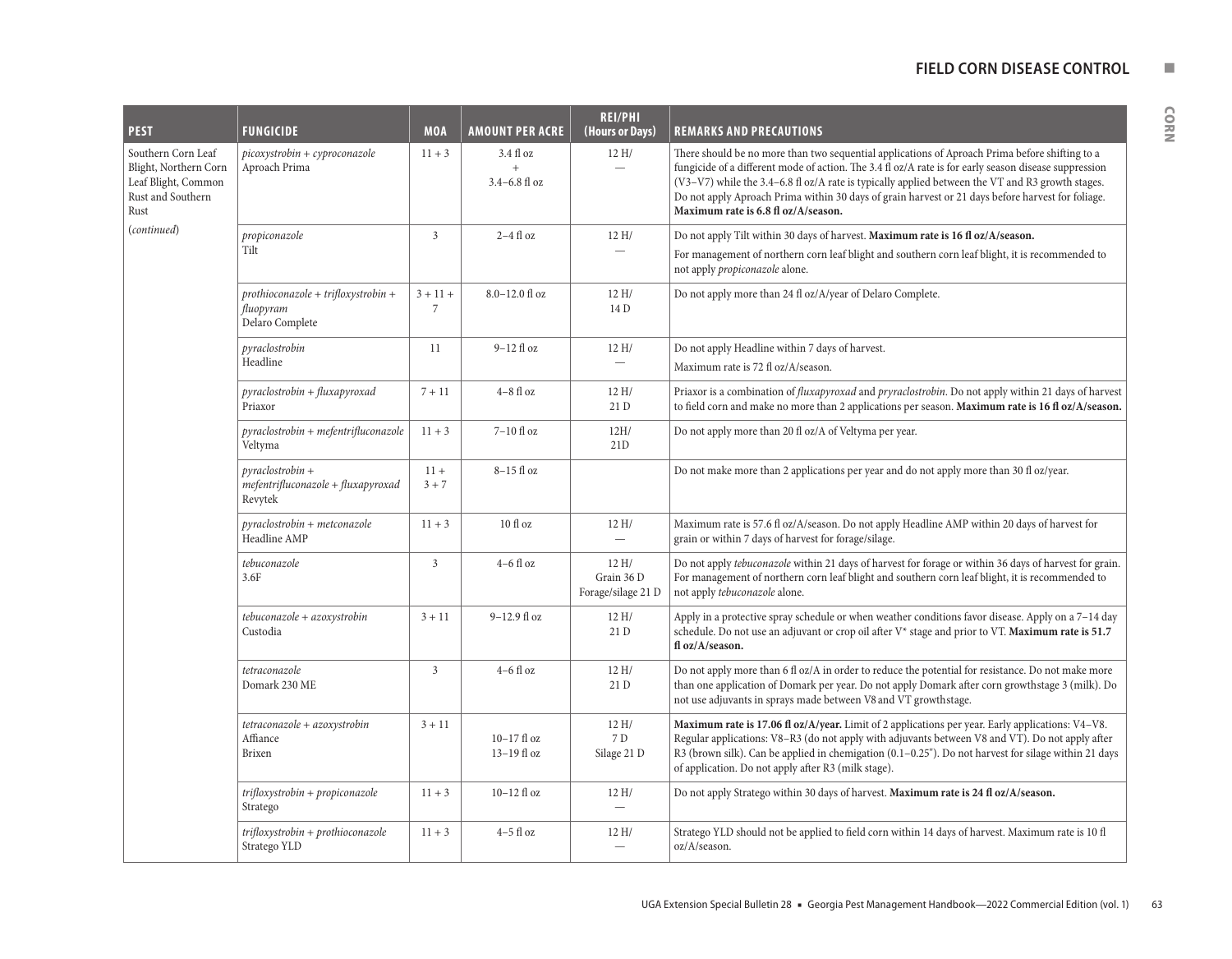| PEST | FUNGICIDE | MOA | AMOUNT PER ACRE | REI/PHI (Hours or Days) | REMARKS AND PRECAUTIONS |
|---|---|---|---|---|---|
| Southern Corn Leaf Blight, Northern Corn Leaf Blight, Common Rust and Southern Rust (*continued*) | *picoxystrobin + cyproconazole* Aproach Prima | 11 + 3 | 3.4 fl oz + 3.4–6.8 fl oz | 12 H/ — | There should be no more than two sequential applications of Aproach Prima before shifting to a fungicide of a different mode of action. The 3.4 fl oz/A rate is for early season disease suppression (V3–V7) while the 3.4–6.8 fl oz/A rate is typically applied between the VT and R3 growth stages. Do not apply Aproach Prima within 30 days of grain harvest or 21 days before harvest for foliage. **Maximum rate is 6.8 fl oz/A/season.** |
| | *propiconazole* Tilt | 3 | 2–4 fl oz | 12 H/ — | Do not apply Tilt within 30 days of harvest. **Maximum rate is 16 fl oz/A/season.** For management of northern corn leaf blight and southern corn leaf blight, it is recommended to not apply *propiconazole* alone. |
| | *prothioconazole + trifloxystrobin + fluopyram* Delaro Complete | 3 + 11 + 7 | 8.0–12.0 fl oz | 12 H/ 14 D | Do not apply more than 24 fl oz/A/year of Delaro Complete. |
| | *pyraclostrobin* Headline | 11 | 9–12 fl oz | 12 H/ — | Do not apply Headline within 7 days of harvest. Maximum rate is 72 fl oz/A/season. |
| | *pyraclostrobin + fluxapyroxad* Priaxor | 7 + 11 | 4–8 fl oz | 12 H/ 21 D | Priaxor is a combination of *fluxapyroxad* and *pryraclostrobin*. Do not apply within 21 days of harvest to field corn and make no more than 2 applications per season. **Maximum rate is 16 fl oz/A/season.** |
| | *pyraclostrobin + mefentrifluconazole* Veltyma | 11 + 3 | 7–10 fl oz | 12H/ 21D | Do not apply more than 20 fl oz/A of Veltyma per year. |
| | *pyraclostrobin + mefentrifluconazole + fluxapyroxad* Revytek | 11 + 3 + 7 | 8–15 fl oz | | Do not make more than 2 applications per year and do not apply more than 30 fl oz/year. |
| | *pyraclostrobin + metconazole* Headline AMP | 11 + 3 | 10 fl oz | 12 H/ — | Maximum rate is 57.6 fl oz/A/season. Do not apply Headline AMP within 20 days of harvest for grain or within 7 days of harvest for forage/silage. |
| | *tebuconazole* 3.6F | 3 | 4–6 fl oz | 12 H/ Grain 36 D Forage/silage 21 D | Do not apply *tebuconazole* within 21 days of harvest for forage or within 36 days of harvest for grain. For management of northern corn leaf blight and southern corn leaf blight, it is recommended to not apply *tebuconazole* alone. |
| | *tebuconazole + azoxystrobin* Custodia | 3 + 11 | 9–12.9 fl oz | 12 H/ 21 D | Apply in a protective spray schedule or when weather conditions favor disease. Apply on a 7–14 day schedule. Do not use an adjuvant or crop oil after V* stage and prior to VT. **Maximum rate is 51.7 fl oz/A/season.** |
| | *tetraconazole* Domark 230 ME | 3 | 4–6 fl oz | 12 H/ 21 D | Do not apply more than 6 fl oz/A in order to reduce the potential for resistance. Do not make more than one application of Domark per year. Do not apply Domark after corn growthstage 3 (milk). Do not use adjuvants in sprays made between V8 and VT growthstage. |
| | *tetraconazole + azoxystrobin* Affiance Brixen | 3 + 11 | 10–17 fl oz 13–19 fl oz | 12 H/ 7 D Silage 21 D | **Maximum rate is 17.06 fl oz/A/year.** Limit of 2 applications per year. Early applications: V4–V8. Regular applications: V8–R3 (do not apply with adjuvants between V8 and VT). Do not apply after R3 (brown silk). Can be applied in chemigation (0.1–0.25"). Do not harvest for silage within 21 days of application. Do not apply after R3 (milk stage). |
| | *trifloxystrobin + propiconazole* Stratego | 11 + 3 | 10–12 fl oz | 12 H/ — | Do not apply Stratego within 30 days of harvest. **Maximum rate is 24 fl oz/A/season.** |
| | *trifloxystrobin + prothioconazole* Stratego YLD | 11 + 3 | 4–5 fl oz | 12 H/ — | Stratego YLD should not be applied to field corn within 14 days of harvest. Maximum rate is 10 fl oz/A/season. |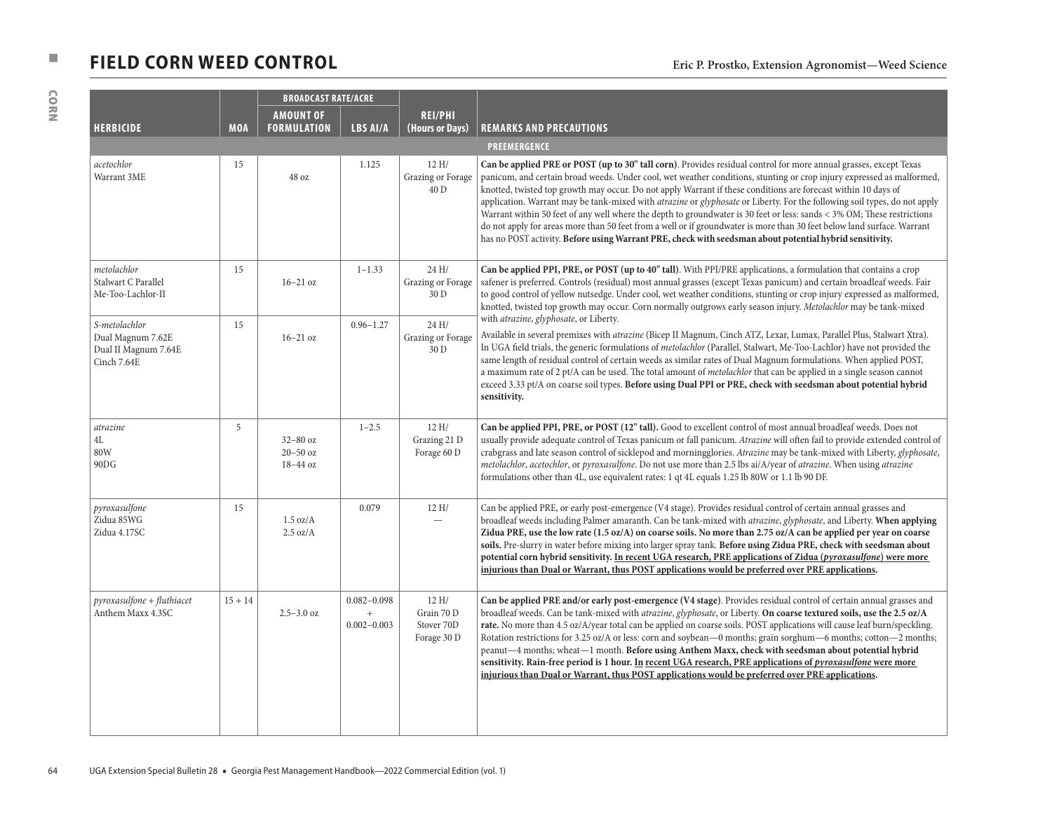# FIELD CORN WEED CONTROL

Eric P. Prostko, Extension Agronomist—Weed Science

| HERBICIDE | MOA | BROADCAST RATE/ACRE | | REI/PHI (Hours or Days) | REMARKS AND PRECAUTIONS |
|---|---|---|---|---|---|
| | | AMOUNT OF FORMULATION | LBS AI/A | | |
| **PREEMERGENCE** | | | | | |
| *acetochlor* Warrant 3ME | 15 | 48 oz | 1.125 | 12 H/ Grazing or Forage 40 D | **Can be applied PRE or POST (up to 30" tall corn)**. Provides residual control for more annual grasses, except Texas panicum, and certain broad weeds. Under cool, wet weather conditions, stunting or crop injury expressed as malformed, knotted, twisted top growth may occur. Do not apply Warrant if these conditions are forecast within 10 days of application. Warrant may be tank-mixed with *atrazine* or *glyphosate* or Liberty. For the following soil types, do not apply Warrant within 50 feet of any well where the depth to groundwater is 30 feet or less: sands < 3% OM; These restrictions do not apply for areas more than 50 feet from a well or if groundwater is more than 30 feet below land surface. Warrant has no POST activity. **Before using Warrant PRE, check with seedsman about potential hybrid sensitivity.** |
| *metolachlor* Stalwart C Parallel Me-Too-Lachlor-II | 15 | 16–21 oz | 1–1.33 | 24 H/ Grazing or Forage 30 D | **Can be applied PPI, PRE, or POST (up to 40" tall)**. With PPI/PRE applications, a formulation that contains a crop safener is preferred. Controls (residual) most annual grasses (except Texas panicum) and certain broadleaf weeds. Fair to good control of yellow nutsedge. Under cool, wet weather conditions, stunting or crop injury expressed as malformed, knotted, twisted top growth may occur. Corn normally outgrows early season injury. *Metolachlor* may be tank-mixed with *atrazine*, *glyphosate*, or Liberty. |
| *S-metolachlor* Dual Magnum 7.62E Dual II Magnum 7.64E Cinch 7.64E | 15 | 16–21 oz | 0.96–1.27 | 24 H/ Grazing or Forage 30 D | Available in several premixes with *atrazine* (Bicep II Magnum, Cinch ATZ, Lexar, Lumax, Parallel Plus, Stalwart Xtra). In UGA field trials, the generic formulations of *metolachlor* (Parallel, Stalwart, Me-Too-Lachlor) have not provided the same length of residual control of certain weeds as similar rates of Dual Magnum formulations. When applied POST, a maximum rate of 2 pt/A can be used. The total amount of *metolachlor* that can be applied in a single season cannot exceed 3.33 pt/A on coarse soil types. **Before using Dual PPI or PRE, check with seedsman about potential hybrid sensitivity.** |
| *atrazine* 4L 80W 90DG | 5 | 32–80 oz 20–50 oz 18–44 oz | 1–2.5 | 12 H/ Grazing 21 D Forage 60 D | **Can be applied PPI, PRE, or POST (12" tall).** Good to excellent control of most annual broadleaf weeds. Does not usually provide adequate control of Texas panicum or fall panicum. *Atrazine* will often fail to provide extended control of crabgrass and late season control of sicklepod and morningglories. *Atrazine* may be tank-mixed with Liberty, *glyphosate*, *metolachlor*, *acetochlor*, or *pyroxasulfone*. Do not use more than 2.5 lbs ai/A/year of *atrazine*. When using *atrazine* formulations other than 4L, use equivalent rates: 1 qt 4L equals 1.25 lb 80W or 1.1 lb 90 DF. |
| *pyroxasulfone* Zidua 85WG Zidua 4.17SC | 15 | 1.5 oz/A 2.5 oz/A | 0.079 | 12 H/ — | Can be applied PRE, or early post-emergence (V4 stage). Provides residual control of certain annual grasses and broadleaf weeds including Palmer amaranth. Can be tank-mixed with *atrazine*, *glyphosate*, and Liberty. **When applying Zidua PRE, use the low rate (1.5 oz/A) on coarse soils. No more than 2.75 oz/A can be applied per year on coarse soils.** Pre-slurry in water before mixing into larger spray tank. **Before using Zidua PRE, check with seedsman about potential corn hybrid sensitivity. <u>In recent UGA research, PRE applications of Zidua (*pyroxasulfone*) were more injurious than Dual or Warrant, thus POST applications would be preferred over PRE applications.</u>** |
| *pyroxasulfone + fluthiacet* Anthem Maxx 4.3SC | 15 + 14 | 2.5–3.0 oz | 0.082–0.098 + 0.002–0.003 | 12 H/ Grain 70 D Stover 70D Forage 30 D | **Can be applied PRE and/or early post-emergence (V4 stage)**. Provides residual control of certain annual grasses and broadleaf weeds. Can be tank-mixed with *atrazine*, *glyphosate*, or Liberty. **On coarse textured soils, use the 2.5 oz/A rate.** No more than 4.5 oz/A/year total can be applied on coarse soils. POST applications will cause leaf burn/speckling. Rotation restrictions for 3.25 oz/A or less: corn and soybean—0 months; grain sorghum—6 months; cotton—2 months; peanut—4 months; wheat—1 month. **Before using Anthem Maxx, check with seedsman about potential hybrid sensitivity. Rain-free period is 1 hour. <u>In recent UGA research, PRE applications of *pyroxasulfone* were more injurious than Dual or Warrant, thus POST applications would be preferred over PRE applications.</u>** |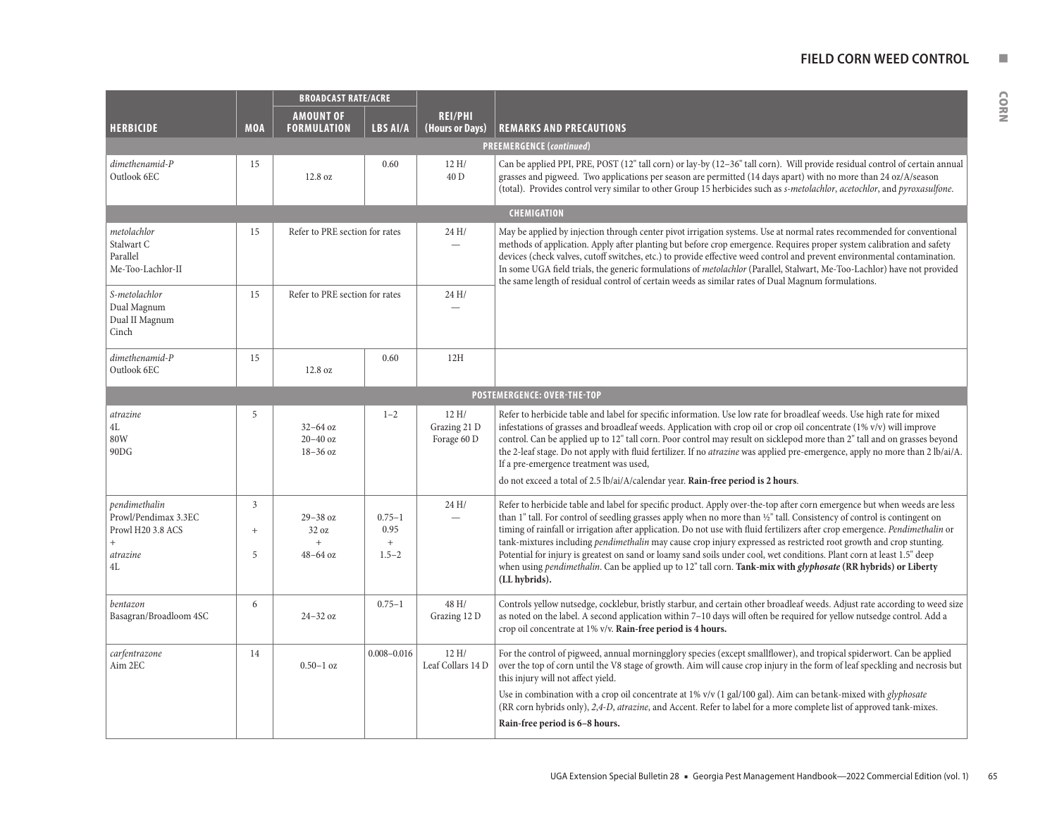| HERBICIDE | MOA | BROADCAST RATE/ACRE | | REI/PHI (Hours or Days) | REMARKS AND PRECAUTIONS |
|---|---|---|---|---|---|
| | | AMOUNT OF FORMULATION | LBS AI/A | | |
| **PREEMERGENCE (*continued*)** | | | | | |
| *dimethenamid-P*<br>Outlook 6EC | 15 | 12.8 oz | 0.60 | 12 H/<br>40 D | Can be applied PPI, PRE, POST (12" tall corn) or lay-by (12–36" tall corn). Will provide residual control of certain annual grasses and pigweed. Two applications per season are permitted (14 days apart) with no more than 24 oz/A/season (total). Provides control very similar to other Group 15 herbicides such as *s-metolachlor*, *acetochlor*, and *pyroxasulfone*. |
| **CHEMIGATION** | | | | | |
| *metolachlor*<br>Stalwart C<br>Parallel<br>Me-Too-Lachlor-II | 15 | Refer to PRE section for rates | | 24 H/<br>— | May be applied by injection through center pivot irrigation systems. Use at normal rates recommended for conventional methods of application. Apply after planting but before crop emergence. Requires proper system calibration and safety devices (check valves, cutoff switches, etc.) to provide effective weed control and prevent environmental contamination. In some UGA field trials, the generic formulations of *metolachlor* (Parallel, Stalwart, Me-Too-Lachlor) have not provided the same length of residual control of certain weeds as similar rates of Dual Magnum formulations. |
| *S-metolachlor*<br>Dual Magnum<br>Dual II Magnum<br>Cinch | 15 | Refer to PRE section for rates | | 24 H/<br>— | |
| *dimethenamid-P*<br>Outlook 6EC | 15 | 12.8 oz | 0.60 | 12H | |
| **POSTEMERGENCE: OVER-THE-TOP** | | | | | |
| *atrazine*<br>4L<br>80W<br>90DG | 5 | <br>32–64 oz<br>20–40 oz<br>18–36 oz | 1–2 | 12 H/<br>Grazing 21 D<br>Forage 60 D | Refer to herbicide table and label for specific information. Use low rate for broadleaf weeds. Use high rate for mixed infestations of grasses and broadleaf weeds. Application with crop oil or crop oil concentrate (1% v/v) will improve control. Can be applied up to 12" tall corn. Poor control may result on sicklepod more than 2" tall and on grasses beyond the 2-leaf stage. Do not apply with fluid fertilizer. If no *atrazine* was applied pre-emergence, apply no more than 2 lb/ai/A. If a pre-emergence treatment was used,<br><br>do not exceed a total of 2.5 lb/ai/A/calendar year. **Rain-free period is 2 hours**. |
| *pendimethalin*<br>Prowl/Pendimax 3.3EC<br>Prowl H20 3.8 ACS<br>+<br>*atrazine*<br>4L | 3<br><br><br>+<br>5 | 29–38 oz<br>32 oz<br>+<br>48–64 oz | 0.75–1<br>0.95<br>+<br>1.5–2 | 24 H/<br>— | Refer to herbicide table and label for specific product. Apply over-the-top after corn emergence but when weeds are less than 1" tall. For control of seedling grasses apply when no more than ½" tall. Consistency of control is contingent on timing of rainfall or irrigation after application. Do not use with fluid fertilizers after crop emergence. *Pendimethalin* or tank-mixtures including *pendimethalin* may cause crop injury expressed as restricted root growth and crop stunting. Potential for injury is greatest on sand or loamy sand soils under cool, wet conditions. Plant corn at least 1.5" deep when using *pendimethalin*. Can be applied up to 12" tall corn. **Tank-mix with *glyphosate* (RR hybrids) or Liberty (LL hybrids).** |
| *bentazon*<br>Basagran/Broadloom 4SC | 6 | 24–32 oz | 0.75–1 | 48 H/<br>Grazing 12 D | Controls yellow nutsedge, cocklebur, bristly starbur, and certain other broadleaf weeds. Adjust rate according to weed size as noted on the label. A second application within 7–10 days will often be required for yellow nutsedge control. Add a crop oil concentrate at 1% v/v. **Rain-free period is 4 hours.** |
| *carfentrazone*<br>Aim 2EC | 14 | 0.50–1 oz | 0.008–0.016 | 12 H/<br>Leaf Collars 14 D | For the control of pigweed, annual morningglory species (except smallflower), and tropical spiderwort. Can be applied over the top of corn until the V8 stage of growth. Aim will cause crop injury in the form of leaf speckling and necrosis but this injury will not affect yield.<br><br>Use in combination with a crop oil concentrate at 1% v/v (1 gal/100 gal). Aim can betank-mixed with *glyphosate* (RR corn hybrids only), *2,4-D*, *atrazine*, and Accent. Refer to label for a more complete list of approved tank-mixes.<br><br>**Rain-free period is 6–8 hours.** |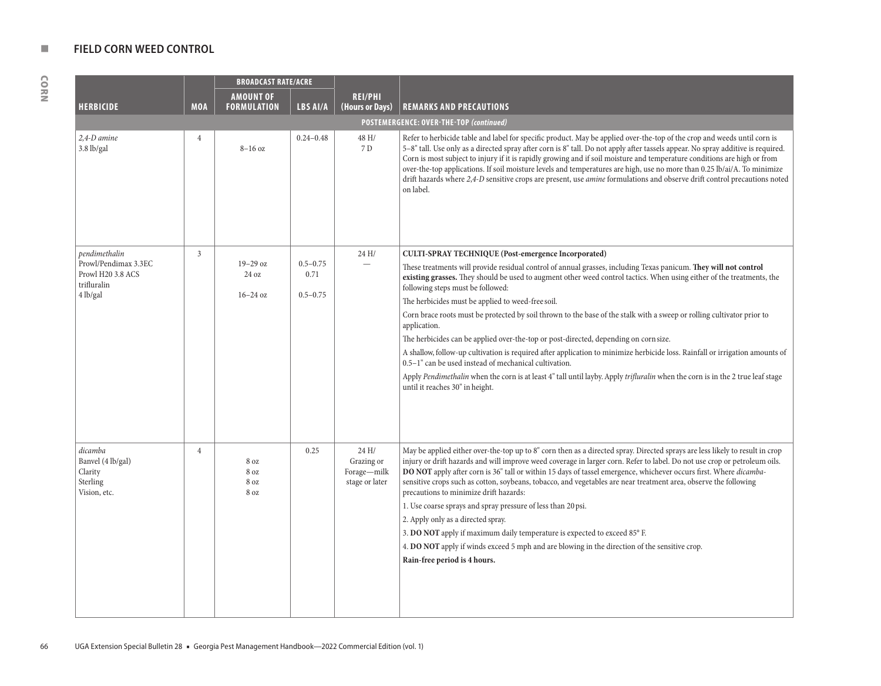## FIELD CORN WEED CONTROL

| HERBICIDE | MOA | BROADCAST RATE/ACRE AMOUNT OF FORMULATION | LBS AI/A | REI/PHI (Hours or Days) | REMARKS AND PRECAUTIONS |
|---|---|---|---|---|---|
| **POSTEMERGENCE: OVER-THE-TOP *(continued)*** | | | | | |
| *2,4-D amine* 3.8 lb/gal | 4 | 8–16 oz | 0.24–0.48 | 48 H/ 7 D | Refer to herbicide table and label for specific product. May be applied over-the-top of the crop and weeds until corn is 5–8" tall. Use only as a directed spray after corn is 8" tall. Do not apply after tassels appear. No spray additive is required. Corn is most subject to injury if it is rapidly growing and if soil moisture and temperature conditions are high or from over-the-top applications. If soil moisture levels and temperatures are high, use no more than 0.25 lb/ai/A. To minimize drift hazards where *2,4-D* sensitive crops are present, use *amine* formulations and observe drift control precautions noted on label. |
| *pendimethalin* Prowl/Pendimax 3.3EC<br>Prowl H20 3.8 ACS<br>trifluralin 4 lb/gal | 3 | 19–29 oz<br>24 oz<br>16–24 oz | 0.5–0.75<br>0.71<br>0.5–0.75 | 24 H/ — | **CULTI-SPRAY TECHNIQUE (Post-emergence Incorporated)**<br>These treatments will provide residual control of annual grasses, including Texas panicum. **They will not control existing grasses.** They should be used to augment other weed control tactics. When using either of the treatments, the following steps must be followed:<br>The herbicides must be applied to weed-free soil.<br>Corn brace roots must be protected by soil thrown to the base of the stalk with a sweep or rolling cultivator prior to application.<br>The herbicides can be applied over-the-top or post-directed, depending on corn size.<br>A shallow, follow-up cultivation is required after application to minimize herbicide loss. Rainfall or irrigation amounts of 0.5–1" can be used instead of mechanical cultivation.<br>Apply *Pendimethalin* when the corn is at least 4" tall until layby. Apply *trifluralin* when the corn is in the 2 true leaf stage until it reaches 30" in height. |
| *dicamba* Banvel (4 lb/gal)<br>Clarity<br>Sterling<br>Vision, etc. | 4 | 8 oz<br>8 oz<br>8 oz<br>8 oz | 0.25 | 24 H/ Grazing or Forage—milk stage or later | May be applied either over-the-top up to 8" corn then as a directed spray. Directed sprays are less likely to result in crop injury or drift hazards and will improve weed coverage in larger corn. Refer to label. Do not use crop or petroleum oils. **DO NOT** apply after corn is 36" tall or within 15 days of tassel emergence, whichever occurs first. Where *dicamba*-sensitive crops such as cotton, soybeans, tobacco, and vegetables are near treatment area, observe the following precautions to minimize drift hazards:<br>1. Use coarse sprays and spray pressure of less than 20 psi.<br>2. Apply only as a directed spray.<br>3. **DO NOT** apply if maximum daily temperature is expected to exceed 85° F.<br>4. **DO NOT** apply if winds exceed 5 mph and are blowing in the direction of the sensitive crop.<br>**Rain-free period is 4 hours.** |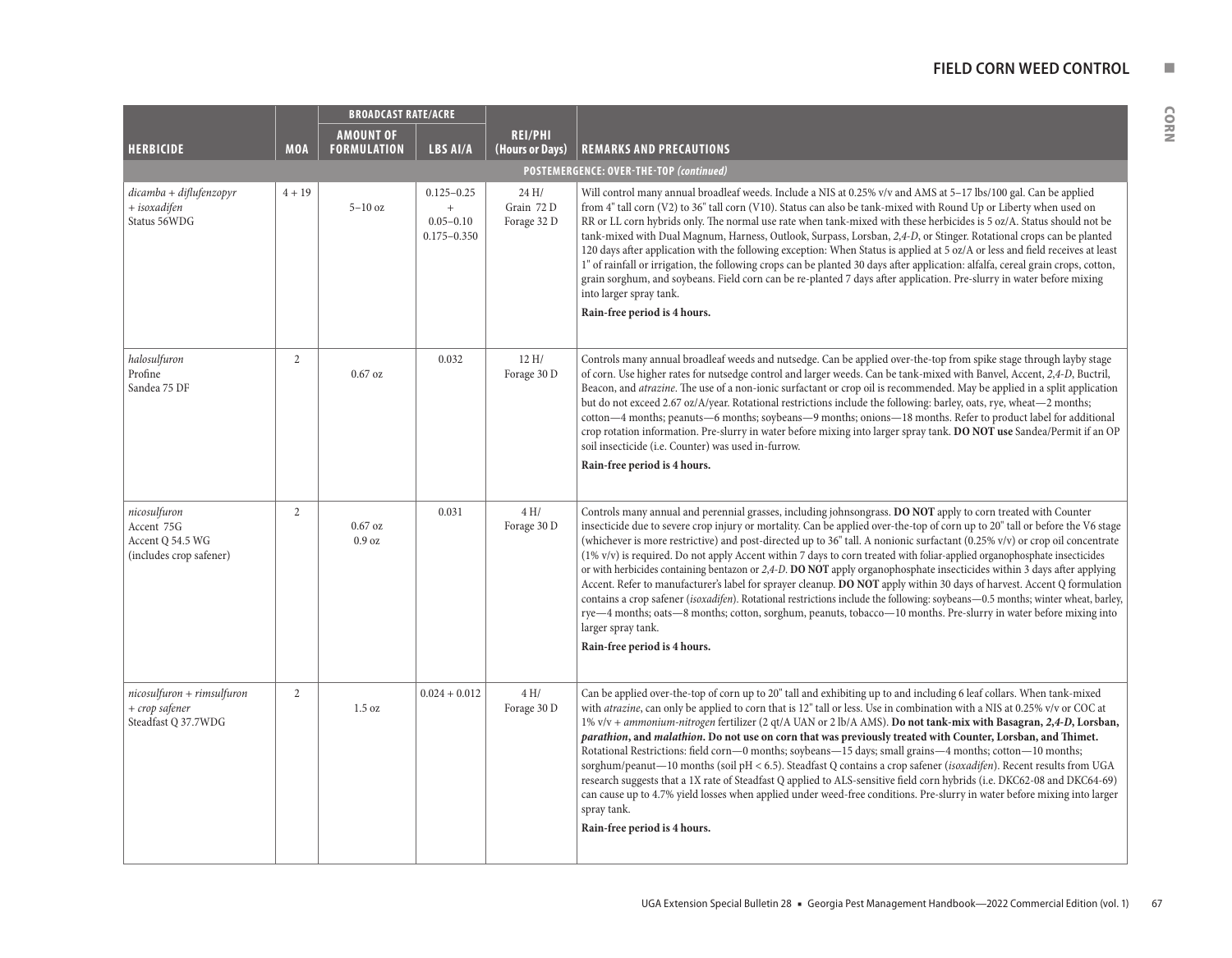## FIELD CORN WEED CONTROL

| HERBICIDE | MOA | BROADCAST RATE/ACRE AMOUNT OF FORMULATION | BROADCAST RATE/ACRE LBS AI/A | REI/PHI (Hours or Days) | REMARKS AND PRECAUTIONS |
|---|---|---|---|---|---|
| **POSTEMERGENCE: OVER-THE-TOP (continued)** | | | | | |
| *dicamba + diflufenzopyr + isoxadifen* Status 56WDG | 4 + 19 | 5–10 oz | 0.125–0.25 + 0.05–0.10 0.175–0.350 | 24 H/ Grain 72 D Forage 32 D | Will control many annual broadleaf weeds. Include a NIS at 0.25% v/v and AMS at 5–17 lbs/100 gal. Can be applied from 4" tall corn (V2) to 36" tall corn (V10). Status can also be tank-mixed with Round Up or Liberty when used on RR or LL corn hybrids only. The normal use rate when tank-mixed with these herbicides is 5 oz/A. Status should not be tank-mixed with Dual Magnum, Harness, Outlook, Surpass, Lorsban, *2,4-D*, or Stinger. Rotational crops can be planted 120 days after application with the following exception: When Status is applied at 5 oz/A or less and field receives at least 1" of rainfall or irrigation, the following crops can be planted 30 days after application: alfalfa, cereal grain crops, cotton, grain sorghum, and soybeans. Field corn can be re-planted 7 days after application. Pre-slurry in water before mixing into larger spray tank. **Rain-free period is 4 hours.** |
| *halosulfuron* Profine Sandea 75 DF | 2 | 0.67 oz | 0.032 | 12 H/ Forage 30 D | Controls many annual broadleaf weeds and nutsedge. Can be applied over-the-top from spike stage through layby stage of corn. Use higher rates for nutsedge control and larger weeds. Can be tank-mixed with Banvel, Accent, *2,4-D*, Buctril, Beacon, and *atrazine*. The use of a non-ionic surfactant or crop oil is recommended. May be applied in a split application but do not exceed 2.67 oz/A/year. Rotational restrictions include the following: barley, oats, rye, wheat—2 months; cotton—4 months; peanuts—6 months; soybeans—9 months; onions—18 months. Refer to product label for additional crop rotation information. Pre-slurry in water before mixing into larger spray tank. **DO NOT use** Sandea/Permit if an OP soil insecticide (i.e. Counter) was used in-furrow. **Rain-free period is 4 hours.** |
| *nicosulfuron* Accent 75G Accent Q 54.5 WG (includes crop safener) | 2 | 0.67 oz 0.9 oz | 0.031 | 4 H/ Forage 30 D | Controls many annual and perennial grasses, including johnsongrass. **DO NOT** apply to corn treated with Counter insecticide due to severe crop injury or mortality. Can be applied over-the-top of corn up to 20" tall or before the V6 stage (whichever is more restrictive) and post-directed up to 36" tall. A nonionic surfactant (0.25% v/v) or crop oil concentrate (1% v/v) is required. Do not apply Accent within 7 days to corn treated with foliar-applied organophosphate insecticides or with herbicides containing bentazon or *2,4-D*. **DO NOT** apply organophosphate insecticides within 3 days after applying Accent. Refer to manufacturer's label for sprayer cleanup. **DO NOT** apply within 30 days of harvest. Accent Q formulation contains a crop safener (*isoxadifen*). Rotational restrictions include the following: soybeans—0.5 months; winter wheat, barley, rye—4 months; oats—8 months; cotton, sorghum, peanuts, tobacco—10 months. Pre-slurry in water before mixing into larger spray tank. **Rain-free period is 4 hours.** |
| *nicosulfuron + rimsulfuron + crop safener* Steadfast Q 37.7WDG | 2 | 1.5 oz | 0.024 + 0.012 | 4 H/ Forage 30 D | Can be applied over-the-top of corn up to 20" tall and exhibiting up to and including 6 leaf collars. When tank-mixed with *atrazine*, can only be applied to corn that is 12" tall or less. Use in combination with a NIS at 0.25% v/v or COC at 1% v/v + *ammonium-nitrogen* fertilizer (2 qt/A UAN or 2 lb/A AMS). **Do not tank-mix with Basagran, *2,4-D*, Lorsban, *parathion*, and *malathion*. Do not use on corn that was previously treated with Counter, Lorsban, and Thimet.** Rotational Restrictions: field corn—0 months; soybeans—15 days; small grains—4 months; cotton—10 months; sorghum/peanut—10 months (soil pH < 6.5). Steadfast Q contains a crop safener (*isoxadifen*). Recent results from UGA research suggests that a 1X rate of Steadfast Q applied to ALS-sensitive field corn hybrids (i.e. DKC62-08 and DKC64-69) can cause up to 4.7% yield losses when applied under weed-free conditions. Pre-slurry in water before mixing into larger spray tank. **Rain-free period is 4 hours.** |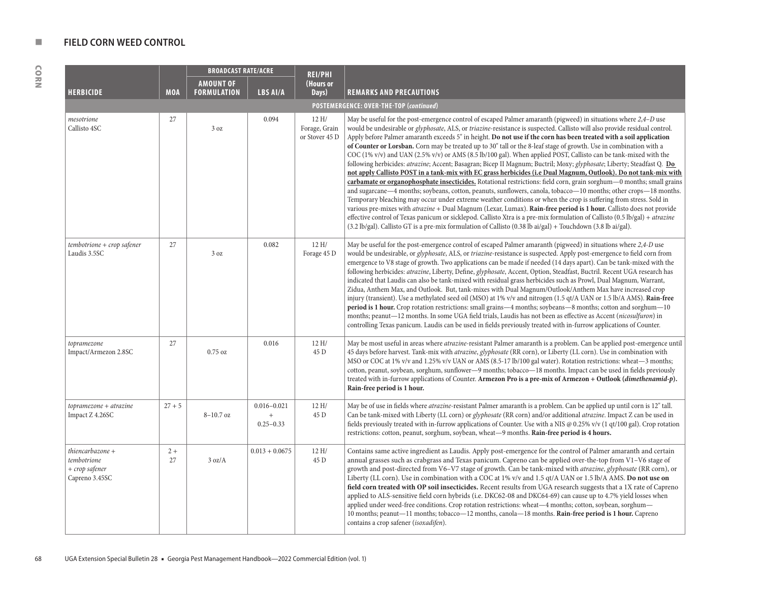## FIELD CORN WEED CONTROL

| HERBICIDE | MOA | BROADCAST RATE/ACRE AMOUNT OF FORMULATION | BROADCAST RATE/ACRE LBS AI/A | REI/PHI (Hours or Days) | REMARKS AND PRECAUTIONS |
|---|---|---|---|---|---|
| **POSTEMERGENCE: OVER-THE-TOP (*continued*)** | | | | | |
| *mesotrione* Callisto 4SC | 27 | 3 oz | 0.094 | 12 H/ Forage, Grain or Stover 45 D | May be useful for the post-emergence control of escaped Palmer amaranth (pigweed) in situations where *2,4–D* use would be undesirable or *glyphosate*, ALS, or *triazine*-resistance is suspected. Callisto will also provide residual control. Apply before Palmer amaranth exceeds 5" in height. **Do not use if the corn has been treated with a soil application of Counter or Lorsban.** Corn may be treated up to 30" tall or the 8-leaf stage of growth. Use in combination with a COC (1% v/v) and UAN (2.5% v/v) or AMS (8.5 lb/100 gal). When applied POST, Callisto can be tank-mixed with the following herbicides: *atrazine*; Accent; Basagran; Bicep II Magnum; Buctril; Moxy; *glyphosate*; Liberty; Steadfast Q. **Do not apply Callisto POST in a tank-mix with EC grass herbicides (i.e Dual Magnum, Outlook). Do not tank-mix with carbamate or organophosphate insecticides.** Rotational restrictions: field corn, grain sorghum—0 months; small grains and sugarcane—4 months; soybeans, cotton, peanuts, sunflowers, canola, tobacco—10 months; other crops—18 months. Temporary bleaching may occur under extreme weather conditions or when the crop is suffering from stress. Sold in various pre-mixes with *atrazine* + Dual Magnum (Lexar, Lumax). **Rain-free period is 1 hour.** Callisto does not provide effective control of Texas panicum or sicklepod. Callisto Xtra is a pre-mix formulation of Callisto (0.5 lb/gal) + *atrazine* (3.2 lb/gal). Callisto GT is a pre-mix formulation of Callisto (0.38 lb ai/gal) + Touchdown (3.8 lb ai/gal). |
| *tembotrione + crop safener* Laudis 3.5SC | 27 | 3 oz | 0.082 | 12 H/ Forage 45 D | May be useful for the post-emergence control of escaped Palmer amaranth (pigweed) in situations where *2,4-D* use would be undesirable, or *glyphosate*, ALS, or *triazine*-resistance is suspected. Apply post-emergence to field corn from emergence to V8 stage of growth. Two applications can be made if needed (14 days apart). Can be tank-mixed with the following herbicides: *atrazine*, Liberty, Define, *glyphosate*, Accent, Option, Steadfast, Buctril. Recent UGA research has indicated that Laudis can also be tank-mixed with residual grass herbicides such as Prowl, Dual Magnum, Warrant, Zidua, Anthem Max, and Outlook. But, tank-mixes with Dual Magnum/Outlook/Anthem Max have increased crop injury (transient). Use a methylated seed oil (MSO) at 1% v/v and nitrogen (1.5 qt/A UAN or 1.5 lb/A AMS). **Rain-free period is 1 hour.** Crop rotation restrictions: small grains—4 months; soybeans—8 months; cotton and sorghum—10 months; peanut—12 months. In some UGA field trials, Laudis has not been as effective as Accent (*nicosulfuron*) in controlling Texas panicum. Laudis can be used in fields previously treated with in-furrow applications of Counter. |
| *topramezone* Impact/Armezon 2.8SC | 27 | 0.75 oz | 0.016 | 12 H/ 45 D | May be most useful in areas where *atrazine*-resistant Palmer amaranth is a problem. Can be applied post-emergence until 45 days before harvest. Tank-mix with *atrazine*, *glyphosate* (RR corn), or Liberty (LL corn). Use in combination with MSO or COC at 1% v/v and 1.25% v/v UAN or AMS (8.5-17 lb/100 gal water). Rotation restrictions: wheat—3 months; cotton, peanut, soybean, sorghum, sunflower—9 months; tobacco—18 months. Impact can be used in fields previously treated with in-furrow applications of Counter. **Armezon Pro is a pre-mix of Armezon + Outlook (*dimethenamid-p*). Rain-free period is 1 hour.** |
| *topramezone + atrazine* Impact Z 4.26SC | 27 + 5 | 8–10.7 oz | 0.016–0.021 + 0.25–0.33 | 12 H/ 45 D | May be of use in fields where *atrazine*-resistant Palmer amaranth is a problem. Can be applied up until corn is 12" tall. Can be tank-mixed with Liberty (LL corn) or *glyphosate* (RR corn) and/or additional *atrazine*. Impact Z can be used in fields previously treated with in-furrow applications of Counter. Use with a NIS @ 0.25% v/v (1 qt/100 gal). Crop rotation restrictions: cotton, peanut, sorghum, soybean, wheat—9 months. **Rain-free period is 4 hours.** |
| *thiencarbazone + tembotrione + crop safener* Capreno 3.45SC | 2 + 27 | 3 oz/A | 0.013 + 0.0675 | 12 H/ 45 D | Contains same active ingredient as Laudis. Apply post-emergence for the control of Palmer amaranth and certain annual grasses such as crabgrass and Texas panicum. Capreno can be applied over-the-top from V1–V6 stage of growth and post-directed from V6–V7 stage of growth. Can be tank-mixed with *atrazine*, *glyphosate* (RR corn), or Liberty (LL corn). Use in combination with a COC at 1% v/v and 1.5 qt/A UAN or 1.5 lb/A AMS. **Do not use on field corn treated with OP soil insecticides.** Recent results from UGA research suggests that a 1X rate of Capreno applied to ALS-sensitive field corn hybrids (i.e. DKC62-08 and DKC64-69) can cause up to 4.7% yield losses when applied under weed-free conditions. Crop rotation restrictions: wheat—4 months; cotton, soybean, sorghum—10 months; peanut—11 months; tobacco—12 months, canola—18 months. **Rain-free period is 1 hour.** Capreno contains a crop safener (*isoxadifen*). |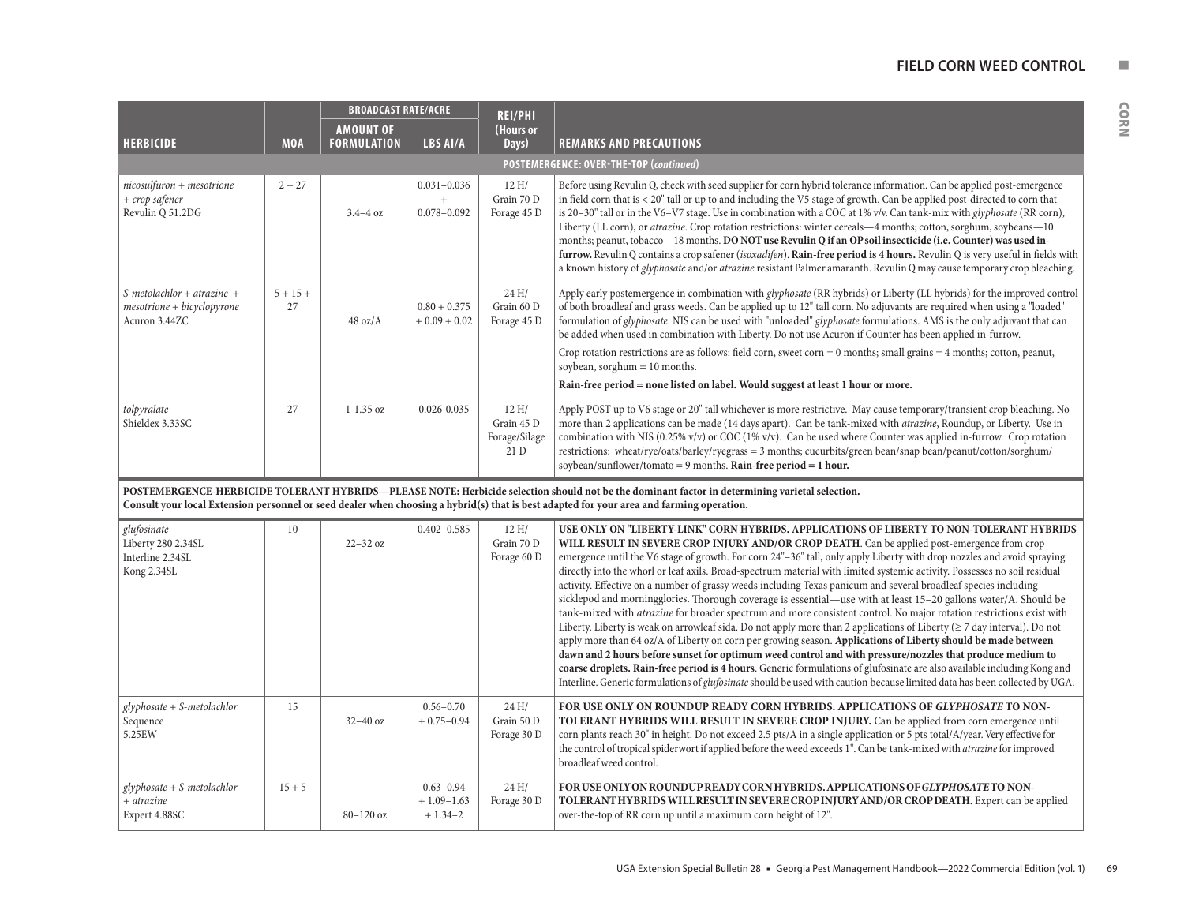| HERBICIDE | MOA | BROADCAST RATE/ACRE | | REI/PHI (Hours or Days) | REMARKS AND PRECAUTIONS |
|---|---|---|---|---|---|
| | | AMOUNT OF FORMULATION | LBS AI/A | | |
| **POSTEMERGENCE: OVER-THE-TOP (*continued*)** | | | | | |
| *nicosulfuron + mesotrione + crop safener* Revulin Q 51.2DG | 2 + 27 | 3.4–4 oz | 0.031–0.036 + 0.078–0.092 | 12 H/ Grain 70 D Forage 45 D | Before using Revulin Q, check with seed supplier for corn hybrid tolerance information. Can be applied post-emergence in field corn that is < 20" tall or up to and including the V5 stage of growth. Can be applied post-directed to corn that is 20–30" tall or in the V6–V7 stage. Use in combination with a COC at 1% v/v. Can tank-mix with *glyphosate* (RR corn), Liberty (LL corn), or *atrazine*. Crop rotation restrictions: winter cereals—4 months; cotton, sorghum, soybeans—10 months; peanut, tobacco—18 months. **DO NOT use Revulin Q if an OP soil insecticide (i.e. Counter) was used in-furrow.** Revulin Q contains a crop safener (*isoxadifen*). **Rain-free period is 4 hours.** Revulin Q is very useful in fields with a known history of *glyphosate* and/or *atrazine* resistant Palmer amaranth. Revulin Q may cause temporary crop bleaching. |
| *S-metolachlor + atrazine + mesotrione + bicyclopyrone* Acuron 3.44ZC | 5 + 15 + 27 | 48 oz/A | 0.80 + 0.375 + 0.09 + 0.02 | 24 H/ Grain 45 D Forage 45 D | Apply early postemergence in combination with *glyphosate* (RR hybrids) or Liberty (LL hybrids) for the improved control of both broadleaf and grass weeds. Can be applied up to 12" tall corn. No adjuvants are required when using a "loaded" formulation of *glyphosate*. NIS can be used with "unloaded" *glyphosate* formulations. AMS is the only adjuvant that can be added when used in combination with Liberty. Do not use Acuron if Counter has been applied in-furrow.<br><br>Crop rotation restrictions are as follows: field corn, sweet corn = 0 months; small grains = 4 months; cotton, peanut, soybean, sorghum = 10 months.<br><br>**Rain-free period = none listed on label. Would suggest at least 1 hour or more.** |
| *tolpyralate* Shieldex 3.33SC | 27 | 1-1.35 oz | 0.026-0.035 | 12 H/ Grain 45 D Forage/Silage 21 D | Apply POST up to V6 stage or 20" tall whichever is more restrictive. May cause temporary/transient crop bleaching. No more than 2 applications can be made (14 days apart). Can be tank-mixed with *atrazine*, Roundup, or Liberty. Use in combination with NIS (0.25% v/v) or COC (1% v/v). Can be used where Counter was applied in-furrow. Crop rotation restrictions: wheat/rye/oats/barley/ryegrass = 3 months; cucurbits/green bean/snap bean/peanut/cotton/sorghum/ soybean/sunflower/tomato = 9 months. **Rain-free period = 1 hour.** |
| **POSTEMERGENCE-HERBICIDE TOLERANT HYBRIDS—PLEASE NOTE: Herbicide selection should not be the dominant factor in determining varietal selection. Consult your local Extension personnel or seed dealer when choosing a hybrid(s) that is best adapted for your area and farming operation.** | | | | | |
| *glufosinate* Liberty 280 2.34SL Interline 2.34SL Kong 2.34SL | 10 | 22–32 oz | 0.402–0.585 | 12 H/ Grain 70 D Forage 60 D | **USE ONLY ON "LIBERTY-LINK" CORN HYBRIDS. APPLICATIONS OF LIBERTY TO NON-TOLERANT HYBRIDS WILL RESULT IN SEVERE CROP INJURY AND/OR CROP DEATH**. Can be applied post-emergence from crop emergence until the V6 stage of growth. For corn 24"–36" tall, only apply Liberty with drop nozzles and avoid spraying directly into the whorl or leaf axils. Broad-spectrum material with limited systemic activity. Possesses no soil residual activity. Effective on a number of grassy weeds including Texas panicum and several broadleaf species including sicklepod and morningglories. Thorough coverage is essential—use with at least 15–20 gallons water/A. Should be tank-mixed with *atrazine* for broader spectrum and more consistent control. No major rotation restrictions exist with Liberty. Liberty is weak on arrowleaf sida. Do not apply more than 2 applications of Liberty (≥ 7 day interval). Do not apply more than 64 oz/A of Liberty on corn per growing season. **Applications of Liberty should be made between dawn and 2 hours before sunset for optimum weed control and with pressure/nozzles that produce medium to coarse droplets. Rain-free period is 4 hours**. Generic formulations of glufosinate are also available including Kong and Interline. Generic formulations of *glufosinate* should be used with caution because limited data has been collected by UGA. |
| *glyphosate + S-metolachlor* Sequence 5.25EW | 15 | 32–40 oz | 0.56–0.70 + 0.75–0.94 | 24 H/ Grain 50 D Forage 30 D | **FOR USE ONLY ON ROUNDUP READY CORN HYBRIDS. APPLICATIONS OF *GLYPHOSATE* TO NON-TOLERANT HYBRIDS WILL RESULT IN SEVERE CROP INJURY.** Can be applied from corn emergence until corn plants reach 30" in height. Do not exceed 2.5 pts/A in a single application or 5 pts total/A/year. Very effective for the control of tropical spiderwort if applied before the weed exceeds 1". Can be tank-mixed with *atrazine* for improved broadleaf weed control. |
| *glyphosate + S-metolachlor + atrazine* Expert 4.88SC | 15 + 5 | 80–120 oz | 0.63–0.94 + 1.09–1.63 + 1.34–2 | 24 H/ Forage 30 D | **FOR USE ONLY ON ROUNDUP READY CORN HYBRIDS. APPLICATIONS OF *GLYPHOSATE* TO NON-TOLERANT HYBRIDS WILL RESULT IN SEVERE CROP INJURY AND/OR CROP DEATH.** Expert can be applied over-the-top of RR corn until a maximum corn height of 12". |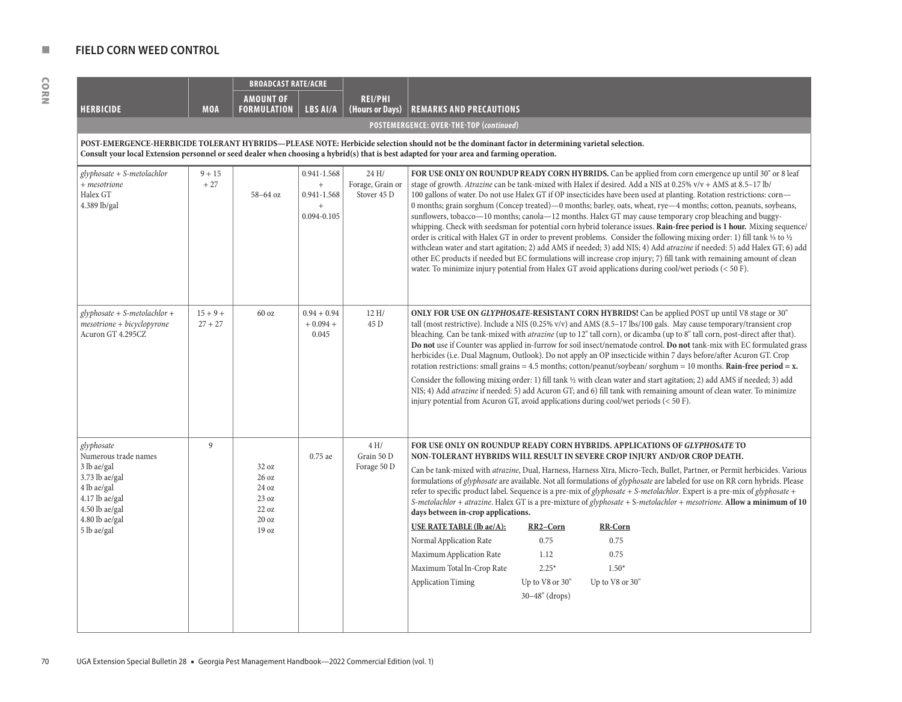## FIELD CORN WEED CONTROL

| HERBICIDE | MOA | BROADCAST RATE/ACRE AMOUNT OF FORMULATION | LBS AI/A | REI/PHI (Hours or Days) | REMARKS AND PRECAUTIONS |
|---|---|---|---|---|---|
| **POSTEMERGENCE: OVER-THE-TOP (*continued*)** | | | | | |
| **POST-EMERGENCE-HERBICIDE TOLERANT HYBRIDS—PLEASE NOTE: Herbicide selection should not be the dominant factor in determining varietal selection. Consult your local Extension personnel or seed dealer when choosing a hybrid(s) that is best adapted for your area and farming operation.** | | | | | |
| *glyphosate + S-metolachlor + mesotrione* Halex GT 4.389 lb/gal | 9 + 15 + 27 | 58–64 oz | 0.941-1.568 + 0.941-1.568 + 0.094-0.105 | 24 H/ Forage, Grain or Stover 45 D | **FOR USE ONLY ON ROUNDUP READY CORN HYBRIDS.** Can be applied from corn emergence up until 30" or 8 leaf stage of growth. *Atrazine* can be tank-mixed with Halex if desired. Add a NIS at 0.25% v/v + AMS at 8.5–17 lb/100 gallons of water. Do not use Halex GT if OP insecticides have been used at planting. Rotation restrictions: corn—0 months; grain sorghum (Concep treated)—0 months; barley, oats, wheat, rye—4 months; cotton, peanuts, soybeans, sunflowers, tobacco—10 months; canola—12 months. Halex GT may cause temporary crop bleaching and buggy-whipping. Check with seedsman for potential corn hybrid tolerance issues. **Rain-free period is 1 hour.** Mixing sequence/order is critical with Halex GT in order to prevent problems. Consider the following mixing order: 1) fill tank ⅓ to ½ withclean water and start agitation; 2) add AMS if needed; 3) add NIS; 4) Add *atrazine* if needed: 5) add Halex GT; 6) add other EC products if needed but EC formulations will increase crop injury; 7) fill tank with remaining amount of clean water. To minimize injury potential from Halex GT avoid applications during cool/wet periods (< 50 F). |
| *glyphosate + S-metolachlor + mesotrione + bicyclopyrone* Acuron GT 4.295CZ | 15 + 9 + 27 + 27 | 60 oz | 0.94 + 0.94 + 0.094 + 0.045 | 12 H/ 45 D | **ONLY FOR USE ON *GLYPHOSATE*-RESISTANT CORN HYBRIDS!** Can be applied POST up until V8 stage or 30" tall (most restrictive). Include a NIS (0.25% v/v) and AMS (8.5–17 lbs/100 gals. May cause temporary/transient crop bleaching. Can be tank-mixed with *atrazine* (up to 12" tall corn), or dicamba (up to 8" tall corn, post-direct after that). **Do not** use if Counter was applied in-furrow for soil insect/nematode control. **Do not** tank-mix with EC formulated grass herbicides (i.e. Dual Magnum, Outlook). Do not apply an OP insecticide within 7 days before/after Acuron GT. Crop rotation restrictions: small grains = 4.5 months; cotton/peanut/soybean/ sorghum = 10 months. **Rain-free period = x.**<br><br>Consider the following mixing order: 1) fill tank ½ with clean water and start agitation; 2) add AMS if needed; 3) add NIS; 4) Add *atrazine* if needed: 5) add Acuron GT; and 6) fill tank with remaining amount of clean water. To minimize injury potential from Acuron GT, avoid applications during cool/wet periods (< 50 F). |
| *glyphosate* Numerous trade names<br>3 lb ae/gal<br>3.73 lb ae/gal<br>4 lb ae/gal<br>4.17 lb ae/gal<br>4.50 lb ae/gal<br>4.80 lb ae/gal<br>5 lb ae/gal | 9 | <br><br>32 oz<br>26 oz<br>24 oz<br>23 oz<br>22 oz<br>20 oz<br>19 oz | 0.75 ae | 4 H/ Grain 50 D Forage 50 D | **FOR USE ONLY ON ROUNDUP READY CORN HYBRIDS. APPLICATIONS OF *GLYPHOSATE* TO NON-TOLERANT HYBRIDS WILL RESULT IN SEVERE CROP INJURY AND/OR CROP DEATH.**<br><br>Can be tank-mixed with *atrazine*, Dual, Harness, Harness Xtra, Micro-Tech, Bullet, Partner, or Permit herbicides. Various formulations of *glyphosate* are available. Not all formulations of *glyphosate* are labeled for use on RR corn hybrids. Please refer to specific product label. Sequence is a pre-mix of *glyphosate + S-metolachlor*. Expert is a pre-mix of *glyphosate + S-metolachlor + atrazine*. Halex GT is a pre-mixture of *glyphosate + S-metolachlor + mesotrione*. **Allow a minimum of 10 days between in-crop applications.**<br><br>**USE RATE TABLE (lb ae/A):** — **RR2–Corn** / **RR-Corn**<br>Normal Application Rate: 0.75 / 0.75<br>Maximum Application Rate: 1.12 / 0.75<br>Maximum Total In-Crop Rate: 2.25* / 1.50*<br>Application Timing: Up to V8 or 30", 30–48" (drops) / Up to V8 or 30" |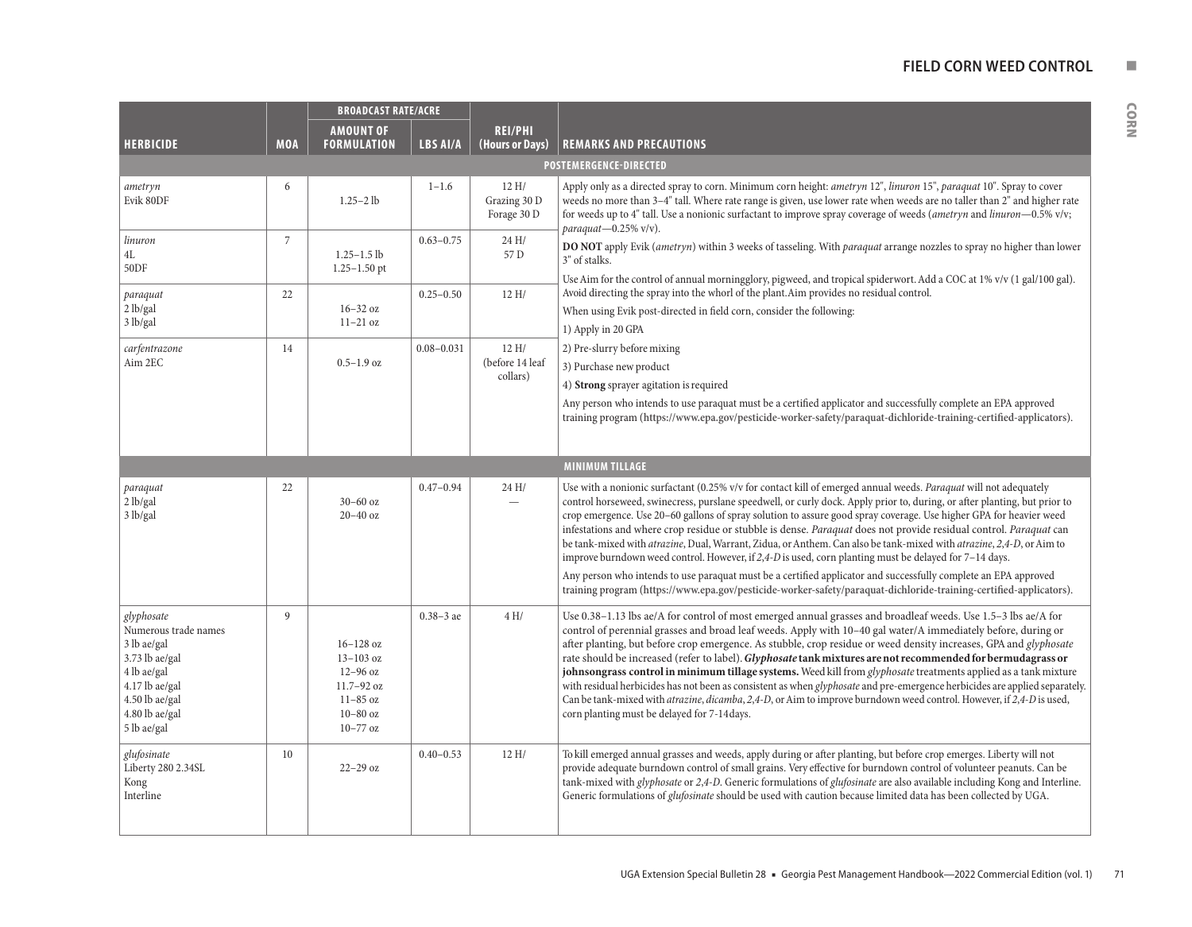| HERBICIDE | MOA | BROADCAST RATE/ACRE AMOUNT OF FORMULATION | BROADCAST RATE/ACRE LBS AI/A | REI/PHI (Hours or Days) | REMARKS AND PRECAUTIONS |
|---|---|---|---|---|---|
| **POSTEMERGENCE-DIRECTED** | | | | | |
| *ametryn*<br>Evik 80DF | 6 | 1.25–2 lb | 1–1.6 | 12 H/<br>Grazing 30 D<br>Forage 30 D | Apply only as a directed spray to corn. Minimum corn height: *ametryn* 12", *linuron* 15", *paraquat* 10". Spray to cover weeds no more than 3–4" tall. Where rate range is given, use lower rate when weeds are no taller than 2" and higher rate for weeds up to 4" tall. Use a nonionic surfactant to improve spray coverage of weeds (*ametryn* and *linuron*—0.5% v/v; *paraquat*—0.25% v/v).<br>**DO NOT** apply Evik (*ametryn*) within 3 weeks of tasseling. With *paraquat* arrange nozzles to spray no higher than lower 3" of stalks.<br>Use Aim for the control of annual morningglory, pigweed, and tropical spiderwort. Add a COC at 1% v/v (1 gal/100 gal). Avoid directing the spray into the whorl of the plant. Aim provides no residual control.<br>When using Evik post-directed in field corn, consider the following:<br>1) Apply in 20 GPA<br>2) Pre-slurry before mixing<br>3) Purchase new product<br>4) **Strong** sprayer agitation is required<br>Any person who intends to use paraquat must be a certified applicator and successfully complete an EPA approved training program (https://www.epa.gov/pesticide-worker-safety/paraquat-dichloride-training-certified-applicators). |
| *linuron*<br>4L<br>50DF | 7 | 1.25–1.5 lb<br>1.25–1.50 pt | 0.63–0.75 | 24 H/<br>57 D | |
| *paraquat*<br>2 lb/gal<br>3 lb/gal | 22 | 16–32 oz<br>11–21 oz | 0.25–0.50 | 12 H/ | |
| *carfentrazone*<br>Aim 2EC | 14 | 0.5–1.9 oz | 0.08–0.031 | 12 H/<br>(before 14 leaf collars) | |
| **MINIMUM TILLAGE** | | | | | |
| *paraquat*<br>2 lb/gal<br>3 lb/gal | 22 | 30–60 oz<br>20–40 oz | 0.47–0.94 | 24 H/<br>— | Use with a nonionic surfactant (0.25% v/v for contact kill of emerged annual weeds. *Paraquat* will not adequately control horseweed, swinecress, purslane speedwell, or curly dock. Apply prior to, during, or after planting, but prior to crop emergence. Use 20–60 gallons of spray solution to assure good spray coverage. Use higher GPA for heavier weed infestations and where crop residue or stubble is dense. *Paraquat* does not provide residual control. *Paraquat* can be tank-mixed with *atrazine*, Dual, Warrant, Zidua, or Anthem. Can also be tank-mixed with *atrazine*, *2,4-D*, or Aim to improve burndown weed control. However, if *2,4-D* is used, corn planting must be delayed for 7–14 days.<br>Any person who intends to use paraquat must be a certified applicator and successfully complete an EPA approved training program (https://www.epa.gov/pesticide-worker-safety/paraquat-dichloride-training-certified-applicators). |
| *glyphosate*<br>Numerous trade names<br>3 lb ae/gal<br>3.73 lb ae/gal<br>4 lb ae/gal<br>4.17 lb ae/gal<br>4.50 lb ae/gal<br>4.80 lb ae/gal<br>5 lb ae/gal | 9 | 16–128 oz<br>13–103 oz<br>12–96 oz<br>11.7–92 oz<br>11–85 oz<br>10–80 oz<br>10–77 oz | 0.38–3 ae | 4 H/ | Use 0.38–1.13 lbs ae/A for control of most emerged annual grasses and broadleaf weeds. Use 1.5–3 lbs ae/A for control of perennial grasses and broad leaf weeds. Apply with 10–40 gal water/A immediately before, during or after planting, but before crop emergence. As stubble, crop residue or weed density increases, GPA and *glyphosate* rate should be increased (refer to label). ***Glyphosate* tank mixtures are not recommended for bermudagrass or johnsongrass control in minimum tillage systems.** Weed kill from *glyphosate* treatments applied as a tank mixture with residual herbicides has not been as consistent as when *glyphosate* and pre-emergence herbicides are applied separately. Can be tank-mixed with *atrazine*, *dicamba*, *2,4-D*, or Aim to improve burndown weed control. However, if *2,4-D* is used, corn planting must be delayed for 7-14days. |
| *glufosinate*<br>Liberty 280 2.34SL<br>Kong<br>Interline | 10 | 22–29 oz | 0.40–0.53 | 12 H/ | To kill emerged annual grasses and weeds, apply during or after planting, but before crop emerges. Liberty will not provide adequate burndown control of small grains. Very effective for burndown control of volunteer peanuts. Can be tank-mixed with *glyphosate* or *2,4-D*. Generic formulations of *glufosinate* are also available including Kong and Interline. Generic formulations of *glufosinate* should be used with caution because limited data has been collected by UGA. |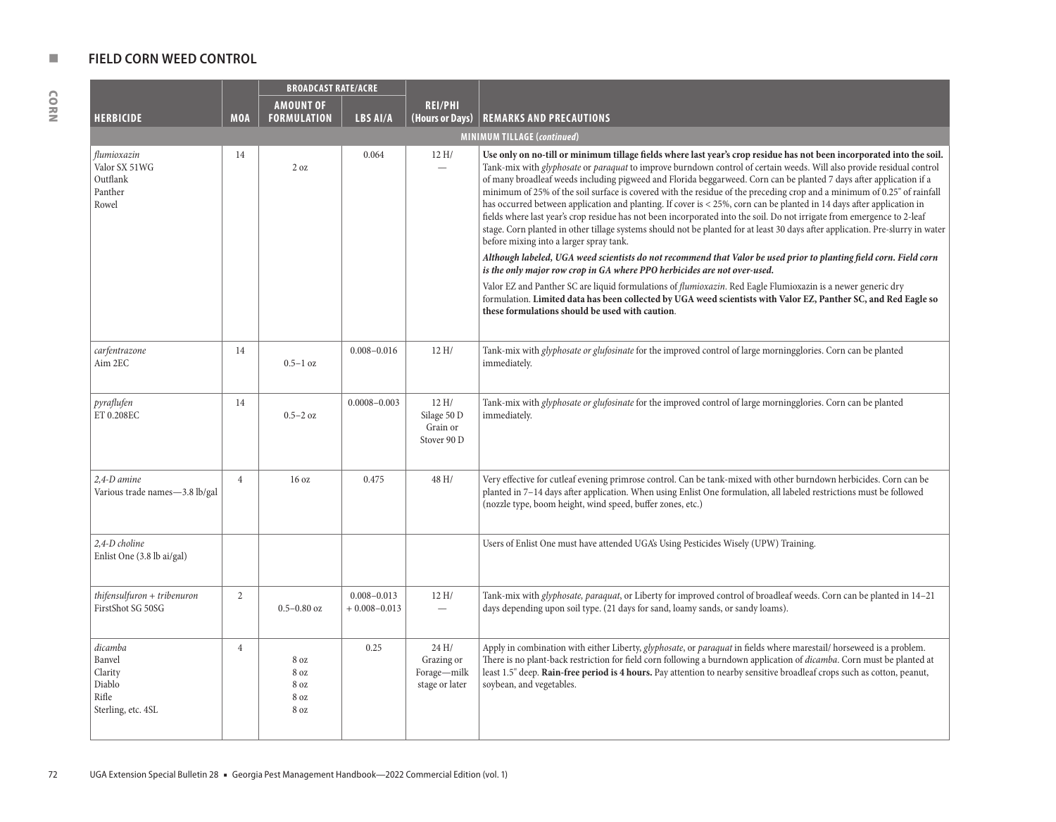## FIELD CORN WEED CONTROL

| HERBICIDE | MOA | BROADCAST RATE/ACRE AMOUNT OF FORMULATION | BROADCAST RATE/ACRE LBS AI/A | REI/PHI (Hours or Days) | REMARKS AND PRECAUTIONS |
|---|---|---|---|---|---|
| **MINIMUM TILLAGE (*continued*)** | | | | | |
| *flumioxazin*<br>Valor SX 51WG<br>Outflank<br>Panther<br>Rowel | 14 | 2 oz | 0.064 | 12 H/<br>— | **Use only on no-till or minimum tillage fields where last year's crop residue has not been incorporated into the soil.** Tank-mix with *glyphosate* or *paraquat* to improve burndown control of certain weeds. Will also provide residual control of many broadleaf weeds including pigweed and Florida beggarweed. Corn can be planted 7 days after application if a minimum of 25% of the soil surface is covered with the residue of the preceding crop and a minimum of 0.25" of rainfall has occurred between application and planting. If cover is < 25%, corn can be planted in 14 days after application in fields where last year's crop residue has not been incorporated into the soil. Do not irrigate from emergence to 2-leaf stage. Corn planted in other tillage systems should not be planted for at least 30 days after application. Pre-slurry in water before mixing into a larger spray tank.<br>***Although labeled, UGA weed scientists do not recommend that Valor be used prior to planting field corn. Field corn is the only major row crop in GA where PPO herbicides are not over-used.***<br>Valor EZ and Panther SC are liquid formulations of *flumioxazin*. Red Eagle Flumioxazin is a newer generic dry formulation. **Limited data has been collected by UGA weed scientists with Valor EZ, Panther SC, and Red Eagle so these formulations should be used with caution**. |
| *carfentrazone*<br>Aim 2EC | 14 | 0.5–1 oz | 0.008–0.016 | 12 H/ | Tank-mix with *glyphosate or glufosinate* for the improved control of large morningglories. Corn can be planted immediately. |
| *pyraflufen*<br>ET 0.208EC | 14 | 0.5–2 oz | 0.0008–0.003 | 12 H/<br>Silage 50 D<br>Grain or<br>Stover 90 D | Tank-mix with *glyphosate or glufosinate* for the improved control of large morningglories. Corn can be planted immediately. |
| *2,4-D amine*<br>Various trade names—3.8 lb/gal | 4 | 16 oz | 0.475 | 48 H/ | Very effective for cutleaf evening primrose control. Can be tank-mixed with other burndown herbicides. Corn can be planted in 7–14 days after application. When using Enlist One formulation, all labeled restrictions must be followed (nozzle type, boom height, wind speed, buffer zones, etc.) |
| *2,4-D choline*<br>Enlist One (3.8 lb ai/gal) | | | | | Users of Enlist One must have attended UGA's Using Pesticides Wisely (UPW) Training. |
| *thifensulfuron + tribenuron*<br>FirstShot SG 50SG | 2 | 0.5–0.80 oz | 0.008–0.013<br>+ 0.008–0.013 | 12 H/<br>— | Tank-mix with *glyphosate, paraquat*, or Liberty for improved control of broadleaf weeds. Corn can be planted in 14–21 days depending upon soil type. (21 days for sand, loamy sands, or sandy loams). |
| *dicamba*<br>Banvel<br>Clarity<br>Diablo<br>Rifle<br>Sterling, etc. 4SL | 4 | 8 oz<br>8 oz<br>8 oz<br>8 oz<br>8 oz | 0.25 | 24 H/<br>Grazing or<br>Forage—milk<br>stage or later | Apply in combination with either Liberty, *glyphosate*, or *paraquat* in fields where marestail/ horseweed is a problem. There is no plant-back restriction for field corn following a burndown application of *dicamba*. Corn must be planted at least 1.5" deep. **Rain-free period is 4 hours.** Pay attention to nearby sensitive broadleaf crops such as cotton, peanut, soybean, and vegetables. |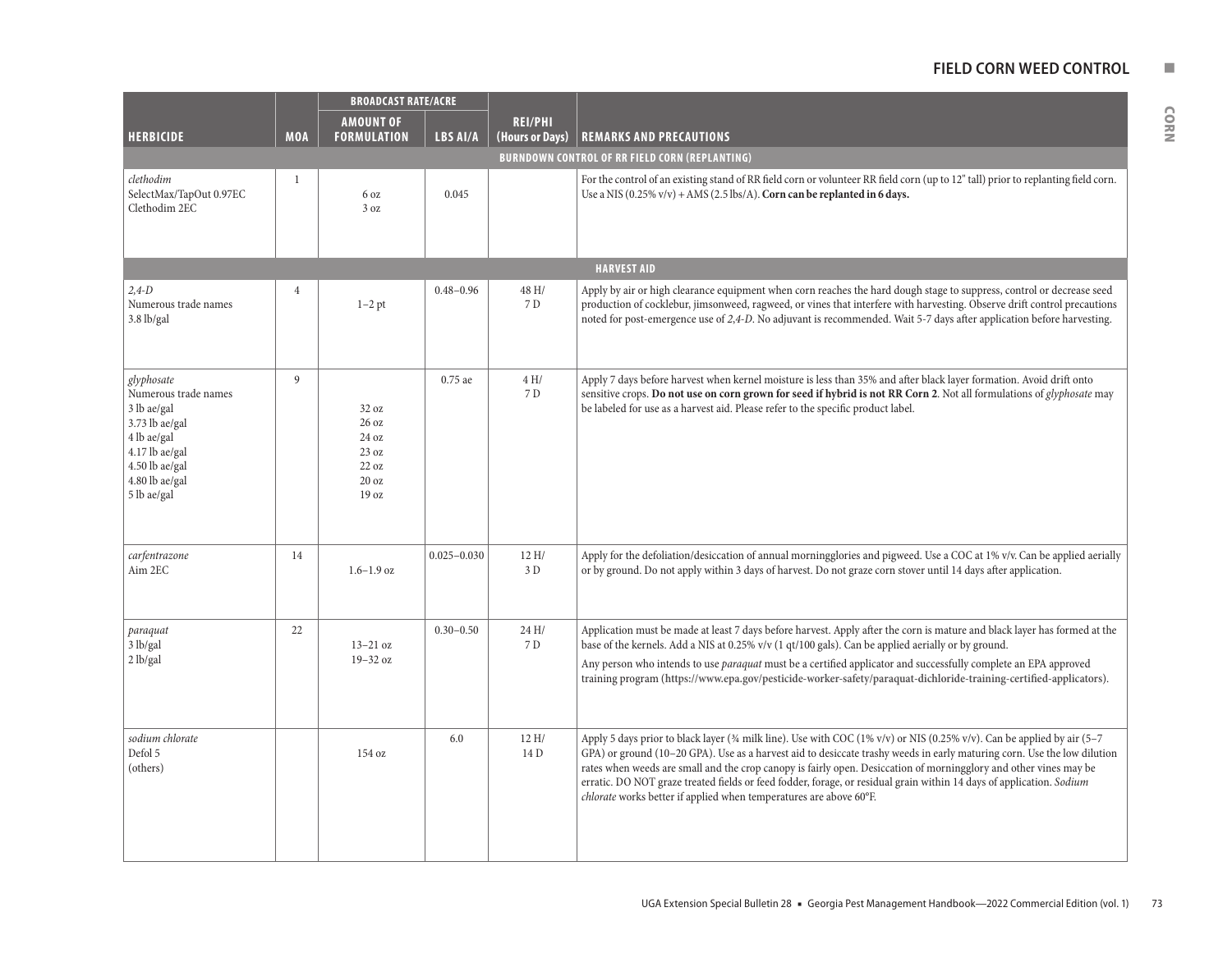# FIELD CORN WEED CONTROL

| HERBICIDE | MOA | BROADCAST RATE/ACRE AMOUNT OF FORMULATION | LBS AI/A | REI/PHI (Hours or Days) | REMARKS AND PRECAUTIONS |
|---|---|---|---|---|---|
| **BURNDOWN CONTROL OF RR FIELD CORN (REPLANTING)** | | | | | |
| *clethodim*<br>SelectMax/TapOut 0.97EC<br>Clethodim 2EC | 1 | <br>6 oz<br>3 oz | 0.045 | | For the control of an existing stand of RR field corn or volunteer RR field corn (up to 12" tall) prior to replanting field corn. Use a NIS (0.25% v/v) + AMS (2.5 lbs/A). **Corn can be replanted in 6 days.** |
| **HARVEST AID** | | | | | |
| *2,4-D*<br>Numerous trade names<br>3.8 lb/gal | 4 | 1–2 pt | 0.48–0.96 | 48 H/<br>7 D | Apply by air or high clearance equipment when corn reaches the hard dough stage to suppress, control or decrease seed production of cocklebur, jimsonweed, ragweed, or vines that interfere with harvesting. Observe drift control precautions noted for post-emergence use of *2,4-D*. No adjuvant is recommended. Wait 5-7 days after application before harvesting. |
| *glyphosate*<br>Numerous trade names<br>3 lb ae/gal<br>3.73 lb ae/gal<br>4 lb ae/gal<br>4.17 lb ae/gal<br>4.50 lb ae/gal<br>4.80 lb ae/gal<br>5 lb ae/gal | 9 | <br><br>32 oz<br>26 oz<br>24 oz<br>23 oz<br>22 oz<br>20 oz<br>19 oz | 0.75 ae | 4 H/<br>7 D | Apply 7 days before harvest when kernel moisture is less than 35% and after black layer formation. Avoid drift onto sensitive crops. **Do not use on corn grown for seed if hybrid is not RR Corn 2**. Not all formulations of *glyphosate* may be labeled for use as a harvest aid. Please refer to the specific product label. |
| *carfentrazone*<br>Aim 2EC | 14 | 1.6–1.9 oz | 0.025–0.030 | 12 H/<br>3 D | Apply for the defoliation/desiccation of annual morningglories and pigweed. Use a COC at 1% v/v. Can be applied aerially or by ground. Do not apply within 3 days of harvest. Do not graze corn stover until 14 days after application. |
| *paraquat*<br>3 lb/gal<br>2 lb/gal | 22 | <br>13–21 oz<br>19–32 oz | 0.30–0.50 | 24 H/<br>7 D | Application must be made at least 7 days before harvest. Apply after the corn is mature and black layer has formed at the base of the kernels. Add a NIS at 0.25% v/v (1 qt/100 gals). Can be applied aerially or by ground.<br>Any person who intends to use *paraquat* must be a certified applicator and successfully complete an EPA approved training program (https://www.epa.gov/pesticide-worker-safety/paraquat-dichloride-training-certified-applicators). |
| *sodium chlorate*<br>Defol 5<br>(others) | | 154 oz | 6.0 | 12 H/<br>14 D | Apply 5 days prior to black layer (¾ milk line). Use with COC (1% v/v) or NIS (0.25% v/v). Can be applied by air (5–7 GPA) or ground (10–20 GPA). Use as a harvest aid to desiccate trashy weeds in early maturing corn. Use the low dilution rates when weeds are small and the crop canopy is fairly open. Desiccation of morningglory and other vines may be erratic. DO NOT graze treated fields or feed fodder, forage, or residual grain within 14 days of application. *Sodium chlorate* works better if applied when temperatures are above 60°F. |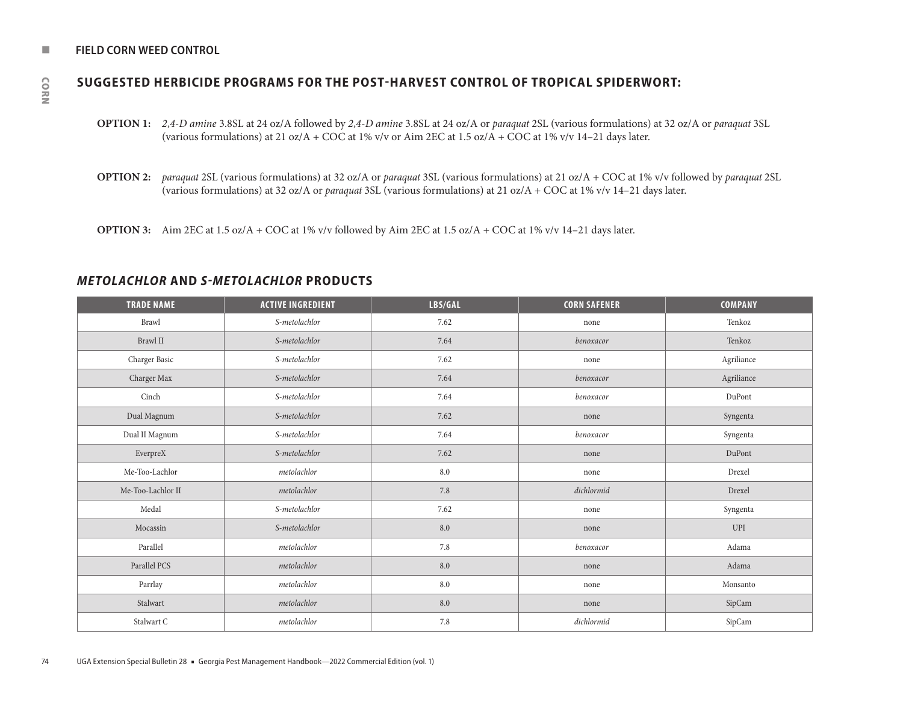## SUGGESTED HERBICIDE PROGRAMS FOR THE POST-HARVEST CONTROL OF TROPICAL SPIDERWORT:

**OPTION 1:** *2,4-D amine* 3.8SL at 24 oz/A followed by *2,4-D amine* 3.8SL at 24 oz/A or *paraquat* 2SL (various formulations) at 32 oz/A or *paraquat* 3SL (various formulations) at 21 oz/A + COC at 1% v/v or Aim 2EC at 1.5 oz/A + COC at 1% v/v 14–21 days later.

**OPTION 2:** *paraquat* 2SL (various formulations) at 32 oz/A or *paraquat* 3SL (various formulations) at 21 oz/A + COC at 1% v/v followed by *paraquat* 2SL (various formulations) at 32 oz/A or *paraquat* 3SL (various formulations) at 21 oz/A + COC at 1% v/v 14–21 days later.

**OPTION 3:** Aim 2EC at 1.5 oz/A + COC at 1% v/v followed by Aim 2EC at 1.5 oz/A + COC at 1% v/v 14–21 days later.

## *METOLACHLOR* AND *S-METOLACHLOR* PRODUCTS

| TRADE NAME | ACTIVE INGREDIENT | LBS/GAL | CORN SAFENER | COMPANY |
|---|---|---|---|---|
| Brawl | *S-metolachlor* | 7.62 | none | Tenkoz |
| Brawl II | *S-metolachlor* | 7.64 | *benoxacor* | Tenkoz |
| Charger Basic | *S-metolachlor* | 7.62 | none | Agriliance |
| Charger Max | *S-metolachlor* | 7.64 | *benoxacor* | Agriliance |
| Cinch | *S-metolachlor* | 7.64 | *benoxacor* | DuPont |
| Dual Magnum | *S-metolachlor* | 7.62 | none | Syngenta |
| Dual II Magnum | *S-metolachlor* | 7.64 | *benoxacor* | Syngenta |
| EverpreX | *S-metolachlor* | 7.62 | none | DuPont |
| Me-Too-Lachlor | *metolachlor* | 8.0 | none | Drexel |
| Me-Too-Lachlor II | *metolachlor* | 7.8 | *dichlormid* | Drexel |
| Medal | *S-metolachlor* | 7.62 | none | Syngenta |
| Mocassin | *S-metolachlor* | 8.0 | none | UPI |
| Parallel | *metolachlor* | 7.8 | *benoxacor* | Adama |
| Parallel PCS | *metolachlor* | 8.0 | none | Adama |
| Parrlay | *metolachlor* | 8.0 | none | Monsanto |
| Stalwart | *metolachlor* | 8.0 | none | SipCam |
| Stalwart C | *metolachlor* | 7.8 | *dichlormid* | SipCam |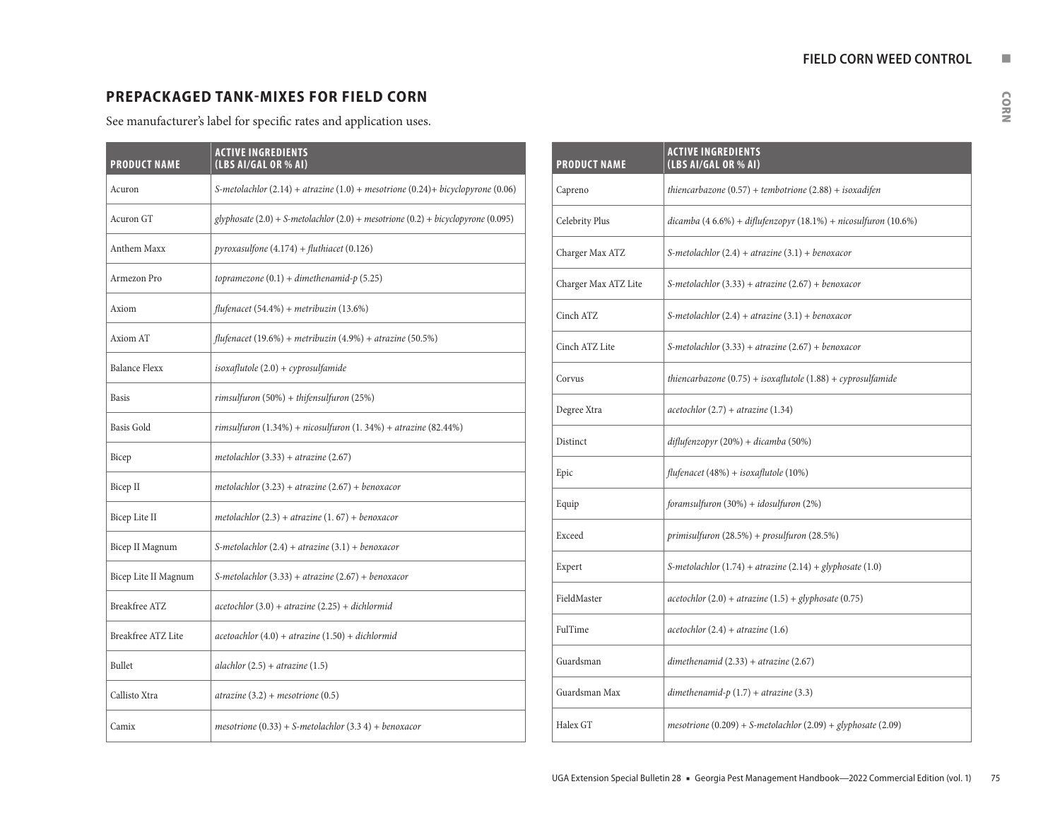## PREPACKAGED TANK-MIXES FOR FIELD CORN

See manufacturer's label for specific rates and application uses.

| PRODUCT NAME | ACTIVE INGREDIENTS (LBS AI/GAL OR % AI) |
|---|---|
| Acuron | *S-metolachlor* (2.14) + *atrazine* (1.0) + *mesotrione* (0.24)+ *bicyclopyrone* (0.06) |
| Acuron GT | *glyphosate* (2.0) + *S-metolachlor* (2.0) + *mesotrione* (0.2) + *bicyclopyrone* (0.095) |
| Anthem Maxx | *pyroxasulfone* (4.174) + *fluthiacet* (0.126) |
| Armezon Pro | *topramezone* (0.1) + *dimethenamid-p* (5.25) |
| Axiom | *flufenacet* (54.4%) + *metribuzin* (13.6%) |
| Axiom AT | *flufenacet* (19.6%) + *metribuzin* (4.9%) + *atrazine* (50.5%) |
| Balance Flexx | *isoxaflutole* (2.0) + *cyprosulfamide* |
| Basis | *rimsulfuron* (50%) + *thifensulfuron* (25%) |
| Basis Gold | *rimsulfuron* (1.34%) + *nicosulfuron* (1. 34%) + *atrazine* (82.44%) |
| Bicep | *metolachlor* (3.33) + *atrazine* (2.67) |
| Bicep II | *metolachlor* (3.23) + *atrazine* (2.67) + *benoxacor* |
| Bicep Lite II | *metolachlor* (2.3) + *atrazine* (1. 67) + *benoxacor* |
| Bicep II Magnum | *S-metolachlor* (2.4) + *atrazine* (3.1) + *benoxacor* |
| Bicep Lite II Magnum | *S-metolachlor* (3.33) + *atrazine* (2.67) + *benoxacor* |
| Breakfree ATZ | *acetochlor* (3.0) + *atrazine* (2.25) + *dichlormid* |
| Breakfree ATZ Lite | *acetoachlor* (4.0) + *atrazine* (1.50) + *dichlormid* |
| Bullet | *alachlor* (2.5) + *atrazine* (1.5) |
| Callisto Xtra | *atrazine* (3.2) + *mesotrione* (0.5) |
| Camix | *mesotrione* (0.33) + *S-metolachlor* (3.3 4) + *benoxacor* |
| Capreno | *thiencarbazone* (0.57) + *tembotrione* (2.88) + *isoxadifen* |
| Celebrity Plus | *dicamba* (4 6.6%) + *diflufenzopyr* (18.1%) + *nicosulfuron* (10.6%) |
| Charger Max ATZ | *S-metolachlor* (2.4) + *atrazine* (3.1) + *benoxacor* |
| Charger Max ATZ Lite | *S-metolachlor* (3.33) + *atrazine* (2.67) + *benoxacor* |
| Cinch ATZ | *S-metolachlor* (2.4) + *atrazine* (3.1) + *benoxacor* |
| Cinch ATZ Lite | *S-metolachlor* (3.33) + *atrazine* (2.67) + *benoxacor* |
| Corvus | *thiencarbazone* (0.75) + *isoxaflutole* (1.88) + *cyprosulfamide* |
| Degree Xtra | *acetochlor* (2.7) + *atrazine* (1.34) |
| Distinct | *diflufenzopyr* (20%) + *dicamba* (50%) |
| Epic | *flufenacet* (48%) + *isoxaflutole* (10%) |
| Equip | *foramsulfuron* (30%) + *idosulfuron* (2%) |
| Exceed | *primisulfuron* (28.5%) + *prosulfuron* (28.5%) |
| Expert | *S-metolachlor* (1.74) + *atrazine* (2.14) + *glyphosate* (1.0) |
| FieldMaster | *acetochlor* (2.0) + *atrazine* (1.5) + *glyphosate* (0.75) |
| FulTime | *acetochlor* (2.4) + *atrazine* (1.6) |
| Guardsman | *dimethenamid* (2.33) + *atrazine* (2.67) |
| Guardsman Max | *dimethenamid-p* (1.7) + *atrazine* (3.3) |
| Halex GT | *mesotrione* (0.209) + *S-metolachlor* (2.09) + *glyphosate* (2.09) |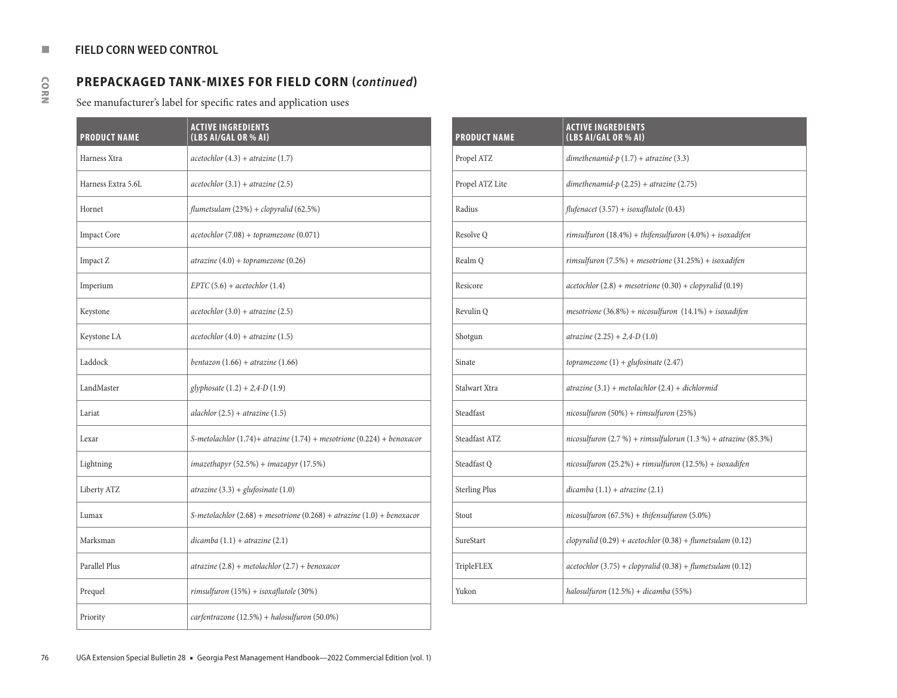## FIELD CORN WEED CONTROL

### PREPACKAGED TANK-MIXES FOR FIELD CORN (*continued*)

See manufacturer's label for specific rates and application uses

| PRODUCT NAME | ACTIVE INGREDIENTS (LBS AI/GAL OR % AI) |
|---|---|
| Harness Xtra | *acetochlor* (4.3) + *atrazine* (1.7) |
| Harness Extra 5.6L | *acetochlor* (3.1) + *atrazine* (2.5) |
| Hornet | *flumetsulam* (23%) + *clopyralid* (62.5%) |
| Impact Core | *acetochlor* (7.08) + *topramezone* (0.071) |
| Impact Z | *atrazine* (4.0) + *topramezone* (0.26) |
| Imperium | *EPTC* (5.6) + *acetochlor* (1.4) |
| Keystone | *acetochlor* (3.0) + *atrazine* (2.5) |
| Keystone LA | *acetochlor* (4.0) + *atrazine* (1.5) |
| Laddock | *bentazon* (1.66) + *atrazine* (1.66) |
| LandMaster | *glyphosate* (1.2) + *2,4-D* (1.9) |
| Lariat | *alachlor* (2.5) + *atrazine* (1.5) |
| Lexar | *S-metolachlor* (1.74)+ *atrazine* (1.74) + *mesotrione* (0.224) + *benoxacor* |
| Lightning | *imazethapyr* (52.5%) + *imazapyr* (17.5%) |
| Liberty ATZ | *atrazine* (3.3) + *glufosinate* (1.0) |
| Lumax | *S-metolachlor* (2.68) + *mesotrione* (0.268) + *atrazine* (1.0) + *benoxacor* |
| Marksman | *dicamba* (1.1) + *atrazine* (2.1) |
| Parallel Plus | *atrazine* (2.8) + *metolachlor* (2.7) + *benoxacor* |
| Prequel | *rimsulfuron* (15%) + *isoxaflutole* (30%) |
| Priority | *carfentrazone* (12.5%) + *halosulfuron* (50.0%) |

| PRODUCT NAME | ACTIVE INGREDIENTS (LBS AI/GAL OR % AI) |
|---|---|
| Propel ATZ | *dimethenamid-p* (1.7) + *atrazine* (3.3) |
| Propel ATZ Lite | *dimethenamid-p* (2.25) + *atrazine* (2.75) |
| Radius | *flufenacet* (3.57) + *isoxaflutole* (0.43) |
| Resolve Q | *rimsulfuron* (18.4%) + *thifensulfuron* (4.0%) + *isoxadifen* |
| Realm Q | *rimsulfuron* (7.5%) + *mesotrione* (31.25%) + *isoxadifen* |
| Resicore | *acetochlor* (2.8) + *mesotrione* (0.30) + *clopyralid* (0.19) |
| Revulin Q | *mesotrione* (36.8%) + *nicosulfuron* (14.1%) + *isoxadifen* |
| Shotgun | *atrazine* (2.25) + *2,4-D* (1.0) |
| Sinate | *topramezone* (1) + *glufosinate* (2.47) |
| Stalwart Xtra | *atrazine* (3.1) + *metolachlor* (2.4) + *dichlormid* |
| Steadfast | *nicosulfuron* (50%) + *rimsulfuron* (25%) |
| Steadfast ATZ | *nicosulfuron* (2.7 %) + *rimsulfulorun* (1.3 %) + *atrazine* (85.3%) |
| Steadfast Q | *nicosulfuron* (25.2%) + *rimsulfuron* (12.5%) + *isoxadifen* |
| Sterling Plus | *dicamba* (1.1) + *atrazine* (2.1) |
| Stout | *nicosulfuron* (67.5%) + *thifensulfuron* (5.0%) |
| SureStart | *clopyralid* (0.29) + *acetochlor* (0.38) + *flumetsulam* (0.12) |
| TripleFLEX | *acetochlor* (3.75) + *clopyralid* (0.38) + *flumetsulam* (0.12) |
| Yukon | *halosulfuron* (12.5%) + *dicamba* (55%) |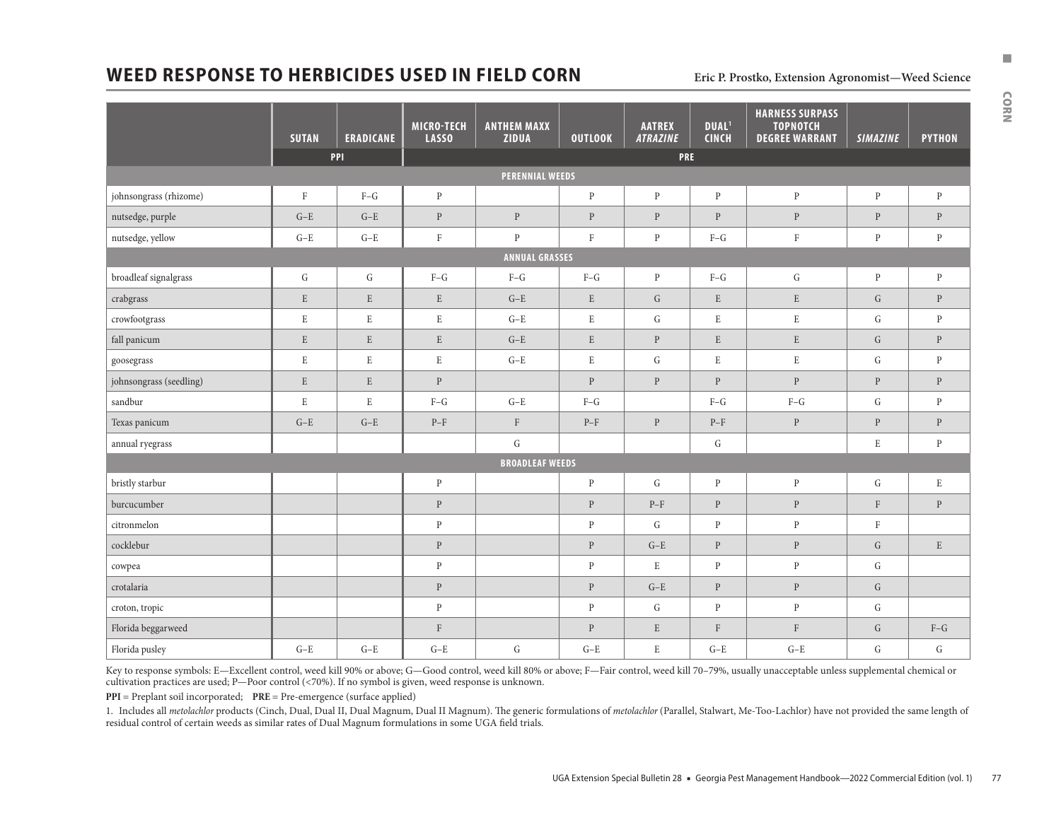# WEED RESPONSE TO HERBICIDES USED IN FIELD CORN

Eric P. Prostko, Extension Agronomist—Weed Science

| | SUTAN | ERADICANE | MICRO-TECH LASSO | ANTHEM MAXX ZIDUA | OUTLOOK | AATREX *ATRAZINE* | DUAL[1] CINCH | HARNESS SURPASS TOPNOTCH DEGREE WARRANT | *SIMAZINE* | PYTHON |
|---|---|---|---|---|---|---|---|---|---|---|
| | PPI | | PRE | | | | | | | |
| **PERENNIAL WEEDS** | | | | | | | | | | |
| johnsongrass (rhizome) | F | F–G | P | | P | P | P | P | P | P |
| nutsedge, purple | G–E | G–E | P | P | P | P | P | P | P | P |
| nutsedge, yellow | G–E | G–E | F | P | F | P | F–G | F | P | P |
| **ANNUAL GRASSES** | | | | | | | | | | |
| broadleaf signalgrass | G | G | F–G | F–G | F–G | P | F–G | G | P | P |
| crabgrass | E | E | E | G–E | E | G | E | E | G | P |
| crowfootgrass | E | E | E | G–E | E | G | E | E | G | P |
| fall panicum | E | E | E | G–E | E | P | E | E | G | P |
| goosegrass | E | E | E | G–E | E | G | E | E | G | P |
| johnsongrass (seedling) | E | E | P | | P | P | P | P | P | P |
| sandbur | E | E | F–G | G–E | F–G | | F–G | F–G | G | P |
| Texas panicum | G–E | G–E | P–F | F | P–F | P | P–F | P | P | P |
| annual ryegrass | | | | G | | | G | | E | P |
| **BROADLEAF WEEDS** | | | | | | | | | | |
| bristly starbur | | | P | | P | G | P | P | G | E |
| burcucumber | | | P | | P | P–F | P | P | F | P |
| citronmelon | | | P | | P | G | P | P | F | |
| cocklebur | | | P | | P | G–E | P | P | G | E |
| cowpea | | | P | | P | E | P | P | G | |
| crotalaria | | | P | | P | G–E | P | P | G | |
| croton, tropic | | | P | | P | G | P | P | G | |
| Florida beggarweed | | | F | | P | E | F | F | G | F–G |
| Florida pusley | G–E | G–E | G–E | G | G–E | E | G–E | G–E | G | G |

Key to response symbols: E—Excellent control, weed kill 90% or above; G—Good control, weed kill 80% or above; F—Fair control, weed kill 70–79%, usually unacceptable unless supplemental chemical or cultivation practices are used; P—Poor control (<70%). If no symbol is given, weed response is unknown.

**PPI** = Preplant soil incorporated; **PRE** = Pre-emergence (surface applied)

1. Includes all *metolachlor* products (Cinch, Dual, Dual II, Dual Magnum, Dual II Magnum). The generic formulations of *metolachlor* (Parallel, Stalwart, Me-Too-Lachlor) have not provided the same length of residual control of certain weeds as similar rates of Dual Magnum formulations in some UGA field trials.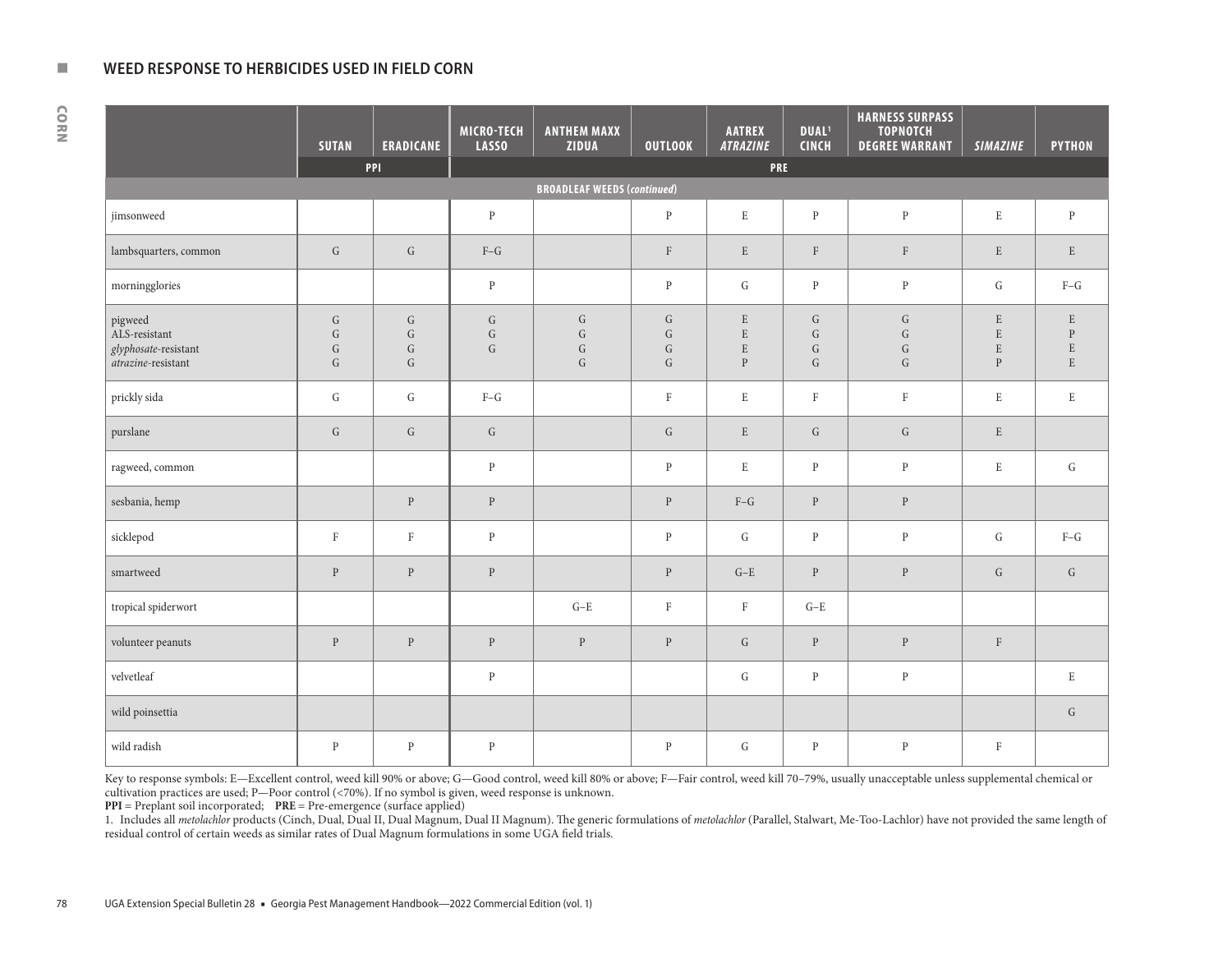## WEED RESPONSE TO HERBICIDES USED IN FIELD CORN

| | SUTAN | ERADICANE | MICRO-TECH LASSO | ANTHEM MAXX ZIDUA | OUTLOOK | AATREX *ATRAZINE* | DUAL[1] CINCH | HARNESS SURPASS TOPNOTCH DEGREE WARRANT | *SIMAZINE* | PYTHON |
|---|---|---|---|---|---|---|---|---|---|---|
| | PPI | | PRE | | | | | | | |
| **BROADLEAF WEEDS (*continued*)** | | | | | | | | | | |
| jimsonweed | | | P | | P | E | P | P | E | P |
| lambsquarters, common | G | G | F–G | | F | E | F | F | E | E |
| morningglories | | | P | | P | G | P | P | G | F–G |
| pigweed | G | G | G | G | G | E | G | G | E | E |
| ALS-resistant | G | G | G | G | G | E | G | G | E | P |
| *glyphosate*-resistant | G | G | G | G | G | E | G | G | E | E |
| *atrazine*-resistant | G | G | | G | G | P | G | G | P | E |
| prickly sida | G | G | F–G | | F | E | F | F | E | E |
| purslane | G | G | G | | G | E | G | G | E | |
| ragweed, common | | | P | | P | E | P | P | E | G |
| sesbania, hemp | | P | P | | P | F–G | P | P | | |
| sicklepod | F | F | P | | P | G | P | P | G | F–G |
| smartweed | P | P | P | | P | G–E | P | P | G | G |
| tropical spiderwort | | | | G–E | F | F | G–E | | | |
| volunteer peanuts | P | P | P | P | P | G | P | P | F | |
| velvetleaf | | | P | | | G | P | P | | E |
| wild poinsettia | | | | | | | | | | G |
| wild radish | P | P | P | | P | G | P | P | F | |

Key to response symbols: E—Excellent control, weed kill 90% or above; G—Good control, weed kill 80% or above; F—Fair control, weed kill 70–79%, usually unacceptable unless supplemental chemical or cultivation practices are used; P—Poor control (<70%). If no symbol is given, weed response is unknown.

**PPI** = Preplant soil incorporated; **PRE** = Pre-emergence (surface applied)

1. Includes all *metolachlor* products (Cinch, Dual, Dual II, Dual Magnum, Dual II Magnum). The generic formulations of *metolachlor* (Parallel, Stalwart, Me-Too-Lachlor) have not provided the same length of residual control of certain weeds as similar rates of Dual Magnum formulations in some UGA field trials.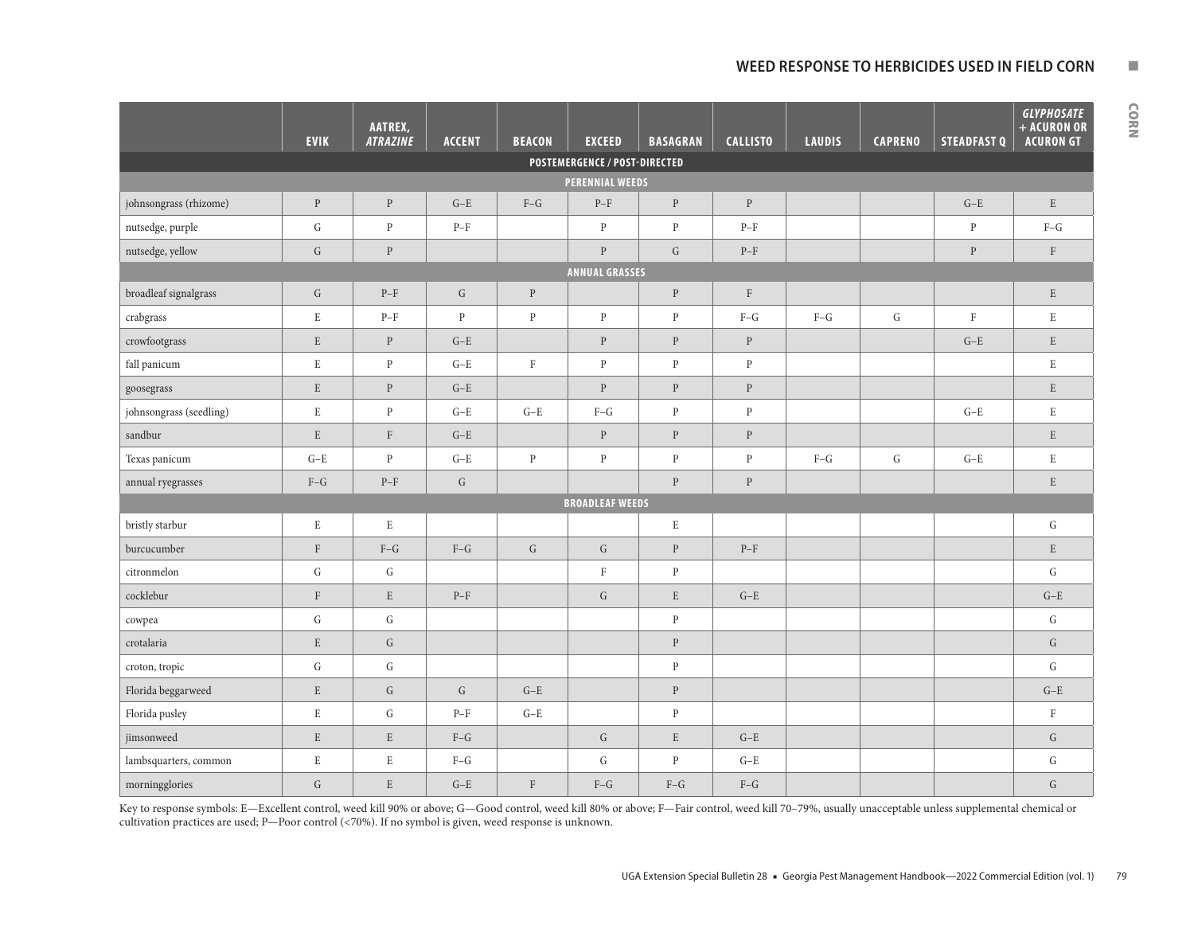## WEED RESPONSE TO HERBICIDES USED IN FIELD CORN

| | EVIK | AATREX, *ATRAZINE* | ACCENT | BEACON | EXCEED | BASAGRAN | CALLISTO | LAUDIS | CAPRENO | STEADFAST Q | *GLYPHOSATE* + ACURON OR ACURON GT |
|---|---|---|---|---|---|---|---|---|---|---|---|
| **POSTEMERGENCE / POST-DIRECTED** | | | | | | | | | | | |
| **PERENNIAL WEEDS** | | | | | | | | | | | |
| johnsongrass (rhizome) | P | P | G–E | F–G | P–F | P | P | | | G–E | E |
| nutsedge, purple | G | P | P–F | | P | P | P–F | | | P | F–G |
| nutsedge, yellow | G | P | | | P | G | P–F | | | P | F |
| **ANNUAL GRASSES** | | | | | | | | | | | |
| broadleaf signalgrass | G | P–F | G | P | | P | F | | | | E |
| crabgrass | E | P–F | P | P | P | P | F–G | F–G | G | F | E |
| crowfootgrass | E | P | G–E | | P | P | P | | | G–E | E |
| fall panicum | E | P | G–E | F | P | P | P | | | | E |
| goosegrass | E | P | G–E | | P | P | P | | | | E |
| johnsongrass (seedling) | E | P | G–E | G–E | F–G | P | P | | | G–E | E |
| sandbur | E | F | G–E | | P | P | P | | | | E |
| Texas panicum | G–E | P | G–E | P | P | P | P | F–G | G | G–E | E |
| annual ryegrasses | F–G | P–F | G | | | P | P | | | | E |
| **BROADLEAF WEEDS** | | | | | | | | | | | |
| bristly starbur | E | E | | | | E | | | | | G |
| burcucumber | F | F–G | F–G | G | G | P | P–F | | | | E |
| citronmelon | G | G | | | F | P | | | | | G |
| cocklebur | F | E | P–F | | G | E | G–E | | | | G–E |
| cowpea | G | G | | | | P | | | | | G |
| crotalaria | E | G | | | | P | | | | | G |
| croton, tropic | G | G | | | | P | | | | | G |
| Florida beggarweed | E | G | G | G–E | | P | | | | | G–E |
| Florida pusley | E | G | P–F | G–E | | P | | | | | F |
| jimsonweed | E | E | F–G | | G | E | G–E | | | | G |
| lambsquarters, common | E | E | F–G | | G | P | G–E | | | | G |
| morningglories | G | E | G–E | F | F–G | F–G | F–G | | | | G |

Key to response symbols: E—Excellent control, weed kill 90% or above; G—Good control, weed kill 80% or above; F—Fair control, weed kill 70–79%, usually unacceptable unless supplemental chemical or cultivation practices are used; P—Poor control (<70%). If no symbol is given, weed response is unknown.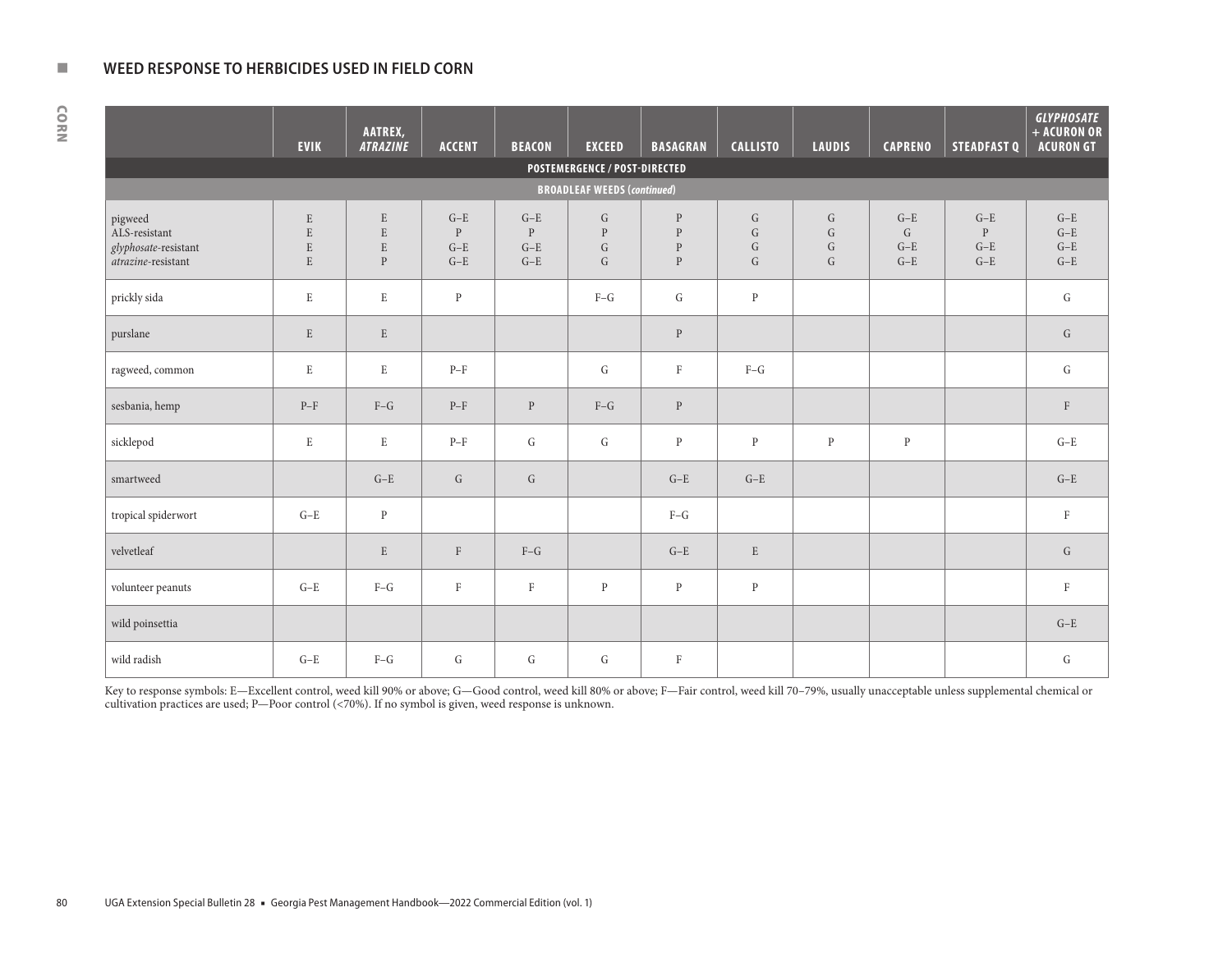## WEED RESPONSE TO HERBICIDES USED IN FIELD CORN

| | EVIK | AATREX, *ATRAZINE* | ACCENT | BEACON | EXCEED | BASAGRAN | CALLISTO | LAUDIS | CAPRENO | STEADFAST Q | *GLYPHOSATE* + ACURON OR ACURON GT |
|---|---|---|---|---|---|---|---|---|---|---|---|
| **POSTEMERGENCE / POST-DIRECTED** | | | | | | | | | | | |
| **BROADLEAF WEEDS (*continued*)** | | | | | | | | | | | |
| pigweed | E | E | G–E | G–E | G | P | G | G | G–E | G–E | G–E |
| ALS-resistant | E | E | P | P | P | P | G | G | G | P | G–E |
| *glyphosate*-resistant | E | E | G–E | G–E | G | P | G | G | G–E | G–E | G–E |
| *atrazine*-resistant | E | P | G–E | G–E | G | P | G | G | G–E | G–E | G–E |
| prickly sida | E | E | P | | F–G | G | P | | | | G |
| purslane | E | E | | | | P | | | | | G |
| ragweed, common | E | E | P–F | | G | F | F–G | | | | G |
| sesbania, hemp | P–F | F–G | P–F | P | F–G | P | | | | | F |
| sicklepod | E | E | P–F | G | G | P | P | P | P | | G–E |
| smartweed | | G–E | G | G | | G–E | G–E | | | | G–E |
| tropical spiderwort | G–E | P | | | | F–G | | | | | F |
| velvetleaf | | E | F | F–G | | G–E | E | | | | G |
| volunteer peanuts | G–E | F–G | F | F | P | P | P | | | | F |
| wild poinsettia | | | | | | | | | | | G–E |
| wild radish | G–E | F–G | G | G | G | F | | | | | G |

Key to response symbols: E—Excellent control, weed kill 90% or above; G—Good control, weed kill 80% or above; F—Fair control, weed kill 70–79%, usually unacceptable unless supplemental chemical or cultivation practices are used; P—Poor control (<70%). If no symbol is given, weed response is unknown.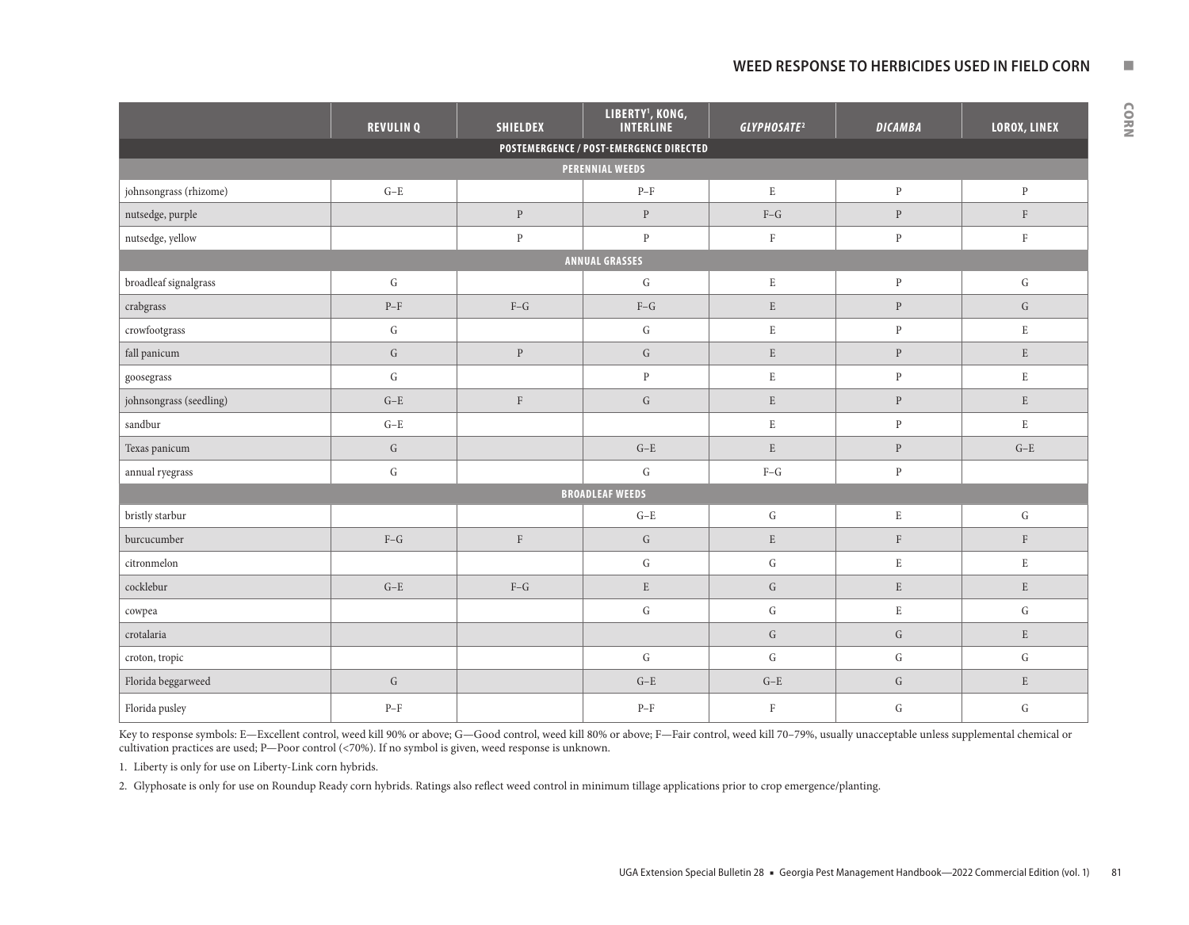## WEED RESPONSE TO HERBICIDES USED IN FIELD CORN

| | REVULIN Q | SHIELDEX | LIBERTY[1], KONG, INTERLINE | *GLYPHOSATE*[2] | *DICAMBA* | LOROX, LINEX |
|---|---|---|---|---|---|---|
| **POSTEMERGENCE / POST-EMERGENCE DIRECTED** | | | | | | |
| **PERENNIAL WEEDS** | | | | | | |
| johnsongrass (rhizome) | G–E | | P–F | E | P | P |
| nutsedge, purple | | P | P | F–G | P | F |
| nutsedge, yellow | | P | P | F | P | F |
| **ANNUAL GRASSES** | | | | | | |
| broadleaf signalgrass | G | | G | E | P | G |
| crabgrass | P–F | F–G | F–G | E | P | G |
| crowfootgrass | G | | G | E | P | E |
| fall panicum | G | P | G | E | P | E |
| goosegrass | G | | P | E | P | E |
| johnsongrass (seedling) | G–E | F | G | E | P | E |
| sandbur | G–E | | | E | P | E |
| Texas panicum | G | | G–E | E | P | G–E |
| annual ryegrass | G | | G | F–G | P | |
| **BROADLEAF WEEDS** | | | | | | |
| bristly starbur | | | G–E | G | E | G |
| burcucumber | F–G | F | G | E | F | F |
| citronmelon | | | G | G | E | E |
| cocklebur | G–E | F–G | E | G | E | E |
| cowpea | | | G | G | E | G |
| crotalaria | | | | G | G | E |
| croton, tropic | | | G | G | G | G |
| Florida beggarweed | G | | G–E | G–E | G | E |
| Florida pusley | P–F | | P–F | F | G | G |

Key to response symbols: E—Excellent control, weed kill 90% or above; G—Good control, weed kill 80% or above; F—Fair control, weed kill 70–79%, usually unacceptable unless supplemental chemical or cultivation practices are used; P—Poor control (<70%). If no symbol is given, weed response is unknown.

1. Liberty is only for use on Liberty-Link corn hybrids.

2. Glyphosate is only for use on Roundup Ready corn hybrids. Ratings also reflect weed control in minimum tillage applications prior to crop emergence/planting.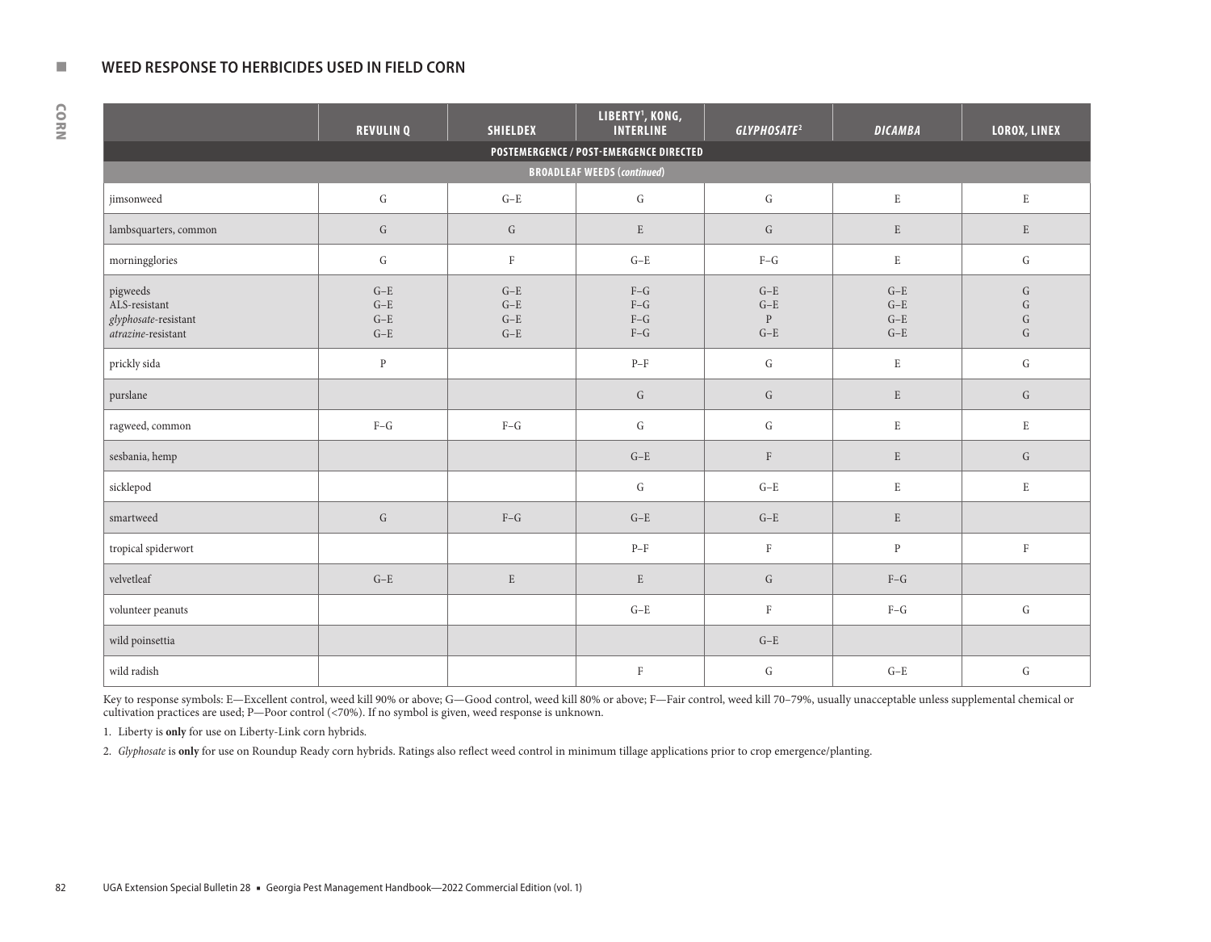## WEED RESPONSE TO HERBICIDES USED IN FIELD CORN

| | REVULIN Q | SHIELDEX | LIBERTY[1], KONG, INTERLINE | *GLYPHOSATE*[2] | *DICAMBA* | LOROX, LINEX |
|---|---|---|---|---|---|---|
| **POSTEMERGENCE / POST-EMERGENCE DIRECTED** | | | | | | |
| **BROADLEAF WEEDS (*continued*)** | | | | | | |
| jimsonweed | G | G–E | G | G | E | E |
| lambsquarters, common | G | G | E | G | E | E |
| morningglories | G | F | G–E | F–G | E | G |
| pigweeds | G–E | G–E | F–G | G–E | G–E | G |
| ALS-resistant | G–E | G–E | F–G | G–E | G–E | G |
| *glyphosate*-resistant | G–E | G–E | F–G | P | G–E | G |
| *atrazine*-resistant | G–E | G–E | F–G | G–E | G–E | G |
| prickly sida | P | | P–F | G | E | G |
| purslane | | | G | G | E | G |
| ragweed, common | F–G | F–G | G | G | E | E |
| sesbania, hemp | | | G–E | F | E | G |
| sicklepod | | | G | G–E | E | E |
| smartweed | G | F–G | G–E | G–E | E | |
| tropical spiderwort | | | P–F | F | P | F |
| velvetleaf | G–E | E | E | G | F–G | |
| volunteer peanuts | | | G–E | F | F–G | G |
| wild poinsettia | | | | G–E | | |
| wild radish | | | F | G | G–E | G |

Key to response symbols: E—Excellent control, weed kill 90% or above; G—Good control, weed kill 80% or above; F—Fair control, weed kill 70–79%, usually unacceptable unless supplemental chemical or cultivation practices are used; P—Poor control (<70%). If no symbol is given, weed response is unknown.

1. Liberty is **only** for use on Liberty-Link corn hybrids.

2. *Glyphosate* is **only** for use on Roundup Ready corn hybrids. Ratings also reflect weed control in minimum tillage applications prior to crop emergence/planting.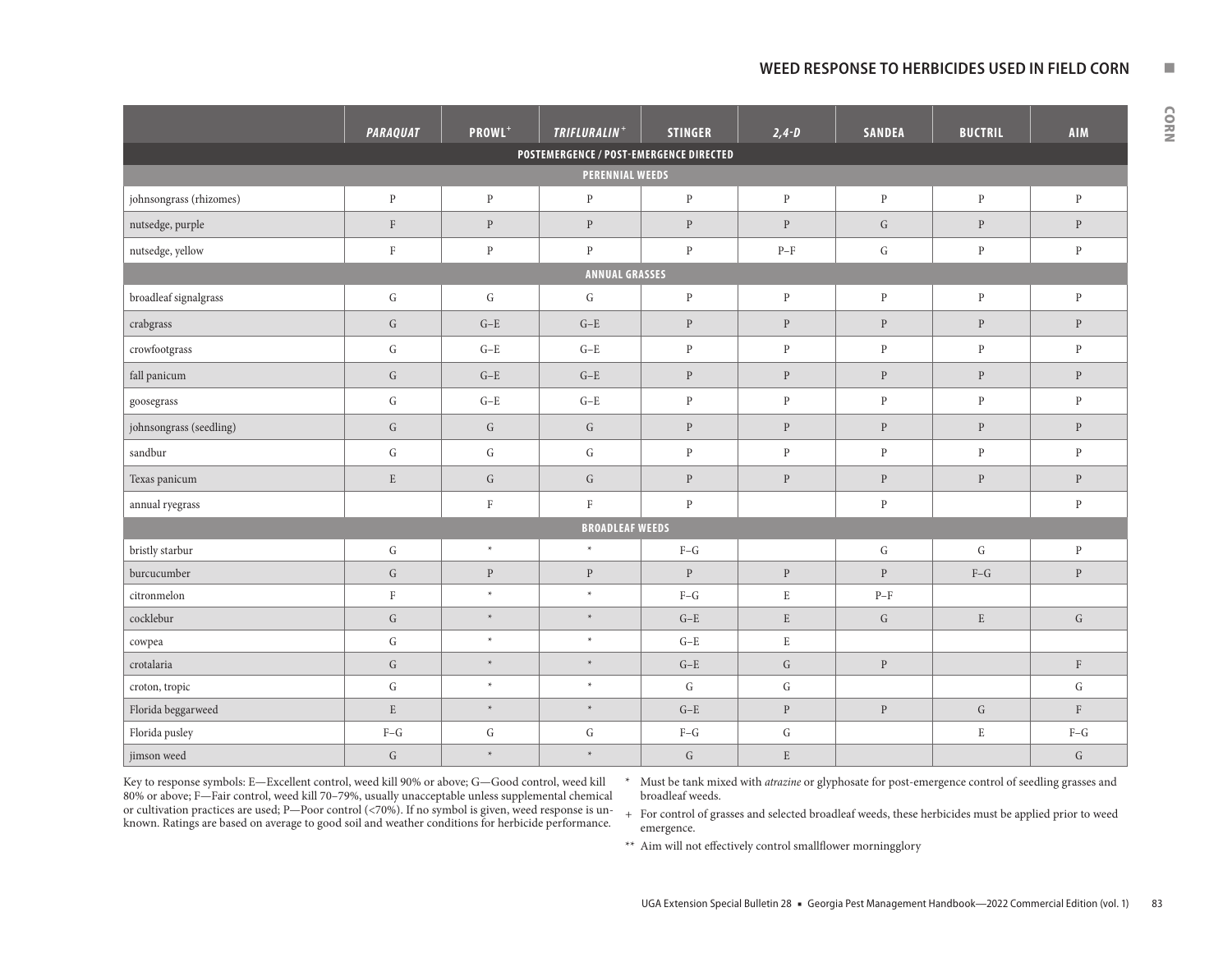## WEED RESPONSE TO HERBICIDES USED IN FIELD CORN

| | *PARAQUAT* | PROWL+ | *TRIFLURALIN+* | STINGER | *2,4-D* | SANDEA | BUCTRIL | AIM |
|---|---|---|---|---|---|---|---|---|
| **POSTEMERGENCE / POST-EMERGENCE DIRECTED** | | | | | | | | |
| **PERENNIAL WEEDS** | | | | | | | | |
| johnsongrass (rhizomes) | P | P | P | P | P | P | P | P |
| nutsedge, purple | F | P | P | P | P | G | P | P |
| nutsedge, yellow | F | P | P | P | P–F | G | P | P |
| **ANNUAL GRASSES** | | | | | | | | |
| broadleaf signalgrass | G | G | G | P | P | P | P | P |
| crabgrass | G | G–E | G–E | P | P | P | P | P |
| crowfootgrass | G | G–E | G–E | P | P | P | P | P |
| fall panicum | G | G–E | G–E | P | P | P | P | P |
| goosegrass | G | G–E | G–E | P | P | P | P | P |
| johnsongrass (seedling) | G | G | G | P | P | P | P | P |
| sandbur | G | G | G | P | P | P | P | P |
| Texas panicum | E | G | G | P | P | P | P | P |
| annual ryegrass | | F | F | P | | P | | P |
| **BROADLEAF WEEDS** | | | | | | | | |
| bristly starbur | G | * | * | F–G | | G | G | P |
| burcucumber | G | P | P | P | P | P | F–G | P |
| citronmelon | F | * | * | F–G | E | P–F | | |
| cocklebur | G | * | * | G–E | E | G | E | G |
| cowpea | G | * | * | G–E | E | | | |
| crotalaria | G | * | * | G–E | G | P | | F |
| croton, tropic | G | * | * | G | G | | | G |
| Florida beggarweed | E | * | * | G–E | P | P | G | F |
| Florida pusley | F–G | G | G | F–G | G | | E | F–G |
| jimson weed | G | * | * | G | E | | | G |

Key to response symbols: E—Excellent control, weed kill 90% or above; G—Good control, weed kill 80% or above; F—Fair control, weed kill 70–79%, usually unacceptable unless supplemental chemical or cultivation practices are used; P—Poor control (<70%). If no symbol is given, weed response is unknown. Ratings are based on average to good soil and weather conditions for herbicide performance.

\* Must be tank mixed with *atrazine* or glyphosate for post-emergence control of seedling grasses and broadleaf weeds.

\+ For control of grasses and selected broadleaf weeds, these herbicides must be applied prior to weed emergence.

\*\* Aim will not effectively control smallflower morningglory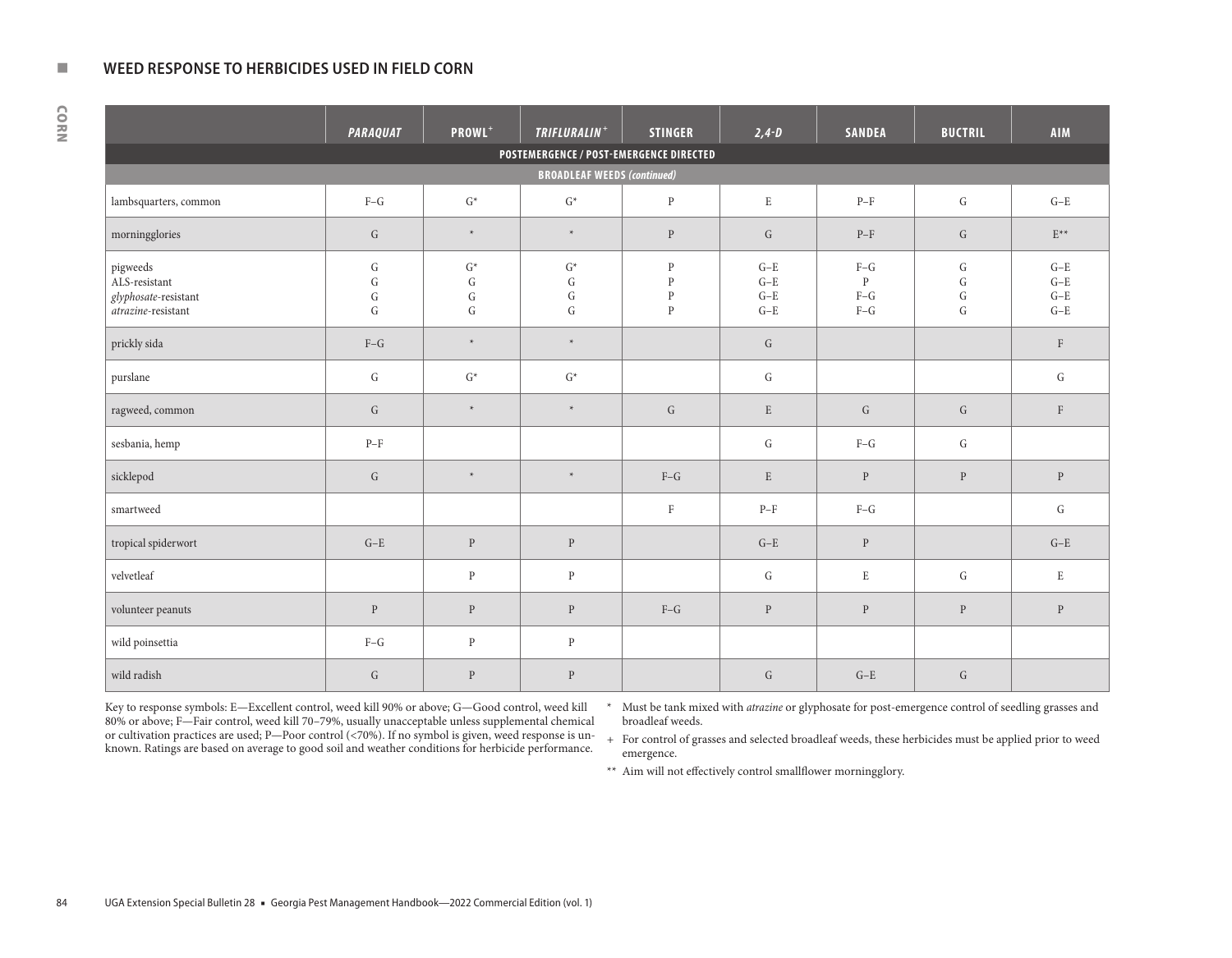## WEED RESPONSE TO HERBICIDES USED IN FIELD CORN

| | *PARAQUAT* | PROWL+ | *TRIFLURALIN*+ | STINGER | *2,4-D* | SANDEA | BUCTRIL | AIM |
|---|---|---|---|---|---|---|---|---|
| **POSTEMERGENCE / POST-EMERGENCE DIRECTED** | | | | | | | | |
| **BROADLEAF WEEDS *(continued)*** | | | | | | | | |
| lambsquarters, common | F–G | G* | G* | P | E | P–F | G | G–E |
| morningglories | G | * | * | P | G | P–F | G | E** |
| pigweeds | G | G* | G* | P | G–E | F–G | G | G–E |
| ALS-resistant | G | G | G | P | G–E | P | G | G–E |
| *glyphosate*-resistant | G | G | G | P | G–E | F–G | G | G–E |
| *atrazine*-resistant | G | G | G | P | G–E | F–G | G | G–E |
| prickly sida | F–G | * | * | | G | | | F |
| purslane | G | G* | G* | | G | | | G |
| ragweed, common | G | * | * | G | E | G | G | F |
| sesbania, hemp | P–F | | | | G | F–G | G | |
| sicklepod | G | * | * | F–G | E | P | P | P |
| smartweed | | | | F | P–F | F–G | | G |
| tropical spiderwort | G–E | P | P | | G–E | P | | G–E |
| velvetleaf | | P | P | | G | E | G | E |
| volunteer peanuts | P | P | P | F–G | P | P | P | P |
| wild poinsettia | F–G | P | P | | | | | |
| wild radish | G | P | P | | G | G–E | G | |

Key to response symbols: E—Excellent control, weed kill 90% or above; G—Good control, weed kill 80% or above; F—Fair control, weed kill 70–79%, usually unacceptable unless supplemental chemical or cultivation practices are used; P—Poor control (<70%). If no symbol is given, weed response is unknown. Ratings are based on average to good soil and weather conditions for herbicide performance.

\* Must be tank mixed with *atrazine* or glyphosate for post-emergence control of seedling grasses and broadleaf weeds.

\+ For control of grasses and selected broadleaf weeds, these herbicides must be applied prior to weed emergence.

\*\* Aim will not effectively control smallflower morningglory.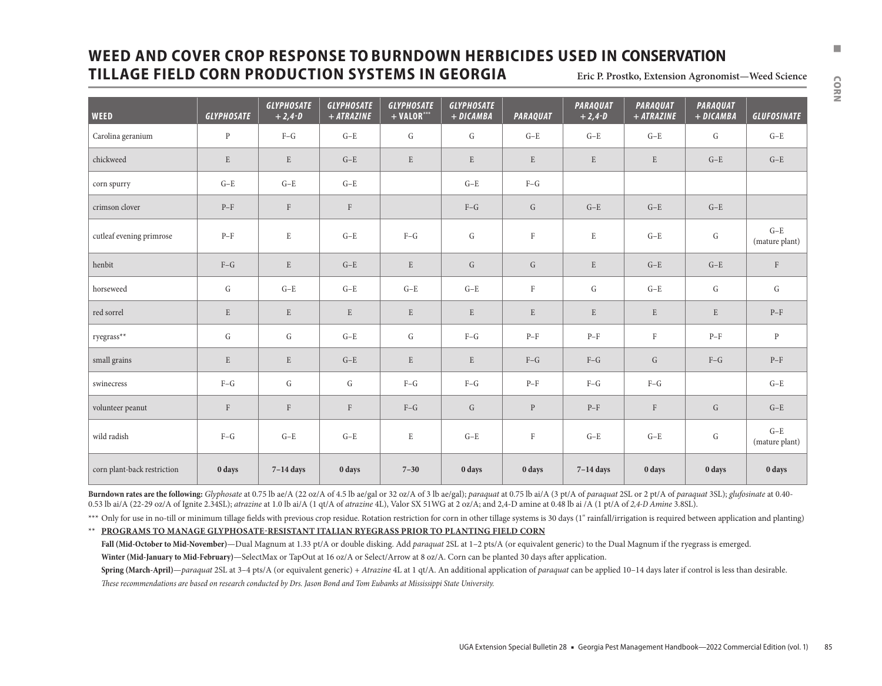# WEED AND COVER CROP RESPONSE TO BURNDOWN HERBICIDES USED IN CONSERVATION TILLAGE FIELD CORN PRODUCTION SYSTEMS IN GEORGIA

**Eric P. Prostko, Extension Agronomist—Weed Science**

| WEED | *GLYPHOSATE* | *GLYPHOSATE + 2,4-D* | *GLYPHOSATE + ATRAZINE* | *GLYPHOSATE* + VALOR*** | *GLYPHOSATE + DICAMBA* | *PARAQUAT* | *PARAQUAT + 2,4-D* | *PARAQUAT + ATRAZINE* | *PARAQUAT + DICAMBA* | *GLUFOSINATE* |
|---|---|---|---|---|---|---|---|---|---|---|
| Carolina geranium | P | F–G | G–E | G | G | G–E | G–E | G–E | G | G–E |
| chickweed | E | E | G–E | E | E | E | E | E | G–E | G–E |
| corn spurry | G–E | G–E | G–E | | G–E | F–G | | | | |
| crimson clover | P–F | F | F | | F–G | G | G–E | G–E | G–E | |
| cutleaf evening primrose | P–F | E | G–E | F–G | G | F | E | G–E | G | G–E (mature plant) |
| henbit | F–G | E | G–E | E | G | G | E | G–E | G–E | F |
| horseweed | G | G–E | G–E | G–E | G–E | F | G | G–E | G | G |
| red sorrel | E | E | E | E | E | E | E | E | E | P–F |
| ryegrass** | G | G | G–E | G | F–G | P–F | P–F | F | P–F | P |
| small grains | E | E | G–E | E | E | F–G | F–G | G | F–G | P–F |
| swinecress | F–G | G | G | F–G | F–G | P–F | F–G | F–G | | G–E |
| volunteer peanut | F | F | F | F–G | G | P | P–F | F | G | G–E |
| wild radish | F–G | G–E | G–E | E | G–E | F | G–E | G–E | G | G–E (mature plant) |
| corn plant-back restriction | **0 days** | **7–14 days** | **0 days** | **7–30** | **0 days** | **0 days** | **7–14 days** | **0 days** | **0 days** | **0 days** |

**Burndown rates are the following:** *Glyphosate* at 0.75 lb ae/A (22 oz/A of 4.5 lb ae/gal or 32 oz/A of 3 lb ae/gal); *paraquat* at 0.75 lb ai/A (3 pt/A of *paraquat* 2SL or 2 pt/A of *paraquat* 3SL); *glufosinate* at 0.40-0.53 lb ai/A (22-29 oz/A of Ignite 2.34SL); *atrazine* at 1.0 lb ai/A (1 qt/A of *atrazine* 4L), Valor SX 51WG at 2 oz/A; and 2,4-D amine at 0.48 lb ai /A (1 pt/A of *2,4-D Amine* 3.8SL).

*** Only for use in no-till or minimum tillage fields with previous crop residue. Rotation restriction for corn in other tillage systems is 30 days (1" rainfall/irrigation is required between application and planting)

** **PROGRAMS TO MANAGE GLYPHOSATE-RESISTANT ITALIAN RYEGRASS PRIOR TO PLANTING FIELD CORN**

**Fall (Mid-October to Mid-November)**—Dual Magnum at 1.33 pt/A or double disking. Add *paraquat* 2SL at 1–2 pts/A (or equivalent generic) to the Dual Magnum if the ryegrass is emerged.

**Winter (Mid-January to Mid-February)**—SelectMax or TapOut at 16 oz/A or Select/Arrow at 8 oz/A. Corn can be planted 30 days after application.

**Spring (March-April)**—*paraquat* 2SL at 3–4 pts/A (or equivalent generic) + *Atrazine* 4L at 1 qt/A. An additional application of *paraquat* can be applied 10–14 days later if control is less than desirable.

*These recommendations are based on research conducted by Drs. Jason Bond and Tom Eubanks at Mississippi State University.*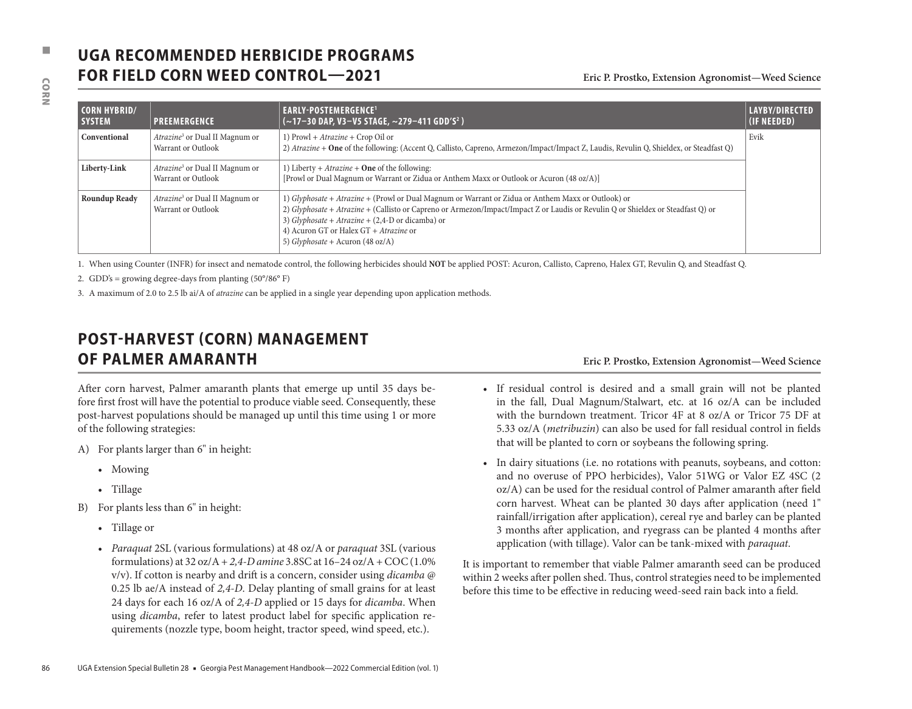# UGA RECOMMENDED HERBICIDE PROGRAMS FOR FIELD CORN WEED CONTROL—2021

**Eric P. Prostko, Extension Agronomist—Weed Science**

| CORN HYBRID/ SYSTEM | PREEMERGENCE | EARLY-POSTEMERGENCE[1] (~17–30 DAP, V3–V5 STAGE, ~279–411 GDD'S[2] ) | LAYBY/DIRECTED (IF NEEDED) |
|---|---|---|---|
| **Conventional** | *Atrazine*[3] or Dual II Magnum or Warrant or Outlook | 1) Prowl + *Atrazine* + Crop Oil or<br>2) *Atrazine* + **One** of the following: (Accent Q, Callisto, Capreno, Armezon/Impact/Impact Z, Laudis, Revulin Q, Shieldex, or Steadfast Q) | Evik |
| **Liberty-Link** | *Atrazine*[3] or Dual II Magnum or Warrant or Outlook | 1) Liberty + *Atrazine* + **One** of the following:<br>[Prowl or Dual Magnum or Warrant or Zidua or Anthem Maxx or Outlook or Acuron (48 oz/A)] | |
| **Roundup Ready** | *Atrazine*[3] or Dual II Magnum or Warrant or Outlook | 1) *Glyphosate* + *Atrazine* + (Prowl or Dual Magnum or Warrant or Zidua or Anthem Maxx or Outlook) or<br>2) *Glyphosate* + *Atrazine* + (Callisto or Capreno or Armezon/Impact/Impact Z or Laudis or Revulin Q or Shieldex or Steadfast Q) or<br>3) *Glyphosate* + *Atrazine* + (2,4-D or dicamba) or<br>4) Acuron GT or Halex GT + *Atrazine* or<br>5) *Glyphosate* + Acuron (48 oz/A) | |

1. When using Counter (INFR) for insect and nematode control, the following herbicides should **NOT** be applied POST: Acuron, Callisto, Capreno, Halex GT, Revulin Q, and Steadfast Q.

2. GDD's = growing degree-days from planting (50°/86° F)

3. A maximum of 2.0 to 2.5 lb ai/A of *atrazine* can be applied in a single year depending upon application methods.

# POST-HARVEST (CORN) MANAGEMENT OF PALMER AMARANTH

**Eric P. Prostko, Extension Agronomist—Weed Science**

After corn harvest, Palmer amaranth plants that emerge up until 35 days before first frost will have the potential to produce viable seed. Consequently, these post-harvest populations should be managed up until this time using 1 or more of the following strategies:

A) For plants larger than 6" in height:
   - Mowing
   - Tillage

B) For plants less than 6" in height:
   - Tillage or
   - *Paraquat* 2SL (various formulations) at 48 oz/A or *paraquat* 3SL (various formulations) at 32 oz/A + *2,4-D amine* 3.8SC at 16–24 oz/A + COC (1.0% v/v). If cotton is nearby and drift is a concern, consider using *dicamba* @ 0.25 lb ae/A instead of *2,4-D*. Delay planting of small grains for at least 24 days for each 16 oz/A of *2,4-D* applied or 15 days for *dicamba*. When using *dicamba*, refer to latest product label for specific application requirements (nozzle type, boom height, tractor speed, wind speed, etc.).
   - If residual control is desired and a small grain will not be planted in the fall, Dual Magnum/Stalwart, etc. at 16 oz/A can be included with the burndown treatment. Tricor 4F at 8 oz/A or Tricor 75 DF at 5.33 oz/A (*metribuzin*) can also be used for fall residual control in fields that will be planted to corn or soybeans the following spring.
   - In dairy situations (i.e. no rotations with peanuts, soybeans, and cotton: and no overuse of PPO herbicides), Valor 51WG or Valor EZ 4SC (2 oz/A) can be used for the residual control of Palmer amaranth after field corn harvest. Wheat can be planted 30 days after application (need 1" rainfall/irrigation after application), cereal rye and barley can be planted 3 months after application, and ryegrass can be planted 4 months after application (with tillage). Valor can be tank-mixed with *paraquat*.

It is important to remember that viable Palmer amaranth seed can be produced within 2 weeks after pollen shed. Thus, control strategies need to be implemented before this time to be effective in reducing weed-seed rain back into a field.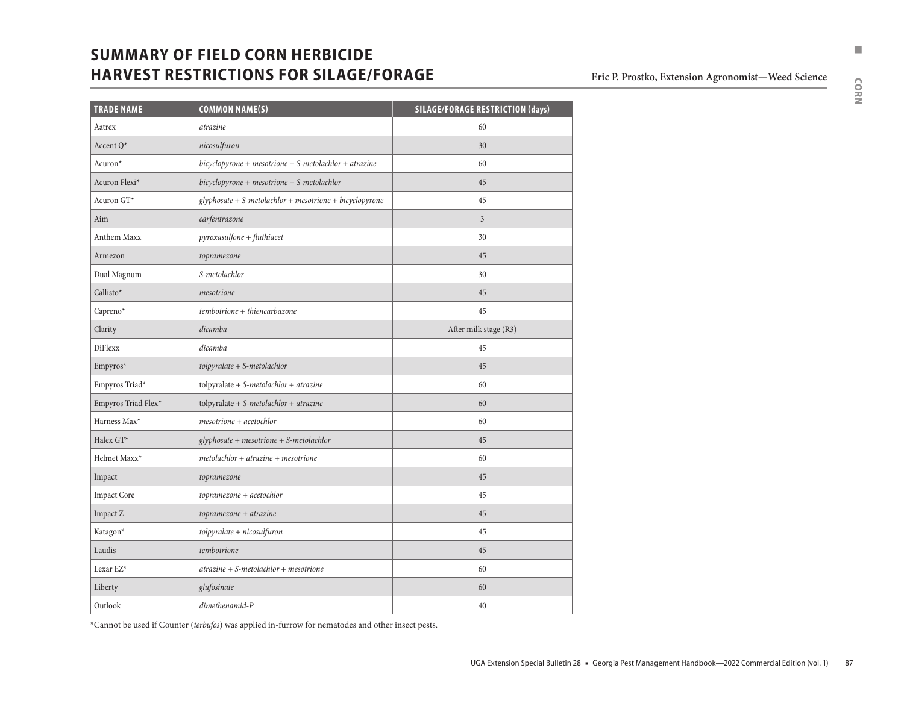# SUMMARY OF FIELD CORN HERBICIDE HARVEST RESTRICTIONS FOR SILAGE/FORAGE

**Eric P. Prostko, Extension Agronomist—Weed Science**

| TRADE NAME | COMMON NAME(S) | SILAGE/FORAGE RESTRICTION (days) |
|---|---|---|
| Aatrex | *atrazine* | 60 |
| Accent Q* | *nicosulfuron* | 30 |
| Acuron* | *bicyclopyrone + mesotrione + S-metolachlor + atrazine* | 60 |
| Acuron Flexi* | *bicyclopyrone + mesotrione + S-metolachlor* | 45 |
| Acuron GT* | *glyphosate + S-metolachlor + mesotrione + bicyclopyrone* | 45 |
| Aim | *carfentrazone* | 3 |
| Anthem Maxx | *pyroxasulfone + fluthiacet* | 30 |
| Armezon | *topramezone* | 45 |
| Dual Magnum | *S-metolachlor* | 30 |
| Callisto* | *mesotrione* | 45 |
| Capreno* | *tembotrione + thiencarbazone* | 45 |
| Clarity | *dicamba* | After milk stage (R3) |
| DiFlexx | *dicamba* | 45 |
| Empyros* | *tolpyralate + S-metolachlor* | 45 |
| Empyros Triad* | tolpyralate + *S-metolachlor + atrazine* | 60 |
| Empyros Triad Flex* | tolpyralate + *S-metolachlor + atrazine* | 60 |
| Harness Max* | *mesotrione + acetochlor* | 60 |
| Halex GT* | *glyphosate + mesotrione + S-metolachlor* | 45 |
| Helmet Maxx* | *metolachlor + atrazine + mesotrione* | 60 |
| Impact | *topramezone* | 45 |
| Impact Core | *topramezone + acetochlor* | 45 |
| Impact Z | *topramezone + atrazine* | 45 |
| Katagon* | *tolpyralate + nicosulfuron* | 45 |
| Laudis | *tembotrione* | 45 |
| Lexar EZ* | *atrazine + S-metolachlor + mesotrione* | 60 |
| Liberty | *glufosinate* | 60 |
| Outlook | *dimethenamid-P* | 40 |

*Cannot be used if Counter (*terbufos*) was applied in-furrow for nematodes and other insect pests.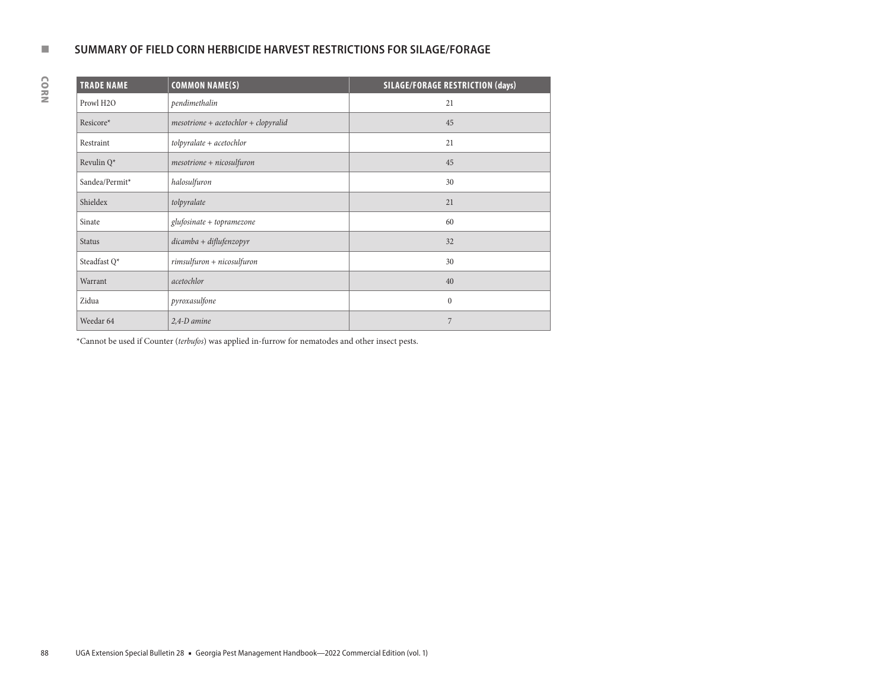## SUMMARY OF FIELD CORN HERBICIDE HARVEST RESTRICTIONS FOR SILAGE/FORAGE

| TRADE NAME | COMMON NAME(S) | SILAGE/FORAGE RESTRICTION (days) |
|---|---|---|
| Prowl H2O | *pendimethalin* | 21 |
| Resicore* | *mesotrione + acetochlor + clopyralid* | 45 |
| Restraint | *tolpyralate + acetochlor* | 21 |
| Revulin Q* | *mesotrione + nicosulfuron* | 45 |
| Sandea/Permit* | *halosulfuron* | 30 |
| Shieldex | *tolpyralate* | 21 |
| Sinate | *glufosinate + topramezone* | 60 |
| Status | *dicamba + diflufenzopyr* | 32 |
| Steadfast Q* | *rimsulfuron + nicosulfuron* | 30 |
| Warrant | *acetochlor* | 40 |
| Zidua | *pyroxasulfone* | 0 |
| Weedar 64 | *2,4-D amine* | 7 |

*Cannot be used if Counter (*terbufos*) was applied in-furrow for nematodes and other insect pests.